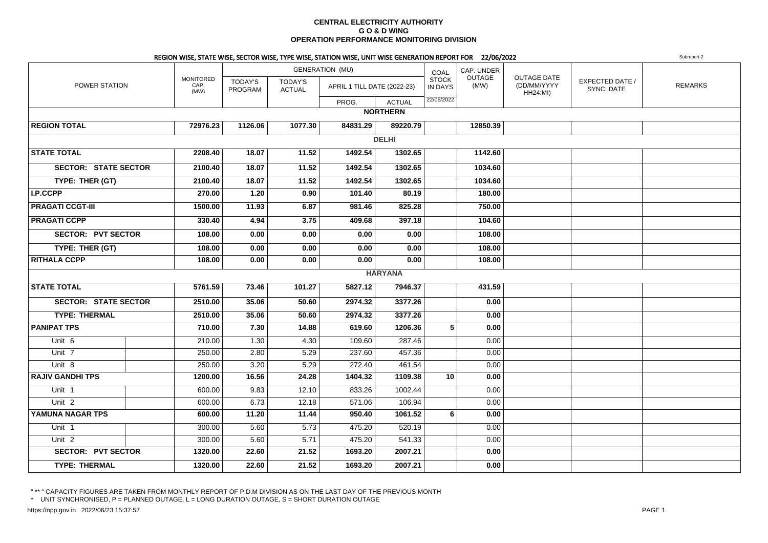# CENTRAL ELECTRICITY AUTHORITY
## G O & D WING
## OPERATION PERFORMANCE MONITORING DIVISION

### REGION WISE, STATE WISE, SECTOR WISE, TYPE WISE, STATION WISE, UNIT WISE GENERATION REPORT FOR 22/06/2022

Subreport-2

| POWER STATION | | MONITORED CAP. (MW) | GENERATION (MU) TODAY'S PROGRAM | TODAY'S ACTUAL | APRIL 1 TILL DATE (2022-23) PROG. | ACTUAL | COAL STOCK IN DAYS 22/06/2022 | CAP. UNDER OUTAGE (MW) | OUTAGE DATE (DD/MM/YYYY HH24:MI) | EXPECTED DATE / SYNC. DATE | REMARKS |
|---|---|---|---|---|---|---|---|---|---|---|---|
| **NORTHERN** | | | | | | | | | | | |
| **REGION TOTAL** | | **72976.23** | **1126.06** | **1077.30** | **84831.29** | **89220.79** | | **12850.39** | | | |
| **DELHI** | | | | | | | | | | | |
| **STATE TOTAL** | | **2208.40** | **18.07** | **11.52** | **1492.54** | **1302.65** | | **1142.60** | | | |
| **SECTOR: STATE SECTOR** | | **2100.40** | **18.07** | **11.52** | **1492.54** | **1302.65** | | **1034.60** | | | |
| **TYPE: THER (GT)** | | **2100.40** | **18.07** | **11.52** | **1492.54** | **1302.65** | | **1034.60** | | | |
| **I.P.CCPP** | | **270.00** | **1.20** | **0.90** | **101.40** | **80.19** | | **180.00** | | | |
| **PRAGATI CCGT-III** | | **1500.00** | **11.93** | **6.87** | **981.46** | **825.28** | | **750.00** | | | |
| **PRAGATI CCPP** | | **330.40** | **4.94** | **3.75** | **409.68** | **397.18** | | **104.60** | | | |
| **SECTOR: PVT SECTOR** | | **108.00** | **0.00** | **0.00** | **0.00** | **0.00** | | **108.00** | | | |
| **TYPE: THER (GT)** | | **108.00** | **0.00** | **0.00** | **0.00** | **0.00** | | **108.00** | | | |
| **RITHALA CCPP** | | **108.00** | **0.00** | **0.00** | **0.00** | **0.00** | | **108.00** | | | |
| **HARYANA** | | | | | | | | | | | |
| **STATE TOTAL** | | **5761.59** | **73.46** | **101.27** | **5827.12** | **7946.37** | | **431.59** | | | |
| **SECTOR: STATE SECTOR** | | **2510.00** | **35.06** | **50.60** | **2974.32** | **3377.26** | | **0.00** | | | |
| **TYPE: THERMAL** | | **2510.00** | **35.06** | **50.60** | **2974.32** | **3377.26** | | **0.00** | | | |
| **PANIPAT TPS** | | **710.00** | **7.30** | **14.88** | **619.60** | **1206.36** | **5** | **0.00** | | | |
| Unit 6 | | 210.00 | 1.30 | 4.30 | 109.60 | 287.46 | | 0.00 | | | |
| Unit 7 | | 250.00 | 2.80 | 5.29 | 237.60 | 457.36 | | 0.00 | | | |
| Unit 8 | | 250.00 | 3.20 | 5.29 | 272.40 | 461.54 | | 0.00 | | | |
| **RAJIV GANDHI TPS** | | **1200.00** | **16.56** | **24.28** | **1404.32** | **1109.38** | **10** | **0.00** | | | |
| Unit 1 | | 600.00 | 9.83 | 12.10 | 833.26 | 1002.44 | | 0.00 | | | |
| Unit 2 | | 600.00 | 6.73 | 12.18 | 571.06 | 106.94 | | 0.00 | | | |
| **YAMUNA NAGAR TPS** | | **600.00** | **11.20** | **11.44** | **950.40** | **1061.52** | **6** | **0.00** | | | |
| Unit 1 | | 300.00 | 5.60 | 5.73 | 475.20 | 520.19 | | 0.00 | | | |
| Unit 2 | | 300.00 | 5.60 | 5.71 | 475.20 | 541.33 | | 0.00 | | | |
| **SECTOR: PVT SECTOR** | | **1320.00** | **22.60** | **21.52** | **1693.20** | **2007.21** | | **0.00** | | | |
| **TYPE: THERMAL** | | **1320.00** | **22.60** | **21.52** | **1693.20** | **2007.21** | | **0.00** | | | |

" ** " CAPACITY FIGURES ARE TAKEN FROM MONTHLY REPORT OF P.D.M DIVISION AS ON THE LAST DAY OF THE PREVIOUS MONTH

* UNIT SYNCHRONISED, P = PLANNED OUTAGE, L = LONG DURATION OUTAGE, S = SHORT DURATION OUTAGE

https://npp.gov.in 2022/06/23 15:37:57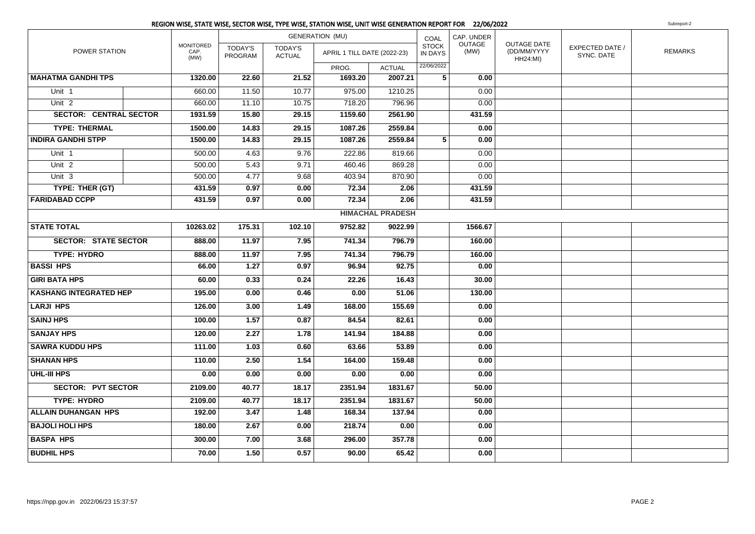## REGION WISE, STATE WISE, SECTOR WISE, TYPE WISE, STATION WISE, UNIT WISE GENERATION REPORT FOR 22/06/2022

Subreport-2

| POWER STATION | | MONITORED CAP. (MW) | GENERATION (MU) | | | | COAL STOCK IN DAYS | CAP. UNDER OUTAGE (MW) | OUTAGE DATE (DD/MM/YYYY HH24:MI) | EXPECTED DATE / SYNC. DATE | REMARKS |
|---|---|---|---|---|---|---|---|---|---|---|---|
| | | | TODAY'S PROGRAM | TODAY'S ACTUAL | APRIL 1 TILL DATE (2022-23) | | | | | | |
| | | | | | PROG. | ACTUAL | 22/06/2022 | | | | |
| **MAHATMA GANDHI TPS** | | **1320.00** | **22.60** | **21.52** | **1693.20** | **2007.21** | **5** | **0.00** | | | |
| Unit 1 | | 660.00 | 11.50 | 10.77 | 975.00 | 1210.25 | | 0.00 | | | |
| Unit 2 | | 660.00 | 11.10 | 10.75 | 718.20 | 796.96 | | 0.00 | | | |
| **SECTOR: CENTRAL SECTOR** | | **1931.59** | **15.80** | **29.15** | **1159.60** | **2561.90** | | **431.59** | | | |
| **TYPE: THERMAL** | | **1500.00** | **14.83** | **29.15** | **1087.26** | **2559.84** | | **0.00** | | | |
| **INDIRA GANDHI STPP** | | **1500.00** | **14.83** | **29.15** | **1087.26** | **2559.84** | **5** | **0.00** | | | |
| Unit 1 | | 500.00 | 4.63 | 9.76 | 222.86 | 819.66 | | 0.00 | | | |
| Unit 2 | | 500.00 | 5.43 | 9.71 | 460.46 | 869.28 | | 0.00 | | | |
| Unit 3 | | 500.00 | 4.77 | 9.68 | 403.94 | 870.90 | | 0.00 | | | |
| **TYPE: THER (GT)** | | **431.59** | **0.97** | **0.00** | **72.34** | **2.06** | | **431.59** | | | |
| **FARIDABAD CCPP** | | **431.59** | **0.97** | **0.00** | **72.34** | **2.06** | | **431.59** | | | |
| **HIMACHAL PRADESH** | | | | | | | | | | | |
| **STATE TOTAL** | | **10263.02** | **175.31** | **102.10** | **9752.82** | **9022.99** | | **1566.67** | | | |
| **SECTOR: STATE SECTOR** | | **888.00** | **11.97** | **7.95** | **741.34** | **796.79** | | **160.00** | | | |
| **TYPE: HYDRO** | | **888.00** | **11.97** | **7.95** | **741.34** | **796.79** | | **160.00** | | | |
| **BASSI HPS** | | **66.00** | **1.27** | **0.97** | **96.94** | **92.75** | | **0.00** | | | |
| **GIRI BATA HPS** | | **60.00** | **0.33** | **0.24** | **22.26** | **16.43** | | **30.00** | | | |
| **KASHANG INTEGRATED HEP** | | **195.00** | **0.00** | **0.46** | **0.00** | **51.06** | | **130.00** | | | |
| **LARJI HPS** | | **126.00** | **3.00** | **1.49** | **168.00** | **155.69** | | **0.00** | | | |
| **SAINJ HPS** | | **100.00** | **1.57** | **0.87** | **84.54** | **82.61** | | **0.00** | | | |
| **SANJAY HPS** | | **120.00** | **2.27** | **1.78** | **141.94** | **184.88** | | **0.00** | | | |
| **SAWRA KUDDU HPS** | | **111.00** | **1.03** | **0.60** | **63.66** | **53.89** | | **0.00** | | | |
| **SHANAN HPS** | | **110.00** | **2.50** | **1.54** | **164.00** | **159.48** | | **0.00** | | | |
| **UHL-III HPS** | | **0.00** | **0.00** | **0.00** | **0.00** | **0.00** | | **0.00** | | | |
| **SECTOR: PVT SECTOR** | | **2109.00** | **40.77** | **18.17** | **2351.94** | **1831.67** | | **50.00** | | | |
| **TYPE: HYDRO** | | **2109.00** | **40.77** | **18.17** | **2351.94** | **1831.67** | | **50.00** | | | |
| **ALLAIN DUHANGAN HPS** | | **192.00** | **3.47** | **1.48** | **168.34** | **137.94** | | **0.00** | | | |
| **BAJOLI HOLI HPS** | | **180.00** | **2.67** | **0.00** | **218.74** | **0.00** | | **0.00** | | | |
| **BASPA HPS** | | **300.00** | **7.00** | **3.68** | **296.00** | **357.78** | | **0.00** | | | |
| **BUDHIL HPS** | | **70.00** | **1.50** | **0.57** | **90.00** | **65.42** | | **0.00** | | | |

https://npp.gov.in 2022/06/23 15:37:57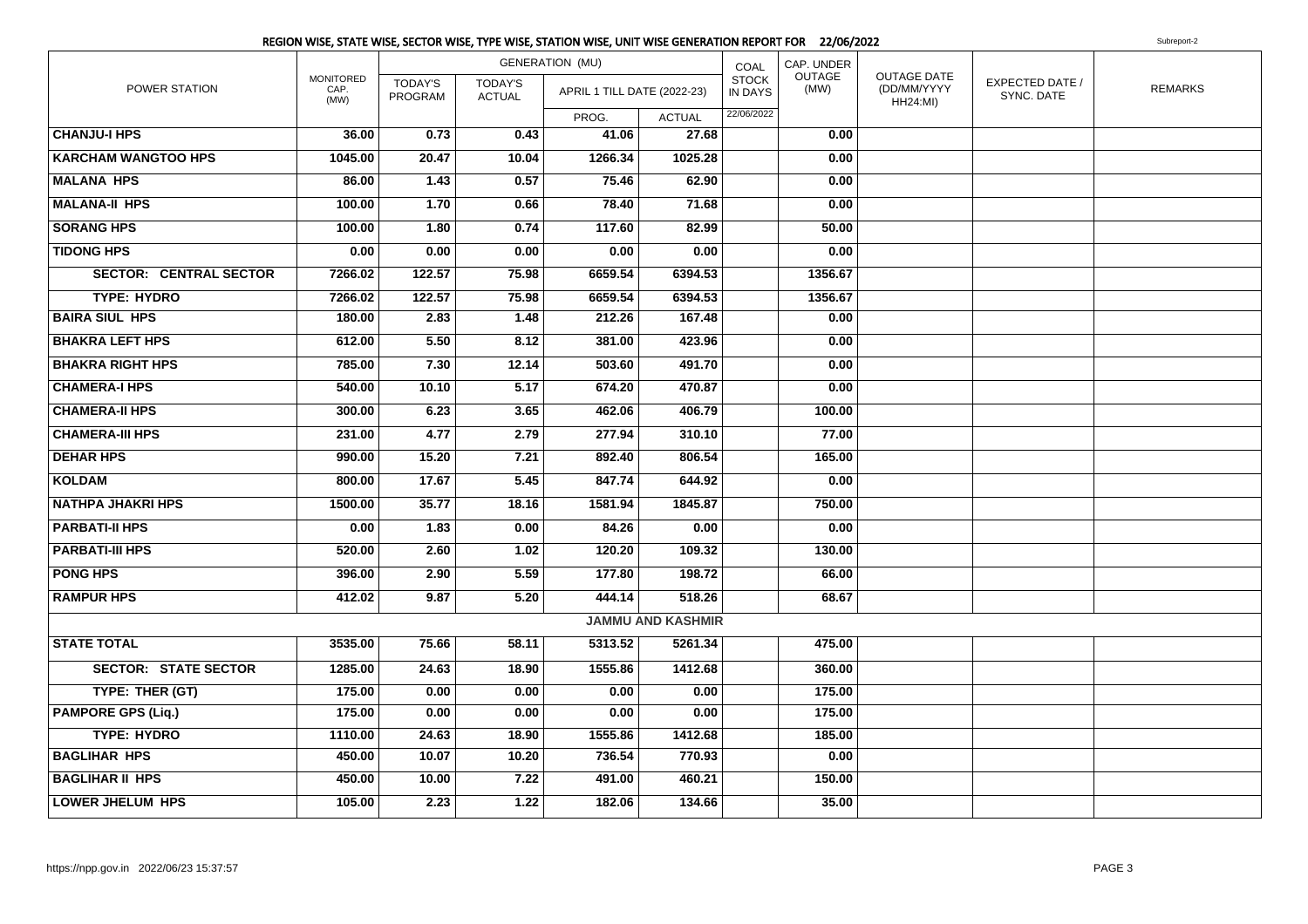## REGION WISE, STATE WISE, SECTOR WISE, TYPE WISE, STATION WISE, UNIT WISE GENERATION REPORT FOR 22/06/2022

Subreport-2

| POWER STATION | MONITORED CAP. (MW) | GENERATION (MU) | | | | COAL STOCK IN DAYS | CAP. UNDER OUTAGE (MW) | OUTAGE DATE (DD/MM/YYYY HH24:MI) | EXPECTED DATE / SYNC. DATE | REMARKS |
|---|---|---|---|---|---|---|---|---|---|---|
| | | TODAY'S PROGRAM | TODAY'S ACTUAL | APRIL 1 TILL DATE (2022-23) | | | | | | |
| | | | | PROG. | ACTUAL | 22/06/2022 | | | | |
| **CHANJU-I HPS** | 36.00 | 0.73 | 0.43 | 41.06 | 27.68 | | 0.00 | | | |
| **KARCHAM WANGTOO HPS** | 1045.00 | 20.47 | 10.04 | 1266.34 | 1025.28 | | 0.00 | | | |
| **MALANA HPS** | 86.00 | 1.43 | 0.57 | 75.46 | 62.90 | | 0.00 | | | |
| **MALANA-II HPS** | 100.00 | 1.70 | 0.66 | 78.40 | 71.68 | | 0.00 | | | |
| **SORANG HPS** | 100.00 | 1.80 | 0.74 | 117.60 | 82.99 | | 50.00 | | | |
| **TIDONG HPS** | 0.00 | 0.00 | 0.00 | 0.00 | 0.00 | | 0.00 | | | |
| **SECTOR: CENTRAL SECTOR** | 7266.02 | 122.57 | 75.98 | 6659.54 | 6394.53 | | 1356.67 | | | |
| **TYPE: HYDRO** | 7266.02 | 122.57 | 75.98 | 6659.54 | 6394.53 | | 1356.67 | | | |
| **BAIRA SIUL HPS** | 180.00 | 2.83 | 1.48 | 212.26 | 167.48 | | 0.00 | | | |
| **BHAKRA LEFT HPS** | 612.00 | 5.50 | 8.12 | 381.00 | 423.96 | | 0.00 | | | |
| **BHAKRA RIGHT HPS** | 785.00 | 7.30 | 12.14 | 503.60 | 491.70 | | 0.00 | | | |
| **CHAMERA-I HPS** | 540.00 | 10.10 | 5.17 | 674.20 | 470.87 | | 0.00 | | | |
| **CHAMERA-II HPS** | 300.00 | 6.23 | 3.65 | 462.06 | 406.79 | | 100.00 | | | |
| **CHAMERA-III HPS** | 231.00 | 4.77 | 2.79 | 277.94 | 310.10 | | 77.00 | | | |
| **DEHAR HPS** | 990.00 | 15.20 | 7.21 | 892.40 | 806.54 | | 165.00 | | | |
| **KOLDAM** | 800.00 | 17.67 | 5.45 | 847.74 | 644.92 | | 0.00 | | | |
| **NATHPA JHAKRI HPS** | 1500.00 | 35.77 | 18.16 | 1581.94 | 1845.87 | | 750.00 | | | |
| **PARBATI-II HPS** | 0.00 | 1.83 | 0.00 | 84.26 | 0.00 | | 0.00 | | | |
| **PARBATI-III HPS** | 520.00 | 2.60 | 1.02 | 120.20 | 109.32 | | 130.00 | | | |
| **PONG HPS** | 396.00 | 2.90 | 5.59 | 177.80 | 198.72 | | 66.00 | | | |
| **RAMPUR HPS** | 412.02 | 9.87 | 5.20 | 444.14 | 518.26 | | 68.67 | | | |
| **JAMMU AND KASHMIR** | | | | | | | | | | |
| **STATE TOTAL** | 3535.00 | 75.66 | 58.11 | 5313.52 | 5261.34 | | 475.00 | | | |
| **SECTOR: STATE SECTOR** | 1285.00 | 24.63 | 18.90 | 1555.86 | 1412.68 | | 360.00 | | | |
| **TYPE: THER (GT)** | 175.00 | 0.00 | 0.00 | 0.00 | 0.00 | | 175.00 | | | |
| **PAMPORE GPS (Liq.)** | 175.00 | 0.00 | 0.00 | 0.00 | 0.00 | | 175.00 | | | |
| **TYPE: HYDRO** | 1110.00 | 24.63 | 18.90 | 1555.86 | 1412.68 | | 185.00 | | | |
| **BAGLIHAR HPS** | 450.00 | 10.07 | 10.20 | 736.54 | 770.93 | | 0.00 | | | |
| **BAGLIHAR II HPS** | 450.00 | 10.00 | 7.22 | 491.00 | 460.21 | | 150.00 | | | |
| **LOWER JHELUM HPS** | 105.00 | 2.23 | 1.22 | 182.06 | 134.66 | | 35.00 | | | |

https://npp.gov.in 2022/06/23 15:37:57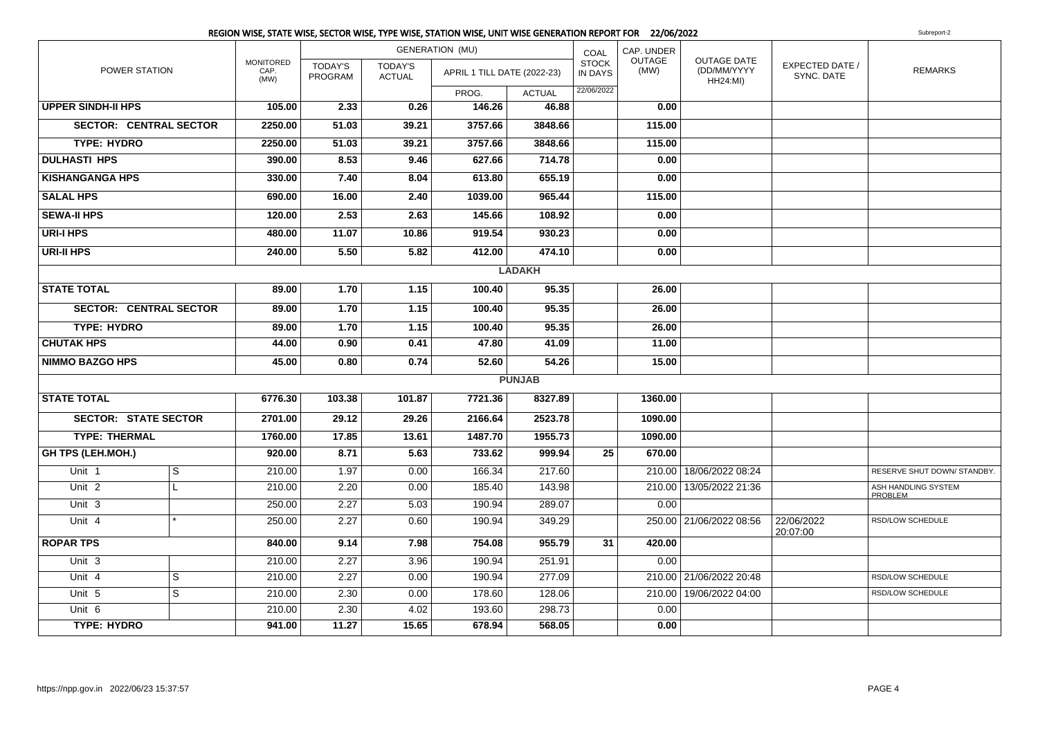## REGION WISE, STATE WISE, SECTOR WISE, TYPE WISE, STATION WISE, UNIT WISE GENERATION REPORT FOR 22/06/2022

Subreport-2

| POWER STATION | | MONITORED CAP. (MW) | GENERATION (MU) | | | | COAL STOCK IN DAYS | CAP. UNDER OUTAGE (MW) | OUTAGE DATE (DD/MM/YYYY HH24:MI) | EXPECTED DATE / SYNC. DATE | REMARKS |
|---|---|---|---|---|---|---|---|---|---|---|---|
| | | | TODAY'S PROGRAM | TODAY'S ACTUAL | APRIL 1 TILL DATE (2022-23) | | | | | | |
| | | | | | PROG. | ACTUAL | 22/06/2022 | | | | |
| **UPPER SINDH-II HPS** | | **105.00** | **2.33** | **0.26** | **146.26** | **46.88** | | **0.00** | | | |
| **SECTOR: CENTRAL SECTOR** | | **2250.00** | **51.03** | **39.21** | **3757.66** | **3848.66** | | **115.00** | | | |
| **TYPE: HYDRO** | | **2250.00** | **51.03** | **39.21** | **3757.66** | **3848.66** | | **115.00** | | | |
| **DULHASTI HPS** | | **390.00** | **8.53** | **9.46** | **627.66** | **714.78** | | **0.00** | | | |
| **KISHANGANGA HPS** | | **330.00** | **7.40** | **8.04** | **613.80** | **655.19** | | **0.00** | | | |
| **SALAL HPS** | | **690.00** | **16.00** | **2.40** | **1039.00** | **965.44** | | **115.00** | | | |
| **SEWA-II HPS** | | **120.00** | **2.53** | **2.63** | **145.66** | **108.92** | | **0.00** | | | |
| **URI-I HPS** | | **480.00** | **11.07** | **10.86** | **919.54** | **930.23** | | **0.00** | | | |
| **URI-II HPS** | | **240.00** | **5.50** | **5.82** | **412.00** | **474.10** | | **0.00** | | | |
| | | | | | | **LADAKH** | | | | | |
| **STATE TOTAL** | | **89.00** | **1.70** | **1.15** | **100.40** | **95.35** | | **26.00** | | | |
| **SECTOR: CENTRAL SECTOR** | | **89.00** | **1.70** | **1.15** | **100.40** | **95.35** | | **26.00** | | | |
| **TYPE: HYDRO** | | **89.00** | **1.70** | **1.15** | **100.40** | **95.35** | | **26.00** | | | |
| **CHUTAK HPS** | | **44.00** | **0.90** | **0.41** | **47.80** | **41.09** | | **11.00** | | | |
| **NIMMO BAZGO HPS** | | **45.00** | **0.80** | **0.74** | **52.60** | **54.26** | | **15.00** | | | |
| | | | | | | **PUNJAB** | | | | | |
| **STATE TOTAL** | | **6776.30** | **103.38** | **101.87** | **7721.36** | **8327.89** | | **1360.00** | | | |
| **SECTOR: STATE SECTOR** | | **2701.00** | **29.12** | **29.26** | **2166.64** | **2523.78** | | **1090.00** | | | |
| **TYPE: THERMAL** | | **1760.00** | **17.85** | **13.61** | **1487.70** | **1955.73** | | **1090.00** | | | |
| **GH TPS (LEH.MOH.)** | | **920.00** | **8.71** | **5.63** | **733.62** | **999.94** | **25** | **670.00** | | | |
| Unit 1 | S | 210.00 | 1.97 | 0.00 | 166.34 | 217.60 | | 210.00 | 18/06/2022 08:24 | | RESERVE SHUT DOWN/ STANDBY. |
| Unit 2 | L | 210.00 | 2.20 | 0.00 | 185.40 | 143.98 | | 210.00 | 13/05/2022 21:36 | | ASH HANDLING SYSTEM PROBLEM |
| Unit 3 | | 250.00 | 2.27 | 5.03 | 190.94 | 289.07 | | 0.00 | | | |
| Unit 4 | * | 250.00 | 2.27 | 0.60 | 190.94 | 349.29 | | 250.00 | 21/06/2022 08:56 | 22/06/2022 20:07:00 | RSD/LOW SCHEDULE |
| **ROPAR TPS** | | **840.00** | **9.14** | **7.98** | **754.08** | **955.79** | **31** | **420.00** | | | |
| Unit 3 | | 210.00 | 2.27 | 3.96 | 190.94 | 251.91 | | 0.00 | | | |
| Unit 4 | S | 210.00 | 2.27 | 0.00 | 190.94 | 277.09 | | 210.00 | 21/06/2022 20:48 | | RSD/LOW SCHEDULE |
| Unit 5 | S | 210.00 | 2.30 | 0.00 | 178.60 | 128.06 | | 210.00 | 19/06/2022 04:00 | | RSD/LOW SCHEDULE |
| Unit 6 | | 210.00 | 2.30 | 4.02 | 193.60 | 298.73 | | 0.00 | | | |
| **TYPE: HYDRO** | | **941.00** | **11.27** | **15.65** | **678.94** | **568.05** | | **0.00** | | | |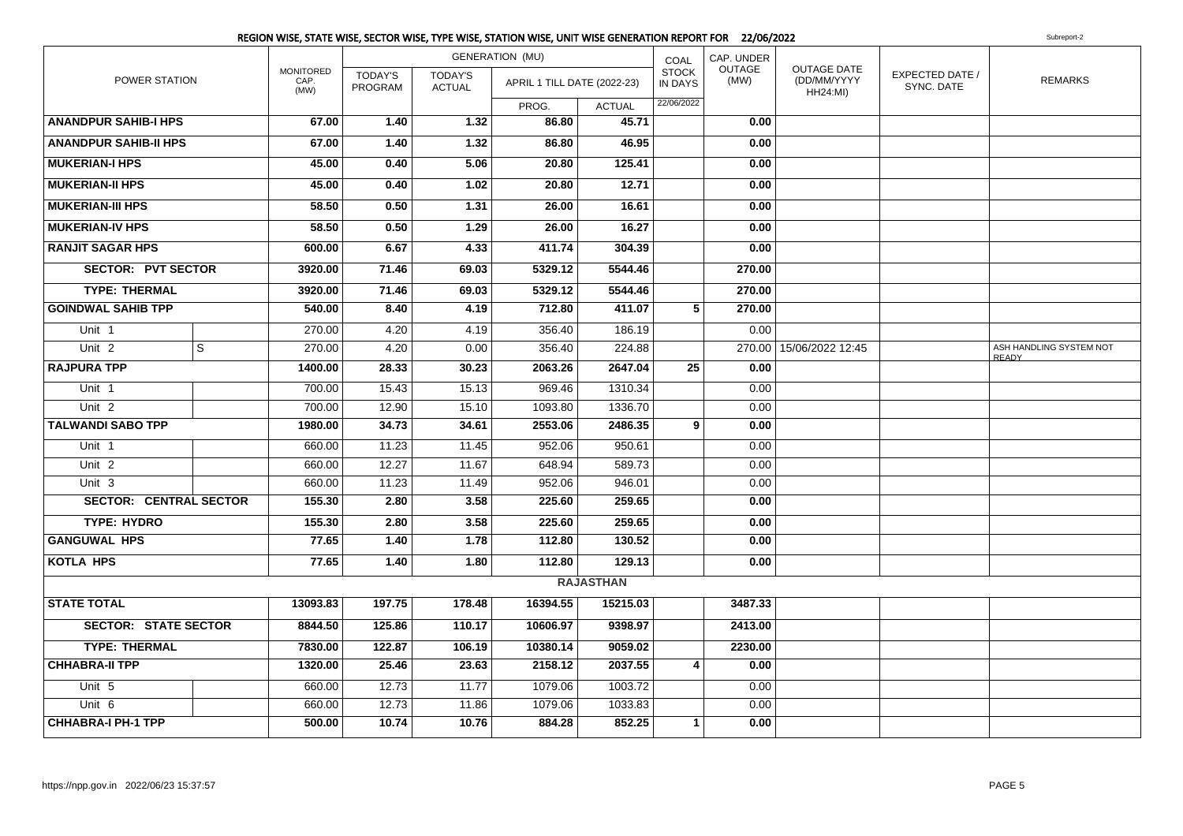## REGION WISE, STATE WISE, SECTOR WISE, TYPE WISE, STATION WISE, UNIT WISE GENERATION REPORT FOR 22/06/2022

Subreport-2

| POWER STATION | | MONITORED CAP. (MW) | GENERATION (MU) | | | | COAL STOCK IN DAYS | CAP. UNDER OUTAGE (MW) | OUTAGE DATE (DD/MM/YYYY HH24:MI) | EXPECTED DATE / SYNC. DATE | REMARKS |
|---|---|---|---|---|---|---|---|---|---|---|---|
| | | | TODAY'S PROGRAM | TODAY'S ACTUAL | APRIL 1 TILL DATE (2022-23) | | | | | | |
| | | | | | PROG. | ACTUAL | 22/06/2022 | | | | |
| **ANANDPUR SAHIB-I HPS** | | **67.00** | **1.40** | **1.32** | **86.80** | **45.71** | | **0.00** | | | |
| **ANANDPUR SAHIB-II HPS** | | **67.00** | **1.40** | **1.32** | **86.80** | **46.95** | | **0.00** | | | |
| **MUKERIAN-I HPS** | | **45.00** | **0.40** | **5.06** | **20.80** | **125.41** | | **0.00** | | | |
| **MUKERIAN-II HPS** | | **45.00** | **0.40** | **1.02** | **20.80** | **12.71** | | **0.00** | | | |
| **MUKERIAN-III HPS** | | **58.50** | **0.50** | **1.31** | **26.00** | **16.61** | | **0.00** | | | |
| **MUKERIAN-IV HPS** | | **58.50** | **0.50** | **1.29** | **26.00** | **16.27** | | **0.00** | | | |
| **RANJIT SAGAR HPS** | | **600.00** | **6.67** | **4.33** | **411.74** | **304.39** | | **0.00** | | | |
| **SECTOR: PVT SECTOR** | | **3920.00** | **71.46** | **69.03** | **5329.12** | **5544.46** | | **270.00** | | | |
| **TYPE: THERMAL** | | **3920.00** | **71.46** | **69.03** | **5329.12** | **5544.46** | | **270.00** | | | |
| **GOINDWAL SAHIB TPP** | | **540.00** | **8.40** | **4.19** | **712.80** | **411.07** | **5** | **270.00** | | | |
| Unit 1 | | 270.00 | 4.20 | 4.19 | 356.40 | 186.19 | | 0.00 | | | |
| Unit 2 | S | 270.00 | 4.20 | 0.00 | 356.40 | 224.88 | | 270.00 | 15/06/2022 12:45 | | ASH HANDLING SYSTEM NOT READY |
| **RAJPURA TPP** | | **1400.00** | **28.33** | **30.23** | **2063.26** | **2647.04** | **25** | **0.00** | | | |
| Unit 1 | | 700.00 | 15.43 | 15.13 | 969.46 | 1310.34 | | 0.00 | | | |
| Unit 2 | | 700.00 | 12.90 | 15.10 | 1093.80 | 1336.70 | | 0.00 | | | |
| **TALWANDI SABO TPP** | | **1980.00** | **34.73** | **34.61** | **2553.06** | **2486.35** | **9** | **0.00** | | | |
| Unit 1 | | 660.00 | 11.23 | 11.45 | 952.06 | 950.61 | | 0.00 | | | |
| Unit 2 | | 660.00 | 12.27 | 11.67 | 648.94 | 589.73 | | 0.00 | | | |
| Unit 3 | | 660.00 | 11.23 | 11.49 | 952.06 | 946.01 | | 0.00 | | | |
| **SECTOR: CENTRAL SECTOR** | | **155.30** | **2.80** | **3.58** | **225.60** | **259.65** | | **0.00** | | | |
| **TYPE: HYDRO** | | **155.30** | **2.80** | **3.58** | **225.60** | **259.65** | | **0.00** | | | |
| **GANGUWAL HPS** | | **77.65** | **1.40** | **1.78** | **112.80** | **130.52** | | **0.00** | | | |
| **KOTLA HPS** | | **77.65** | **1.40** | **1.80** | **112.80** | **129.13** | | **0.00** | | | |
| **RAJASTHAN** | | | | | | | | | | | |
| **STATE TOTAL** | | **13093.83** | **197.75** | **178.48** | **16394.55** | **15215.03** | | **3487.33** | | | |
| **SECTOR: STATE SECTOR** | | **8844.50** | **125.86** | **110.17** | **10606.97** | **9398.97** | | **2413.00** | | | |
| **TYPE: THERMAL** | | **7830.00** | **122.87** | **106.19** | **10380.14** | **9059.02** | | **2230.00** | | | |
| **CHHABRA-II TPP** | | **1320.00** | **25.46** | **23.63** | **2158.12** | **2037.55** | **4** | **0.00** | | | |
| Unit 5 | | 660.00 | 12.73 | 11.77 | 1079.06 | 1003.72 | | 0.00 | | | |
| Unit 6 | | 660.00 | 12.73 | 11.86 | 1079.06 | 1033.83 | | 0.00 | | | |
| **CHHABRA-I PH-1 TPP** | | **500.00** | **10.74** | **10.76** | **884.28** | **852.25** | **1** | **0.00** | | | |

https://npp.gov.in 2022/06/23 15:37:57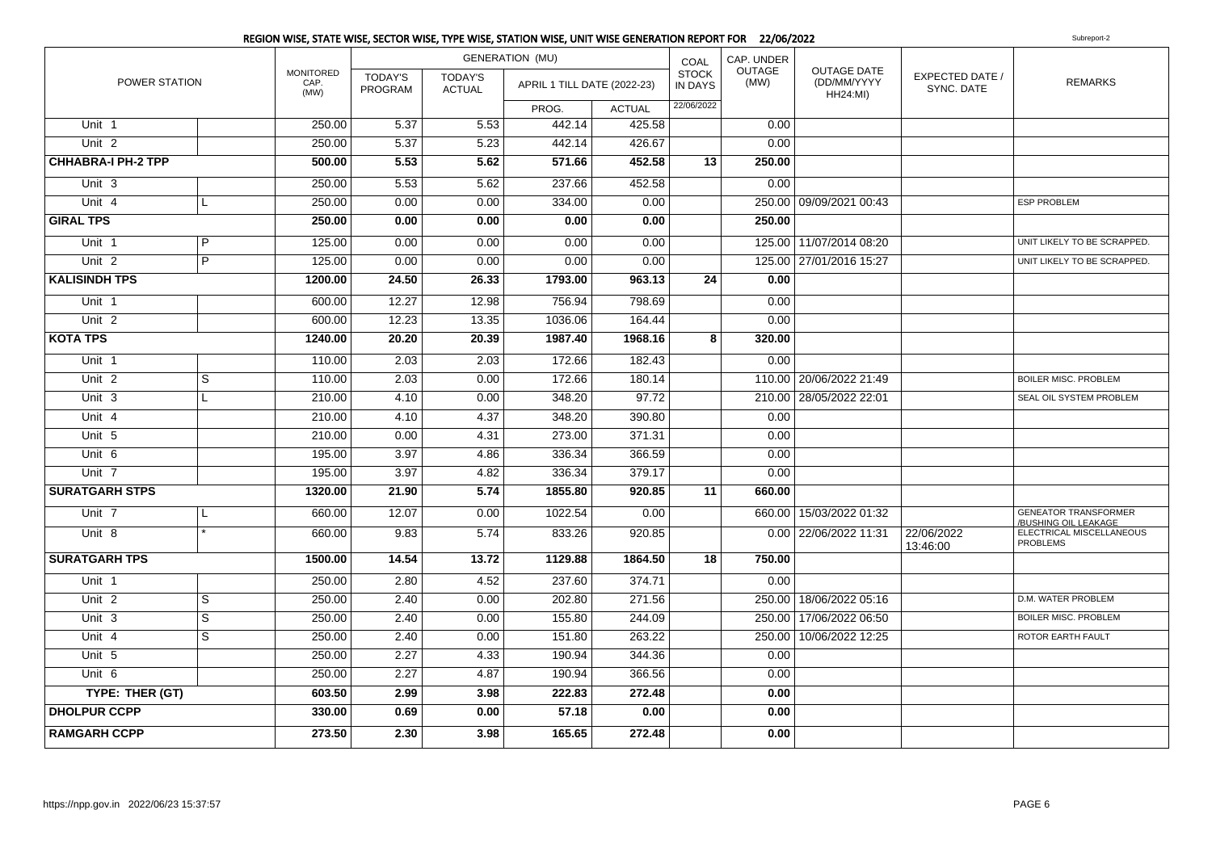## REGION WISE, STATE WISE, SECTOR WISE, TYPE WISE, STATION WISE, UNIT WISE GENERATION REPORT FOR 22/06/2022

Subreport-2

| POWER STATION | | MONITORED CAP. (MW) | GENERATION (MU) | | | | COAL STOCK IN DAYS | CAP. UNDER OUTAGE (MW) | OUTAGE DATE (DD/MM/YYYY HH24:MI) | EXPECTED DATE / SYNC. DATE | REMARKS |
|---|---|---|---|---|---|---|---|---|---|---|---|
| | | | TODAY'S PROGRAM | TODAY'S ACTUAL | APRIL 1 TILL DATE (2022-23) | | | | | | |
| | | | | | PROG. | ACTUAL | 22/06/2022 | | | | |
| Unit 1 | | 250.00 | 5.37 | 5.53 | 442.14 | 425.58 | | 0.00 | | | |
| Unit 2 | | 250.00 | 5.37 | 5.23 | 442.14 | 426.67 | | 0.00 | | | |
| **CHHABRA-I PH-2 TPP** | | **500.00** | **5.53** | **5.62** | **571.66** | **452.58** | **13** | **250.00** | | | |
| Unit 3 | | 250.00 | 5.53 | 5.62 | 237.66 | 452.58 | | 0.00 | | | |
| Unit 4 | L | 250.00 | 0.00 | 0.00 | 334.00 | 0.00 | | 250.00 | 09/09/2021 00:43 | | ESP PROBLEM |
| **GIRAL TPS** | | **250.00** | **0.00** | **0.00** | **0.00** | **0.00** | | **250.00** | | | |
| Unit 1 | P | 125.00 | 0.00 | 0.00 | 0.00 | 0.00 | | 125.00 | 11/07/2014 08:20 | | UNIT LIKELY TO BE SCRAPPED. |
| Unit 2 | P | 125.00 | 0.00 | 0.00 | 0.00 | 0.00 | | 125.00 | 27/01/2016 15:27 | | UNIT LIKELY TO BE SCRAPPED. |
| **KALISINDH TPS** | | **1200.00** | **24.50** | **26.33** | **1793.00** | **963.13** | **24** | **0.00** | | | |
| Unit 1 | | 600.00 | 12.27 | 12.98 | 756.94 | 798.69 | | 0.00 | | | |
| Unit 2 | | 600.00 | 12.23 | 13.35 | 1036.06 | 164.44 | | 0.00 | | | |
| **KOTA TPS** | | **1240.00** | **20.20** | **20.39** | **1987.40** | **1968.16** | **8** | **320.00** | | | |
| Unit 1 | | 110.00 | 2.03 | 2.03 | 172.66 | 182.43 | | 0.00 | | | |
| Unit 2 | S | 110.00 | 2.03 | 0.00 | 172.66 | 180.14 | | 110.00 | 20/06/2022 21:49 | | BOILER MISC. PROBLEM |
| Unit 3 | L | 210.00 | 4.10 | 0.00 | 348.20 | 97.72 | | 210.00 | 28/05/2022 22:01 | | SEAL OIL SYSTEM PROBLEM |
| Unit 4 | | 210.00 | 4.10 | 4.37 | 348.20 | 390.80 | | 0.00 | | | |
| Unit 5 | | 210.00 | 0.00 | 4.31 | 273.00 | 371.31 | | 0.00 | | | |
| Unit 6 | | 195.00 | 3.97 | 4.86 | 336.34 | 366.59 | | 0.00 | | | |
| Unit 7 | | 195.00 | 3.97 | 4.82 | 336.34 | 379.17 | | 0.00 | | | |
| **SURATGARH STPS** | | **1320.00** | **21.90** | **5.74** | **1855.80** | **920.85** | **11** | **660.00** | | | |
| Unit 7 | L | 660.00 | 12.07 | 0.00 | 1022.54 | 0.00 | | 660.00 | 15/03/2022 01:32 | | GENEATOR TRANSFORMER /BUSHING OIL LEAKAGE |
| Unit 8 | * | 660.00 | 9.83 | 5.74 | 833.26 | 920.85 | | 0.00 | 22/06/2022 11:31 | 22/06/2022 13:46:00 | ELECTRICAL MISCELLANEOUS PROBLEMS |
| **SURATGARH TPS** | | **1500.00** | **14.54** | **13.72** | **1129.88** | **1864.50** | **18** | **750.00** | | | |
| Unit 1 | | 250.00 | 2.80 | 4.52 | 237.60 | 374.71 | | 0.00 | | | |
| Unit 2 | S | 250.00 | 2.40 | 0.00 | 202.80 | 271.56 | | 250.00 | 18/06/2022 05:16 | | D.M. WATER PROBLEM |
| Unit 3 | S | 250.00 | 2.40 | 0.00 | 155.80 | 244.09 | | 250.00 | 17/06/2022 06:50 | | BOILER MISC. PROBLEM |
| Unit 4 | S | 250.00 | 2.40 | 0.00 | 151.80 | 263.22 | | 250.00 | 10/06/2022 12:25 | | ROTOR EARTH FAULT |
| Unit 5 | | 250.00 | 2.27 | 4.33 | 190.94 | 344.36 | | 0.00 | | | |
| Unit 6 | | 250.00 | 2.27 | 4.87 | 190.94 | 366.56 | | 0.00 | | | |
| **TYPE: THER (GT)** | | **603.50** | **2.99** | **3.98** | **222.83** | **272.48** | | **0.00** | | | |
| **DHOLPUR CCPP** | | **330.00** | **0.69** | **0.00** | **57.18** | **0.00** | | **0.00** | | | |
| **RAMGARH CCPP** | | **273.50** | **2.30** | **3.98** | **165.65** | **272.48** | | **0.00** | | | |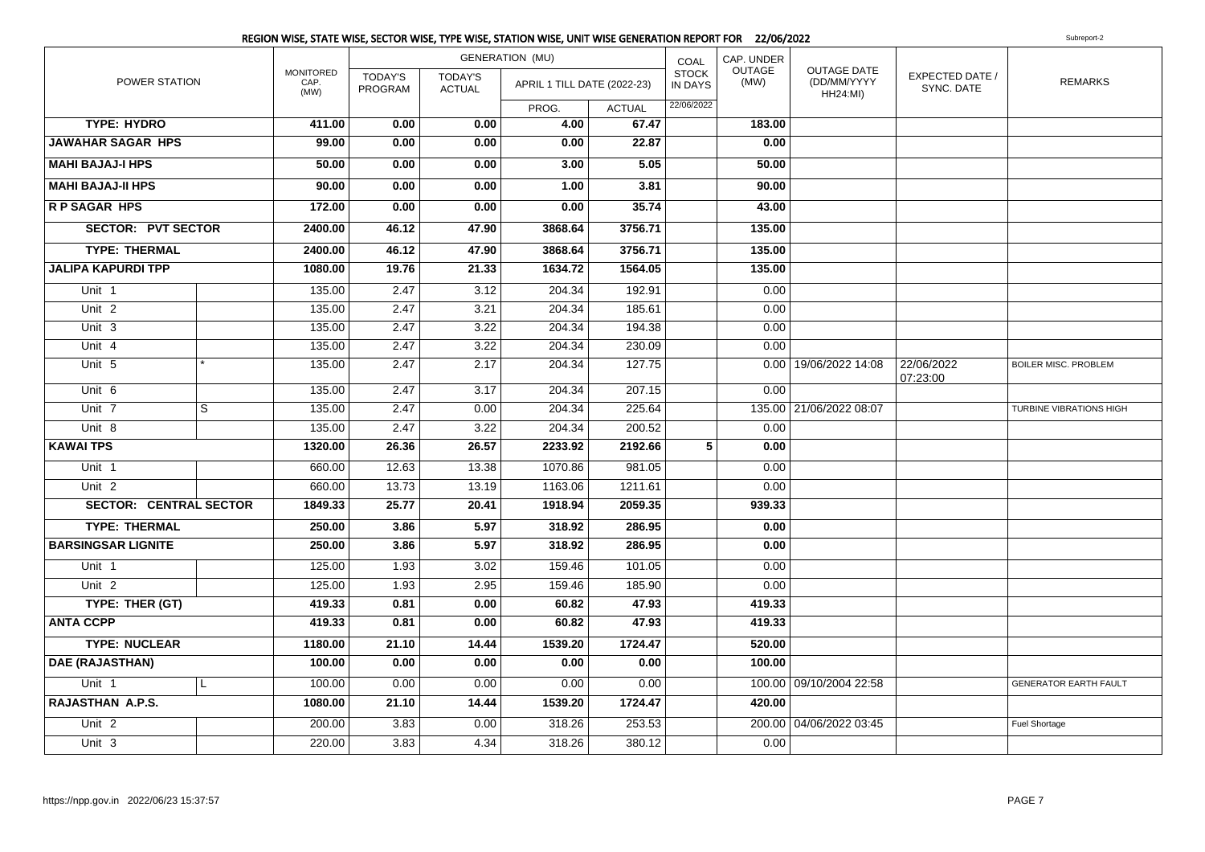## REGION WISE, STATE WISE, SECTOR WISE, TYPE WISE, STATION WISE, UNIT WISE GENERATION REPORT FOR 22/06/2022

Subreport-2

| POWER STATION | | MONITORED CAP. (MW) | GENERATION (MU) | | | | COAL STOCK IN DAYS | CAP. UNDER OUTAGE (MW) | OUTAGE DATE (DD/MM/YYYY HH24:MI) | EXPECTED DATE / SYNC. DATE | REMARKS |
|---|---|---|---|---|---|---|---|---|---|---|---|
| | | | TODAY'S PROGRAM | TODAY'S ACTUAL | APRIL 1 TILL DATE (2022-23) | | | | | | |
| | | | | | PROG. | ACTUAL | 22/06/2022 | | | | |
| **TYPE: HYDRO** | | **411.00** | **0.00** | **0.00** | **4.00** | **67.47** | | **183.00** | | | |
| **JAWAHAR SAGAR HPS** | | **99.00** | **0.00** | **0.00** | **0.00** | **22.87** | | **0.00** | | | |
| **MAHI BAJAJ-I HPS** | | **50.00** | **0.00** | **0.00** | **3.00** | **5.05** | | **50.00** | | | |
| **MAHI BAJAJ-II HPS** | | **90.00** | **0.00** | **0.00** | **1.00** | **3.81** | | **90.00** | | | |
| **R P SAGAR HPS** | | **172.00** | **0.00** | **0.00** | **0.00** | **35.74** | | **43.00** | | | |
| **SECTOR: PVT SECTOR** | | **2400.00** | **46.12** | **47.90** | **3868.64** | **3756.71** | | **135.00** | | | |
| **TYPE: THERMAL** | | **2400.00** | **46.12** | **47.90** | **3868.64** | **3756.71** | | **135.00** | | | |
| **JALIPA KAPURDI TPP** | | **1080.00** | **19.76** | **21.33** | **1634.72** | **1564.05** | | **135.00** | | | |
| Unit 1 | | 135.00 | 2.47 | 3.12 | 204.34 | 192.91 | | 0.00 | | | |
| Unit 2 | | 135.00 | 2.47 | 3.21 | 204.34 | 185.61 | | 0.00 | | | |
| Unit 3 | | 135.00 | 2.47 | 3.22 | 204.34 | 194.38 | | 0.00 | | | |
| Unit 4 | | 135.00 | 2.47 | 3.22 | 204.34 | 230.09 | | 0.00 | | | |
| Unit 5 | * | 135.00 | 2.47 | 2.17 | 204.34 | 127.75 | | 0.00 | 19/06/2022 14:08 | 22/06/2022 07:23:00 | BOILER MISC. PROBLEM |
| Unit 6 | | 135.00 | 2.47 | 3.17 | 204.34 | 207.15 | | 0.00 | | | |
| Unit 7 | S | 135.00 | 2.47 | 0.00 | 204.34 | 225.64 | | 135.00 | 21/06/2022 08:07 | | TURBINE VIBRATIONS HIGH |
| Unit 8 | | 135.00 | 2.47 | 3.22 | 204.34 | 200.52 | | 0.00 | | | |
| **KAWAI TPS** | | **1320.00** | **26.36** | **26.57** | **2233.92** | **2192.66** | **5** | **0.00** | | | |
| Unit 1 | | 660.00 | 12.63 | 13.38 | 1070.86 | 981.05 | | 0.00 | | | |
| Unit 2 | | 660.00 | 13.73 | 13.19 | 1163.06 | 1211.61 | | 0.00 | | | |
| **SECTOR: CENTRAL SECTOR** | | **1849.33** | **25.77** | **20.41** | **1918.94** | **2059.35** | | **939.33** | | | |
| **TYPE: THERMAL** | | **250.00** | **3.86** | **5.97** | **318.92** | **286.95** | | **0.00** | | | |
| **BARSINGSAR LIGNITE** | | **250.00** | **3.86** | **5.97** | **318.92** | **286.95** | | **0.00** | | | |
| Unit 1 | | 125.00 | 1.93 | 3.02 | 159.46 | 101.05 | | 0.00 | | | |
| Unit 2 | | 125.00 | 1.93 | 2.95 | 159.46 | 185.90 | | 0.00 | | | |
| **TYPE: THER (GT)** | | **419.33** | **0.81** | **0.00** | **60.82** | **47.93** | | **419.33** | | | |
| **ANTA CCPP** | | **419.33** | **0.81** | **0.00** | **60.82** | **47.93** | | **419.33** | | | |
| **TYPE: NUCLEAR** | | **1180.00** | **21.10** | **14.44** | **1539.20** | **1724.47** | | **520.00** | | | |
| **DAE (RAJASTHAN)** | | **100.00** | **0.00** | **0.00** | **0.00** | **0.00** | | **100.00** | | | |
| Unit 1 | L | 100.00 | 0.00 | 0.00 | 0.00 | 0.00 | | 100.00 | 09/10/2004 22:58 | | GENERATOR EARTH FAULT |
| **RAJASTHAN A.P.S.** | | **1080.00** | **21.10** | **14.44** | **1539.20** | **1724.47** | | **420.00** | | | |
| Unit 2 | | 200.00 | 3.83 | 0.00 | 318.26 | 253.53 | | 200.00 | 04/06/2022 03:45 | | Fuel Shortage |
| Unit 3 | | 220.00 | 3.83 | 4.34 | 318.26 | 380.12 | | 0.00 | | | |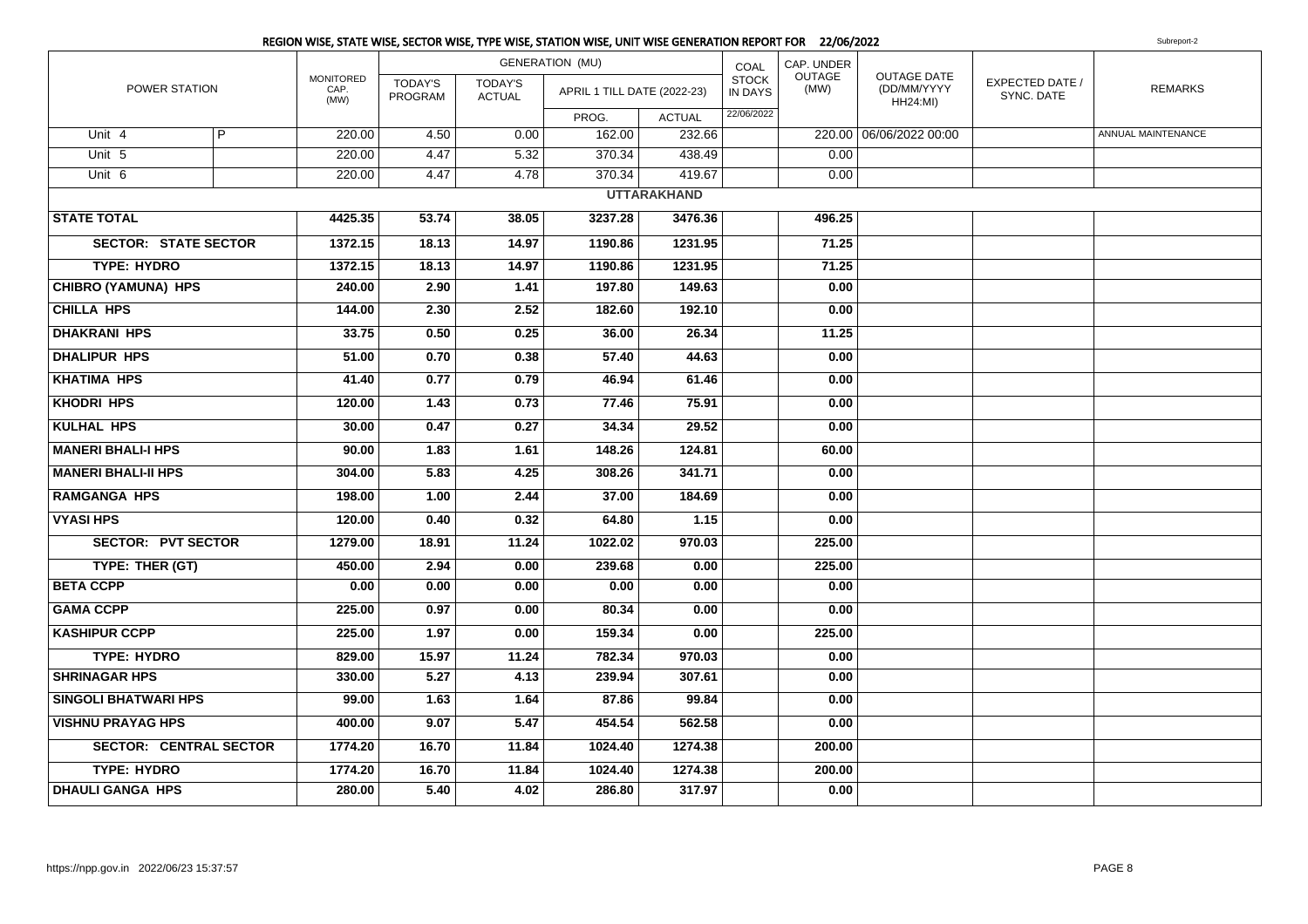## REGION WISE, STATE WISE, SECTOR WISE, TYPE WISE, STATION WISE, UNIT WISE GENERATION REPORT FOR 22/06/2022

Subreport-2

| POWER STATION | | MONITORED CAP. (MW) | GENERATION (MU) | | | | COAL STOCK IN DAYS | CAP. UNDER OUTAGE (MW) | OUTAGE DATE (DD/MM/YYYY HH24:MI) | EXPECTED DATE / SYNC. DATE | REMARKS |
|---|---|---|---|---|---|---|---|---|---|---|---|
| | | | TODAY'S PROGRAM | TODAY'S ACTUAL | APRIL 1 TILL DATE (2022-23) | | | | | | |
| | | | | | PROG. | ACTUAL | 22/06/2022 | | | | |
| Unit 4 | P | 220.00 | 4.50 | 0.00 | 162.00 | 232.66 | | 220.00 | 06/06/2022 00:00 | | ANNUAL MAINTENANCE |
| Unit 5 | | 220.00 | 4.47 | 5.32 | 370.34 | 438.49 | | 0.00 | | | |
| Unit 6 | | 220.00 | 4.47 | 4.78 | 370.34 | 419.67 | | 0.00 | | | |
| **UTTARAKHAND** | | | | | | | | | | | |
| **STATE TOTAL** | | **4425.35** | **53.74** | **38.05** | **3237.28** | **3476.36** | | **496.25** | | | |
| **SECTOR: STATE SECTOR** | | **1372.15** | **18.13** | **14.97** | **1190.86** | **1231.95** | | **71.25** | | | |
| **TYPE: HYDRO** | | **1372.15** | **18.13** | **14.97** | **1190.86** | **1231.95** | | **71.25** | | | |
| **CHIBRO (YAMUNA) HPS** | | **240.00** | **2.90** | **1.41** | **197.80** | **149.63** | | **0.00** | | | |
| **CHILLA HPS** | | **144.00** | **2.30** | **2.52** | **182.60** | **192.10** | | **0.00** | | | |
| **DHAKRANI HPS** | | **33.75** | **0.50** | **0.25** | **36.00** | **26.34** | | **11.25** | | | |
| **DHALIPUR HPS** | | **51.00** | **0.70** | **0.38** | **57.40** | **44.63** | | **0.00** | | | |
| **KHATIMA HPS** | | **41.40** | **0.77** | **0.79** | **46.94** | **61.46** | | **0.00** | | | |
| **KHODRI HPS** | | **120.00** | **1.43** | **0.73** | **77.46** | **75.91** | | **0.00** | | | |
| **KULHAL HPS** | | **30.00** | **0.47** | **0.27** | **34.34** | **29.52** | | **0.00** | | | |
| **MANERI BHALI-I HPS** | | **90.00** | **1.83** | **1.61** | **148.26** | **124.81** | | **60.00** | | | |
| **MANERI BHALI-II HPS** | | **304.00** | **5.83** | **4.25** | **308.26** | **341.71** | | **0.00** | | | |
| **RAMGANGA HPS** | | **198.00** | **1.00** | **2.44** | **37.00** | **184.69** | | **0.00** | | | |
| **VYASI HPS** | | **120.00** | **0.40** | **0.32** | **64.80** | **1.15** | | **0.00** | | | |
| **SECTOR: PVT SECTOR** | | **1279.00** | **18.91** | **11.24** | **1022.02** | **970.03** | | **225.00** | | | |
| **TYPE: THER (GT)** | | **450.00** | **2.94** | **0.00** | **239.68** | **0.00** | | **225.00** | | | |
| **BETA CCPP** | | **0.00** | **0.00** | **0.00** | **0.00** | **0.00** | | **0.00** | | | |
| **GAMA CCPP** | | **225.00** | **0.97** | **0.00** | **80.34** | **0.00** | | **0.00** | | | |
| **KASHIPUR CCPP** | | **225.00** | **1.97** | **0.00** | **159.34** | **0.00** | | **225.00** | | | |
| **TYPE: HYDRO** | | **829.00** | **15.97** | **11.24** | **782.34** | **970.03** | | **0.00** | | | |
| **SHRINAGAR HPS** | | **330.00** | **5.27** | **4.13** | **239.94** | **307.61** | | **0.00** | | | |
| **SINGOLI BHATWARI HPS** | | **99.00** | **1.63** | **1.64** | **87.86** | **99.84** | | **0.00** | | | |
| **VISHNU PRAYAG HPS** | | **400.00** | **9.07** | **5.47** | **454.54** | **562.58** | | **0.00** | | | |
| **SECTOR: CENTRAL SECTOR** | | **1774.20** | **16.70** | **11.84** | **1024.40** | **1274.38** | | **200.00** | | | |
| **TYPE: HYDRO** | | **1774.20** | **16.70** | **11.84** | **1024.40** | **1274.38** | | **200.00** | | | |
| **DHAULI GANGA HPS** | | **280.00** | **5.40** | **4.02** | **286.80** | **317.97** | | **0.00** | | | |

https://npp.gov.in 2022/06/23 15:37:57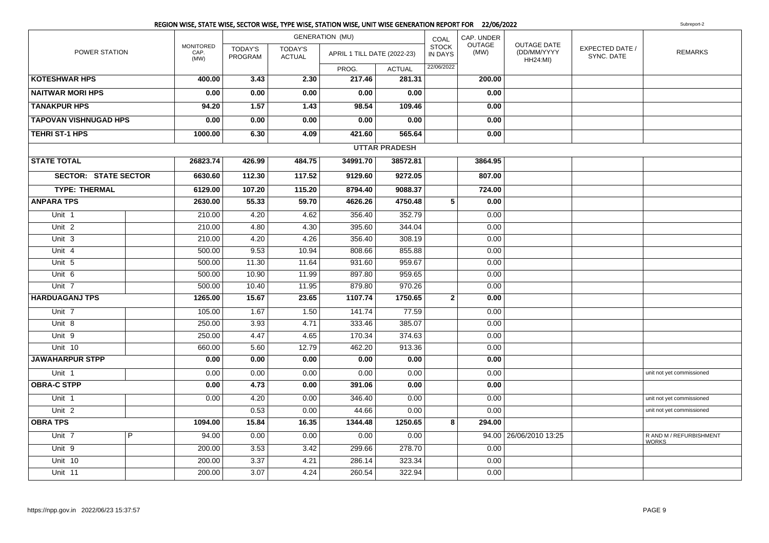## REGION WISE, STATE WISE, SECTOR WISE, TYPE WISE, STATION WISE, UNIT WISE GENERATION REPORT FOR 22/06/2022

Subreport-2

| POWER STATION | | MONITORED CAP. (MW) | GENERATION (MU) | | | | COAL STOCK IN DAYS | CAP. UNDER OUTAGE (MW) | OUTAGE DATE (DD/MM/YYYY HH24:MI) | EXPECTED DATE / SYNC. DATE | REMARKS |
|---|---|---|---|---|---|---|---|---|---|---|---|
| | | | TODAY'S PROGRAM | TODAY'S ACTUAL | APRIL 1 TILL DATE (2022-23) | | | | | | |
| | | | | | PROG. | ACTUAL | 22/06/2022 | | | | |
| **KOTESHWAR HPS** | | **400.00** | **3.43** | **2.30** | **217.46** | **281.31** | | **200.00** | | | |
| **NAITWAR MORI HPS** | | **0.00** | **0.00** | **0.00** | **0.00** | **0.00** | | **0.00** | | | |
| **TANAKPUR HPS** | | **94.20** | **1.57** | **1.43** | **98.54** | **109.46** | | **0.00** | | | |
| **TAPOVAN VISHNUGAD HPS** | | **0.00** | **0.00** | **0.00** | **0.00** | **0.00** | | **0.00** | | | |
| **TEHRI ST-1 HPS** | | **1000.00** | **6.30** | **4.09** | **421.60** | **565.64** | | **0.00** | | | |
| **UTTAR PRADESH** | | | | | | | | | | | |
| **STATE TOTAL** | | **26823.74** | **426.99** | **484.75** | **34991.70** | **38572.81** | | **3864.95** | | | |
| **SECTOR: STATE SECTOR** | | **6630.60** | **112.30** | **117.52** | **9129.60** | **9272.05** | | **807.00** | | | |
| **TYPE: THERMAL** | | **6129.00** | **107.20** | **115.20** | **8794.40** | **9088.37** | | **724.00** | | | |
| **ANPARA TPS** | | **2630.00** | **55.33** | **59.70** | **4626.26** | **4750.48** | **5** | **0.00** | | | |
| Unit 1 | | 210.00 | 4.20 | 4.62 | 356.40 | 352.79 | | 0.00 | | | |
| Unit 2 | | 210.00 | 4.80 | 4.30 | 395.60 | 344.04 | | 0.00 | | | |
| Unit 3 | | 210.00 | 4.20 | 4.26 | 356.40 | 308.19 | | 0.00 | | | |
| Unit 4 | | 500.00 | 9.53 | 10.94 | 808.66 | 855.88 | | 0.00 | | | |
| Unit 5 | | 500.00 | 11.30 | 11.64 | 931.60 | 959.67 | | 0.00 | | | |
| Unit 6 | | 500.00 | 10.90 | 11.99 | 897.80 | 959.65 | | 0.00 | | | |
| Unit 7 | | 500.00 | 10.40 | 11.95 | 879.80 | 970.26 | | 0.00 | | | |
| **HARDUAGANJ TPS** | | **1265.00** | **15.67** | **23.65** | **1107.74** | **1750.65** | **2** | **0.00** | | | |
| Unit 7 | | 105.00 | 1.67 | 1.50 | 141.74 | 77.59 | | 0.00 | | | |
| Unit 8 | | 250.00 | 3.93 | 4.71 | 333.46 | 385.07 | | 0.00 | | | |
| Unit 9 | | 250.00 | 4.47 | 4.65 | 170.34 | 374.63 | | 0.00 | | | |
| Unit 10 | | 660.00 | 5.60 | 12.79 | 462.20 | 913.36 | | 0.00 | | | |
| **JAWAHARPUR STPP** | | **0.00** | **0.00** | **0.00** | **0.00** | **0.00** | | **0.00** | | | |
| Unit 1 | | 0.00 | 0.00 | 0.00 | 0.00 | 0.00 | | 0.00 | | | unit not yet commissioned |
| **OBRA-C STPP** | | **0.00** | **4.73** | **0.00** | **391.06** | **0.00** | | **0.00** | | | |
| Unit 1 | | 0.00 | 4.20 | 0.00 | 346.40 | 0.00 | | 0.00 | | | unit not yet commissioned |
| Unit 2 | | | 0.53 | 0.00 | 44.66 | 0.00 | | 0.00 | | | unit not yet commissioned |
| **OBRA TPS** | | **1094.00** | **15.84** | **16.35** | **1344.48** | **1250.65** | **8** | **294.00** | | | |
| Unit 7 | P | 94.00 | 0.00 | 0.00 | 0.00 | 0.00 | | 94.00 | 26/06/2010 13:25 | | R AND M / REFURBISHMENT WORKS |
| Unit 9 | | 200.00 | 3.53 | 3.42 | 299.66 | 278.70 | | 0.00 | | | |
| Unit 10 | | 200.00 | 3.37 | 4.21 | 286.14 | 323.34 | | 0.00 | | | |
| Unit 11 | | 200.00 | 3.07 | 4.24 | 260.54 | 322.94 | | 0.00 | | | |

https://npp.gov.in 2022/06/23 15:37:57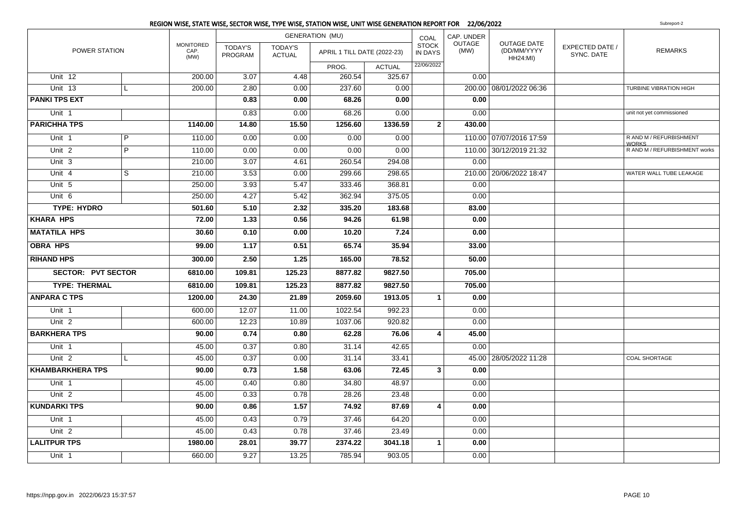## REGION WISE, STATE WISE, SECTOR WISE, TYPE WISE, STATION WISE, UNIT WISE GENERATION REPORT FOR 22/06/2022

Subreport-2

| POWER STATION | | MONITORED CAP. (MW) | GENERATION (MU) | | | | COAL STOCK IN DAYS | CAP. UNDER OUTAGE (MW) | OUTAGE DATE (DD/MM/YYYY HH24:MI) | EXPECTED DATE / SYNC. DATE | REMARKS |
|---|---|---|---|---|---|---|---|---|---|---|---|
| | | | TODAY'S PROGRAM | TODAY'S ACTUAL | APRIL 1 TILL DATE (2022-23) | | | | | | |
| | | | | | PROG. | ACTUAL | 22/06/2022 | | | | |
| Unit 12 | | 200.00 | 3.07 | 4.48 | 260.54 | 325.67 | | 0.00 | | | |
| Unit 13 | L | 200.00 | 2.80 | 0.00 | 237.60 | 0.00 | | 200.00 | 08/01/2022 06:36 | | TURBINE VIBRATION HIGH |
| **PANKI TPS EXT** | | | **0.83** | **0.00** | **68.26** | **0.00** | | **0.00** | | | |
| Unit 1 | | | 0.83 | 0.00 | 68.26 | 0.00 | | 0.00 | | | unit not yet commissioned |
| **PARICHHA TPS** | | **1140.00** | **14.80** | **15.50** | **1256.60** | **1336.59** | **2** | **430.00** | | | |
| Unit 1 | P | 110.00 | 0.00 | 0.00 | 0.00 | 0.00 | | 110.00 | 07/07/2016 17:59 | | R AND M / REFURBISHMENT WORKS |
| Unit 2 | P | 110.00 | 0.00 | 0.00 | 0.00 | 0.00 | | 110.00 | 30/12/2019 21:32 | | R AND M / REFURBISHMENT works |
| Unit 3 | | 210.00 | 3.07 | 4.61 | 260.54 | 294.08 | | 0.00 | | | |
| Unit 4 | S | 210.00 | 3.53 | 0.00 | 299.66 | 298.65 | | 210.00 | 20/06/2022 18:47 | | WATER WALL TUBE LEAKAGE |
| Unit 5 | | 250.00 | 3.93 | 5.47 | 333.46 | 368.81 | | 0.00 | | | |
| Unit 6 | | 250.00 | 4.27 | 5.42 | 362.94 | 375.05 | | 0.00 | | | |
| **TYPE: HYDRO** | | **501.60** | **5.10** | **2.32** | **335.20** | **183.68** | | **83.00** | | | |
| **KHARA HPS** | | **72.00** | **1.33** | **0.56** | **94.26** | **61.98** | | **0.00** | | | |
| **MATATILA HPS** | | **30.60** | **0.10** | **0.00** | **10.20** | **7.24** | | **0.00** | | | |
| **OBRA HPS** | | **99.00** | **1.17** | **0.51** | **65.74** | **35.94** | | **33.00** | | | |
| **RIHAND HPS** | | **300.00** | **2.50** | **1.25** | **165.00** | **78.52** | | **50.00** | | | |
| **SECTOR: PVT SECTOR** | | **6810.00** | **109.81** | **125.23** | **8877.82** | **9827.50** | | **705.00** | | | |
| **TYPE: THERMAL** | | **6810.00** | **109.81** | **125.23** | **8877.82** | **9827.50** | | **705.00** | | | |
| **ANPARA C TPS** | | **1200.00** | **24.30** | **21.89** | **2059.60** | **1913.05** | **1** | **0.00** | | | |
| Unit 1 | | 600.00 | 12.07 | 11.00 | 1022.54 | 992.23 | | 0.00 | | | |
| Unit 2 | | 600.00 | 12.23 | 10.89 | 1037.06 | 920.82 | | 0.00 | | | |
| **BARKHERA TPS** | | **90.00** | **0.74** | **0.80** | **62.28** | **76.06** | **4** | **45.00** | | | |
| Unit 1 | | 45.00 | 0.37 | 0.80 | 31.14 | 42.65 | | 0.00 | | | |
| Unit 2 | L | 45.00 | 0.37 | 0.00 | 31.14 | 33.41 | | 45.00 | 28/05/2022 11:28 | | COAL SHORTAGE |
| **KHAMBARKHERA TPS** | | **90.00** | **0.73** | **1.58** | **63.06** | **72.45** | **3** | **0.00** | | | |
| Unit 1 | | 45.00 | 0.40 | 0.80 | 34.80 | 48.97 | | 0.00 | | | |
| Unit 2 | | 45.00 | 0.33 | 0.78 | 28.26 | 23.48 | | 0.00 | | | |
| **KUNDARKI TPS** | | **90.00** | **0.86** | **1.57** | **74.92** | **87.69** | **4** | **0.00** | | | |
| Unit 1 | | 45.00 | 0.43 | 0.79 | 37.46 | 64.20 | | 0.00 | | | |
| Unit 2 | | 45.00 | 0.43 | 0.78 | 37.46 | 23.49 | | 0.00 | | | |
| **LALITPUR TPS** | | **1980.00** | **28.01** | **39.77** | **2374.22** | **3041.18** | **1** | **0.00** | | | |
| Unit 1 | | 660.00 | 9.27 | 13.25 | 785.94 | 903.05 | | 0.00 | | | |

https://npp.gov.in 2022/06/23 15:37:57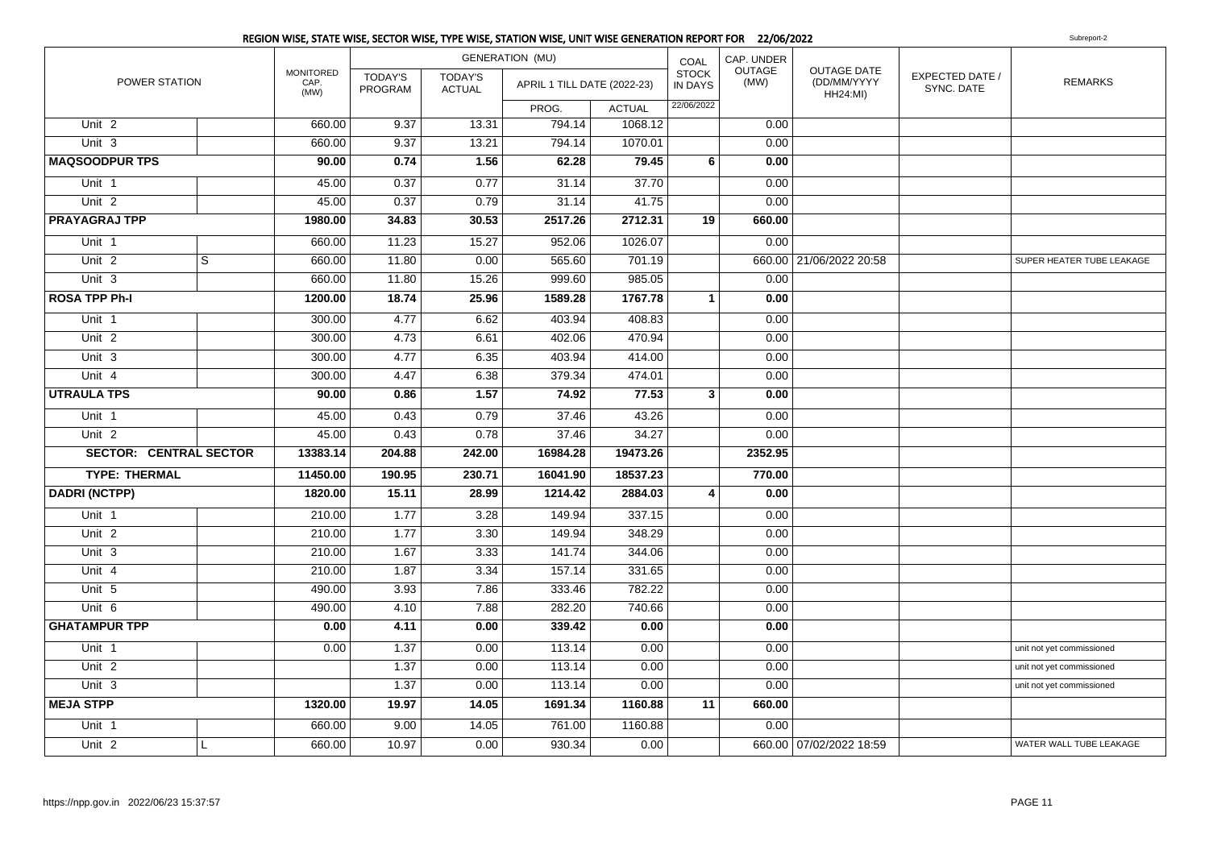## REGION WISE, STATE WISE, SECTOR WISE, TYPE WISE, STATION WISE, UNIT WISE GENERATION REPORT FOR 22/06/2022

Subreport-2

| POWER STATION | | MONITORED CAP. (MW) | GENERATION (MU) | | | | COAL STOCK IN DAYS | CAP. UNDER OUTAGE (MW) | OUTAGE DATE (DD/MM/YYYY HH24:MI) | EXPECTED DATE / SYNC. DATE | REMARKS |
|---|---|---|---|---|---|---|---|---|---|---|---|
| | | | TODAY'S PROGRAM | TODAY'S ACTUAL | APRIL 1 TILL DATE (2022-23) | | | | | | |
| | | | | | PROG. | ACTUAL | 22/06/2022 | | | | |
| Unit 2 | | 660.00 | 9.37 | 13.31 | 794.14 | 1068.12 | | 0.00 | | | |
| Unit 3 | | 660.00 | 9.37 | 13.21 | 794.14 | 1070.01 | | 0.00 | | | |
| **MAQSOODPUR TPS** | | **90.00** | **0.74** | **1.56** | **62.28** | **79.45** | **6** | **0.00** | | | |
| Unit 1 | | 45.00 | 0.37 | 0.77 | 31.14 | 37.70 | | 0.00 | | | |
| Unit 2 | | 45.00 | 0.37 | 0.79 | 31.14 | 41.75 | | 0.00 | | | |
| **PRAYAGRAJ TPP** | | **1980.00** | **34.83** | **30.53** | **2517.26** | **2712.31** | **19** | **660.00** | | | |
| Unit 1 | | 660.00 | 11.23 | 15.27 | 952.06 | 1026.07 | | 0.00 | | | |
| Unit 2 | S | 660.00 | 11.80 | 0.00 | 565.60 | 701.19 | | 660.00 | 21/06/2022 20:58 | | SUPER HEATER TUBE LEAKAGE |
| Unit 3 | | 660.00 | 11.80 | 15.26 | 999.60 | 985.05 | | 0.00 | | | |
| **ROSA TPP Ph-I** | | **1200.00** | **18.74** | **25.96** | **1589.28** | **1767.78** | **1** | **0.00** | | | |
| Unit 1 | | 300.00 | 4.77 | 6.62 | 403.94 | 408.83 | | 0.00 | | | |
| Unit 2 | | 300.00 | 4.73 | 6.61 | 402.06 | 470.94 | | 0.00 | | | |
| Unit 3 | | 300.00 | 4.77 | 6.35 | 403.94 | 414.00 | | 0.00 | | | |
| Unit 4 | | 300.00 | 4.47 | 6.38 | 379.34 | 474.01 | | 0.00 | | | |
| **UTRAULA TPS** | | **90.00** | **0.86** | **1.57** | **74.92** | **77.53** | **3** | **0.00** | | | |
| Unit 1 | | 45.00 | 0.43 | 0.79 | 37.46 | 43.26 | | 0.00 | | | |
| Unit 2 | | 45.00 | 0.43 | 0.78 | 37.46 | 34.27 | | 0.00 | | | |
| **SECTOR: CENTRAL SECTOR** | | **13383.14** | **204.88** | **242.00** | **16984.28** | **19473.26** | | **2352.95** | | | |
| **TYPE: THERMAL** | | **11450.00** | **190.95** | **230.71** | **16041.90** | **18537.23** | | **770.00** | | | |
| **DADRI (NCTPP)** | | **1820.00** | **15.11** | **28.99** | **1214.42** | **2884.03** | **4** | **0.00** | | | |
| Unit 1 | | 210.00 | 1.77 | 3.28 | 149.94 | 337.15 | | 0.00 | | | |
| Unit 2 | | 210.00 | 1.77 | 3.30 | 149.94 | 348.29 | | 0.00 | | | |
| Unit 3 | | 210.00 | 1.67 | 3.33 | 141.74 | 344.06 | | 0.00 | | | |
| Unit 4 | | 210.00 | 1.87 | 3.34 | 157.14 | 331.65 | | 0.00 | | | |
| Unit 5 | | 490.00 | 3.93 | 7.86 | 333.46 | 782.22 | | 0.00 | | | |
| Unit 6 | | 490.00 | 4.10 | 7.88 | 282.20 | 740.66 | | 0.00 | | | |
| **GHATAMPUR TPP** | | **0.00** | **4.11** | **0.00** | **339.42** | **0.00** | | **0.00** | | | |
| Unit 1 | | 0.00 | 1.37 | 0.00 | 113.14 | 0.00 | | 0.00 | | | unit not yet commissioned |
| Unit 2 | | | 1.37 | 0.00 | 113.14 | 0.00 | | 0.00 | | | unit not yet commissioned |
| Unit 3 | | | 1.37 | 0.00 | 113.14 | 0.00 | | 0.00 | | | unit not yet commissioned |
| **MEJA STPP** | | **1320.00** | **19.97** | **14.05** | **1691.34** | **1160.88** | **11** | **660.00** | | | |
| Unit 1 | | 660.00 | 9.00 | 14.05 | 761.00 | 1160.88 | | 0.00 | | | |
| Unit 2 | L | 660.00 | 10.97 | 0.00 | 930.34 | 0.00 | | 660.00 | 07/02/2022 18:59 | | WATER WALL TUBE LEAKAGE |

https://npp.gov.in 2022/06/23 15:37:57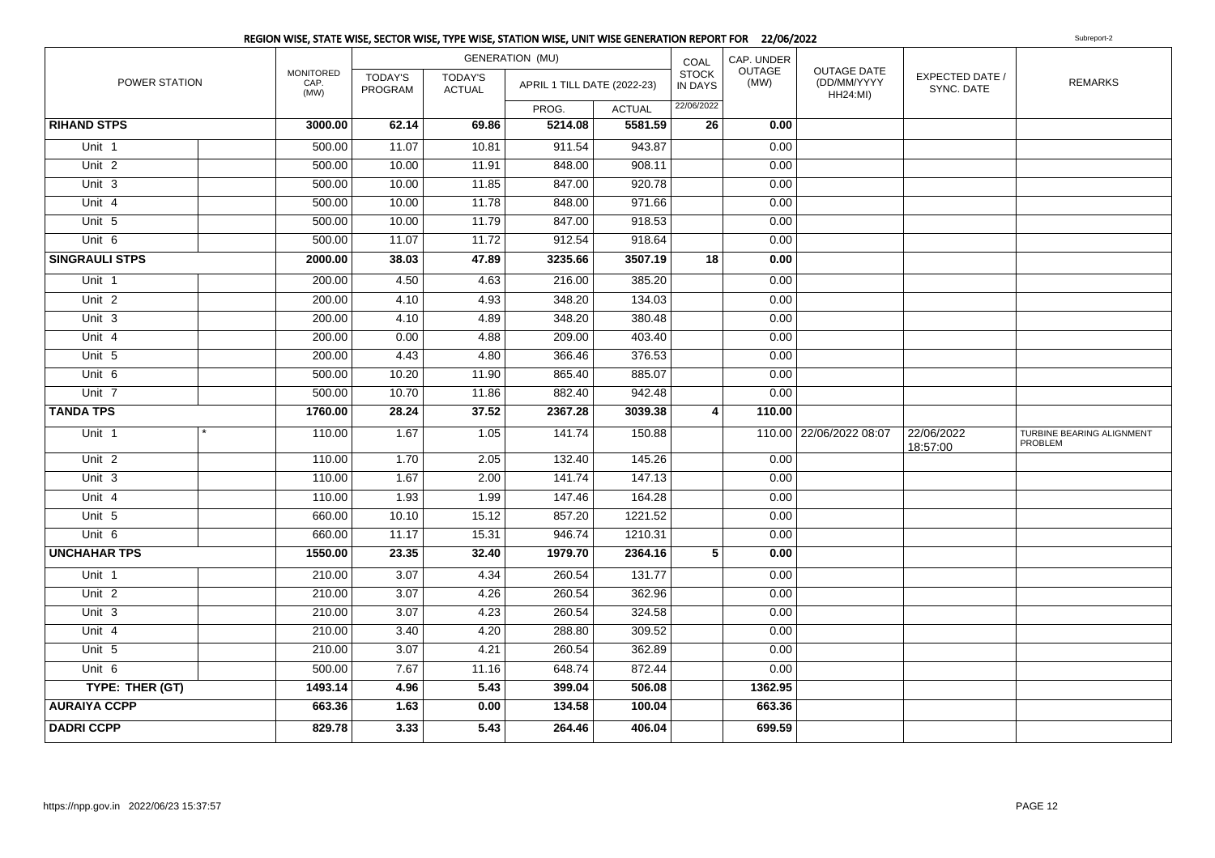## REGION WISE, STATE WISE, SECTOR WISE, TYPE WISE, STATION WISE, UNIT WISE GENERATION REPORT FOR 22/06/2022

Subreport-2

| POWER STATION | | MONITORED CAP. (MW) | GENERATION (MU) TODAY'S PROGRAM | TODAY'S ACTUAL | APRIL 1 TILL DATE (2022-23) PROG. | ACTUAL | COAL STOCK IN DAYS 22/06/2022 | CAP. UNDER OUTAGE (MW) | OUTAGE DATE (DD/MM/YYYY HH24:MI) | EXPECTED DATE / SYNC. DATE | REMARKS |
|---|---|---|---|---|---|---|---|---|---|---|---|
| **RIHAND STPS** | | **3000.00** | **62.14** | **69.86** | **5214.08** | **5581.59** | **26** | **0.00** | | | |
| Unit 1 | | 500.00 | 11.07 | 10.81 | 911.54 | 943.87 | | 0.00 | | | |
| Unit 2 | | 500.00 | 10.00 | 11.91 | 848.00 | 908.11 | | 0.00 | | | |
| Unit 3 | | 500.00 | 10.00 | 11.85 | 847.00 | 920.78 | | 0.00 | | | |
| Unit 4 | | 500.00 | 10.00 | 11.78 | 848.00 | 971.66 | | 0.00 | | | |
| Unit 5 | | 500.00 | 10.00 | 11.79 | 847.00 | 918.53 | | 0.00 | | | |
| Unit 6 | | 500.00 | 11.07 | 11.72 | 912.54 | 918.64 | | 0.00 | | | |
| **SINGRAULI STPS** | | **2000.00** | **38.03** | **47.89** | **3235.66** | **3507.19** | **18** | **0.00** | | | |
| Unit 1 | | 200.00 | 4.50 | 4.63 | 216.00 | 385.20 | | 0.00 | | | |
| Unit 2 | | 200.00 | 4.10 | 4.93 | 348.20 | 134.03 | | 0.00 | | | |
| Unit 3 | | 200.00 | 4.10 | 4.89 | 348.20 | 380.48 | | 0.00 | | | |
| Unit 4 | | 200.00 | 0.00 | 4.88 | 209.00 | 403.40 | | 0.00 | | | |
| Unit 5 | | 200.00 | 4.43 | 4.80 | 366.46 | 376.53 | | 0.00 | | | |
| Unit 6 | | 500.00 | 10.20 | 11.90 | 865.40 | 885.07 | | 0.00 | | | |
| Unit 7 | | 500.00 | 10.70 | 11.86 | 882.40 | 942.48 | | 0.00 | | | |
| **TANDA TPS** | | **1760.00** | **28.24** | **37.52** | **2367.28** | **3039.38** | **4** | **110.00** | | | |
| Unit 1 | * | 110.00 | 1.67 | 1.05 | 141.74 | 150.88 | | 110.00 | 22/06/2022 08:07 | 22/06/2022 18:57:00 | TURBINE BEARING ALIGNMENT PROBLEM |
| Unit 2 | | 110.00 | 1.70 | 2.05 | 132.40 | 145.26 | | 0.00 | | | |
| Unit 3 | | 110.00 | 1.67 | 2.00 | 141.74 | 147.13 | | 0.00 | | | |
| Unit 4 | | 110.00 | 1.93 | 1.99 | 147.46 | 164.28 | | 0.00 | | | |
| Unit 5 | | 660.00 | 10.10 | 15.12 | 857.20 | 1221.52 | | 0.00 | | | |
| Unit 6 | | 660.00 | 11.17 | 15.31 | 946.74 | 1210.31 | | 0.00 | | | |
| **UNCHAHAR TPS** | | **1550.00** | **23.35** | **32.40** | **1979.70** | **2364.16** | **5** | **0.00** | | | |
| Unit 1 | | 210.00 | 3.07 | 4.34 | 260.54 | 131.77 | | 0.00 | | | |
| Unit 2 | | 210.00 | 3.07 | 4.26 | 260.54 | 362.96 | | 0.00 | | | |
| Unit 3 | | 210.00 | 3.07 | 4.23 | 260.54 | 324.58 | | 0.00 | | | |
| Unit 4 | | 210.00 | 3.40 | 4.20 | 288.80 | 309.52 | | 0.00 | | | |
| Unit 5 | | 210.00 | 3.07 | 4.21 | 260.54 | 362.89 | | 0.00 | | | |
| Unit 6 | | 500.00 | 7.67 | 11.16 | 648.74 | 872.44 | | 0.00 | | | |
| **TYPE: THER (GT)** | | **1493.14** | **4.96** | **5.43** | **399.04** | **506.08** | | **1362.95** | | | |
| **AURAIYA CCPP** | | **663.36** | **1.63** | **0.00** | **134.58** | **100.04** | | **663.36** | | | |
| **DADRI CCPP** | | **829.78** | **3.33** | **5.43** | **264.46** | **406.04** | | **699.59** | | | |

https://npp.gov.in 2022/06/23 15:37:57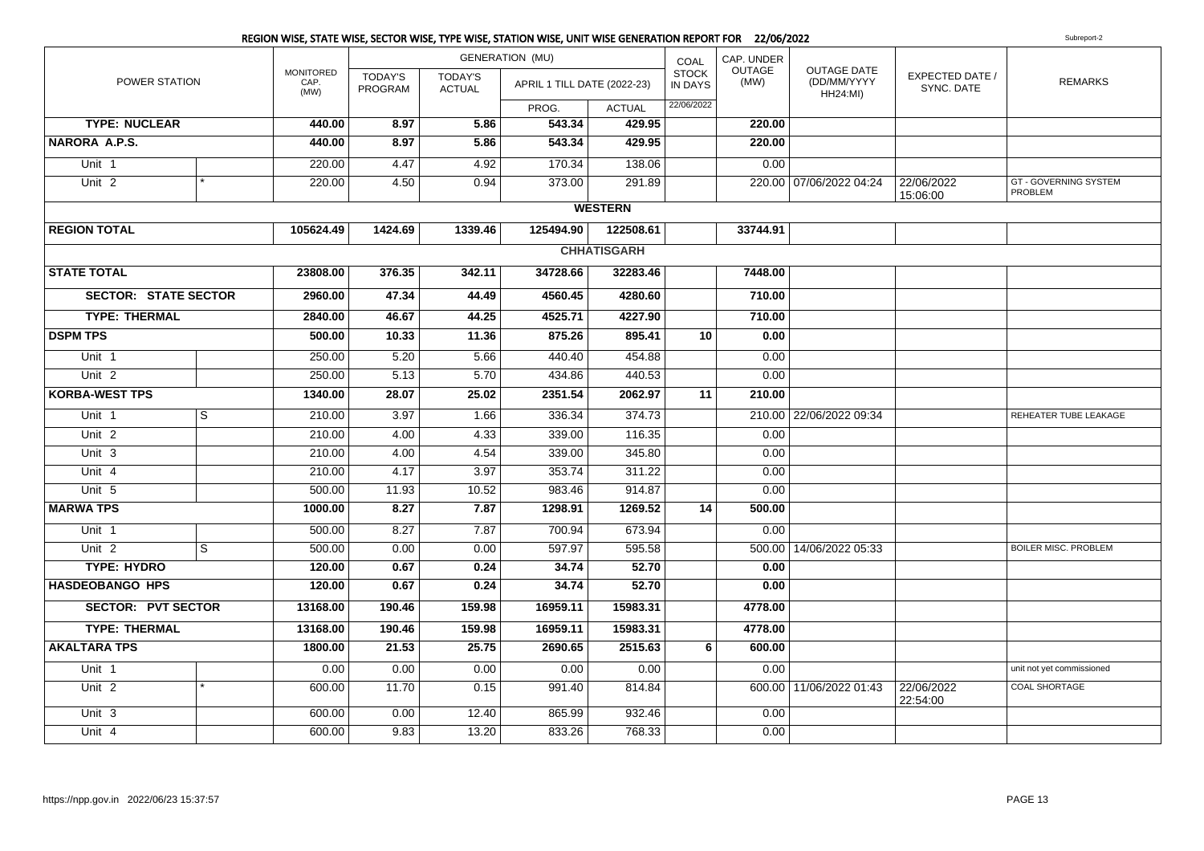## REGION WISE, STATE WISE, SECTOR WISE, TYPE WISE, STATION WISE, UNIT WISE GENERATION REPORT FOR 22/06/2022

Subreport-2

| POWER STATION | | MONITORED CAP. (MW) | GENERATION (MU) | | | | COAL STOCK IN DAYS | CAP. UNDER OUTAGE (MW) | OUTAGE DATE (DD/MM/YYYY HH24:MI) | EXPECTED DATE / SYNC. DATE | REMARKS |
|---|---|---|---|---|---|---|---|---|---|---|---|
| | | | TODAY'S PROGRAM | TODAY'S ACTUAL | APRIL 1 TILL DATE (2022-23) | | | | | | |
| | | | | | PROG. | ACTUAL | 22/06/2022 | | | | |
| **TYPE: NUCLEAR** | | **440.00** | **8.97** | **5.86** | **543.34** | **429.95** | | **220.00** | | | |
| **NARORA A.P.S.** | | **440.00** | **8.97** | **5.86** | **543.34** | **429.95** | | **220.00** | | | |
| Unit 1 | | 220.00 | 4.47 | 4.92 | 170.34 | 138.06 | | 0.00 | | | |
| Unit 2 | * | 220.00 | 4.50 | 0.94 | 373.00 | 291.89 | | 220.00 | 07/06/2022 04:24 | 22/06/2022 15:06:00 | GT - GOVERNING SYSTEM PROBLEM |
| | | | | | | **WESTERN** | | | | | |
| **REGION TOTAL** | | **105624.49** | **1424.69** | **1339.46** | **125494.90** | **122508.61** | | **33744.91** | | | |
| | | | | | | **CHHATISGARH** | | | | | |
| **STATE TOTAL** | | **23808.00** | **376.35** | **342.11** | **34728.66** | **32283.46** | | **7448.00** | | | |
| **SECTOR: STATE SECTOR** | | **2960.00** | **47.34** | **44.49** | **4560.45** | **4280.60** | | **710.00** | | | |
| **TYPE: THERMAL** | | **2840.00** | **46.67** | **44.25** | **4525.71** | **4227.90** | | **710.00** | | | |
| **DSPM TPS** | | **500.00** | **10.33** | **11.36** | **875.26** | **895.41** | **10** | **0.00** | | | |
| Unit 1 | | 250.00 | 5.20 | 5.66 | 440.40 | 454.88 | | 0.00 | | | |
| Unit 2 | | 250.00 | 5.13 | 5.70 | 434.86 | 440.53 | | 0.00 | | | |
| **KORBA-WEST TPS** | | **1340.00** | **28.07** | **25.02** | **2351.54** | **2062.97** | **11** | **210.00** | | | |
| Unit 1 | S | 210.00 | 3.97 | 1.66 | 336.34 | 374.73 | | 210.00 | 22/06/2022 09:34 | | REHEATER TUBE LEAKAGE |
| Unit 2 | | 210.00 | 4.00 | 4.33 | 339.00 | 116.35 | | 0.00 | | | |
| Unit 3 | | 210.00 | 4.00 | 4.54 | 339.00 | 345.80 | | 0.00 | | | |
| Unit 4 | | 210.00 | 4.17 | 3.97 | 353.74 | 311.22 | | 0.00 | | | |
| Unit 5 | | 500.00 | 11.93 | 10.52 | 983.46 | 914.87 | | 0.00 | | | |
| **MARWA TPS** | | **1000.00** | **8.27** | **7.87** | **1298.91** | **1269.52** | **14** | **500.00** | | | |
| Unit 1 | | 500.00 | 8.27 | 7.87 | 700.94 | 673.94 | | 0.00 | | | |
| Unit 2 | S | 500.00 | 0.00 | 0.00 | 597.97 | 595.58 | | 500.00 | 14/06/2022 05:33 | | BOILER MISC. PROBLEM |
| **TYPE: HYDRO** | | **120.00** | **0.67** | **0.24** | **34.74** | **52.70** | | **0.00** | | | |
| **HASDEOBANGO HPS** | | **120.00** | **0.67** | **0.24** | **34.74** | **52.70** | | **0.00** | | | |
| **SECTOR: PVT SECTOR** | | **13168.00** | **190.46** | **159.98** | **16959.11** | **15983.31** | | **4778.00** | | | |
| **TYPE: THERMAL** | | **13168.00** | **190.46** | **159.98** | **16959.11** | **15983.31** | | **4778.00** | | | |
| **AKALTARA TPS** | | **1800.00** | **21.53** | **25.75** | **2690.65** | **2515.63** | **6** | **600.00** | | | |
| Unit 1 | | 0.00 | 0.00 | 0.00 | 0.00 | 0.00 | | 0.00 | | | unit not yet commissioned |
| Unit 2 | * | 600.00 | 11.70 | 0.15 | 991.40 | 814.84 | | 600.00 | 11/06/2022 01:43 | 22/06/2022 22:54:00 | COAL SHORTAGE |
| Unit 3 | | 600.00 | 0.00 | 12.40 | 865.99 | 932.46 | | 0.00 | | | |
| Unit 4 | | 600.00 | 9.83 | 13.20 | 833.26 | 768.33 | | 0.00 | | | |

https://npp.gov.in 2022/06/23 15:37:57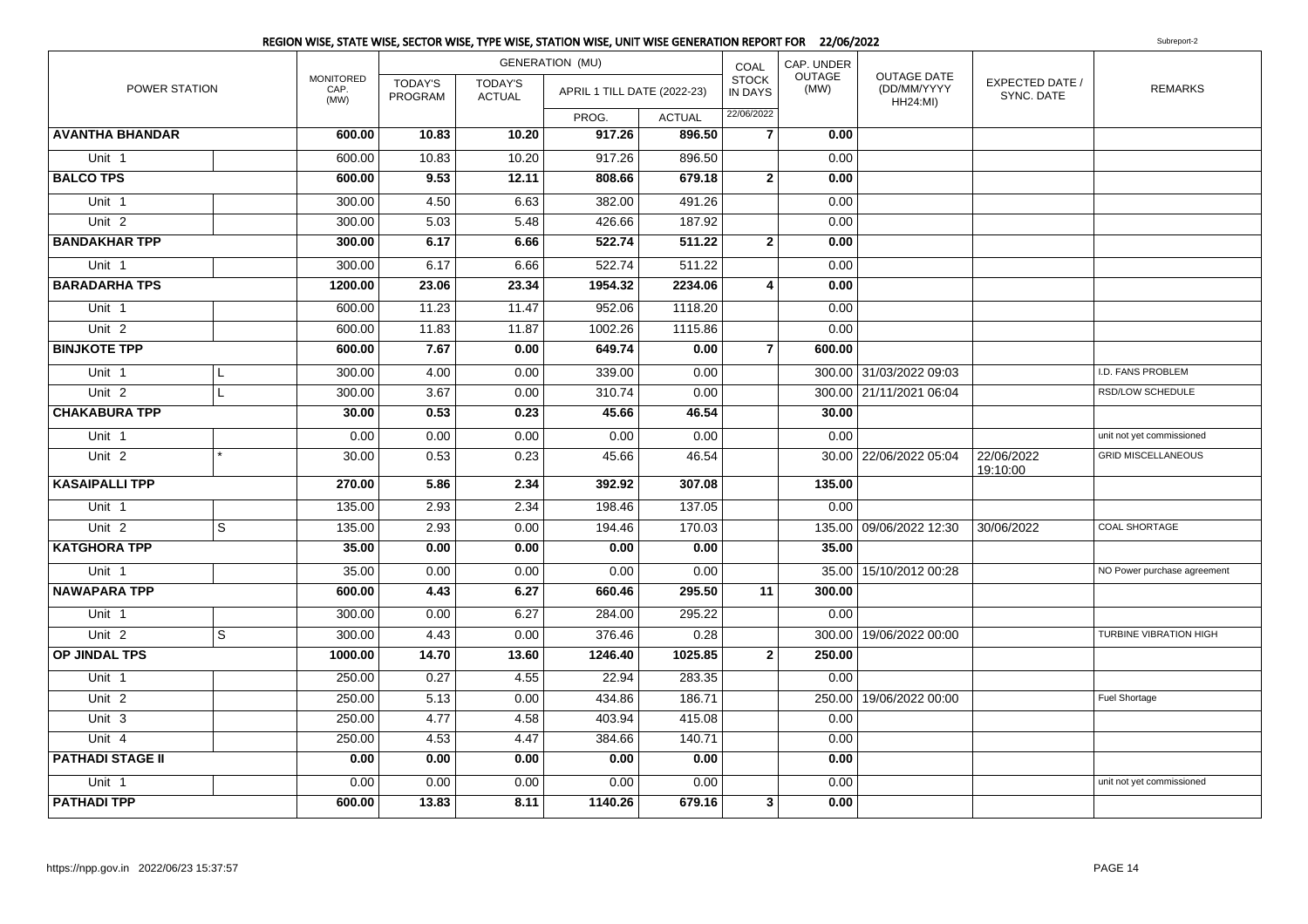# REGION WISE, STATE WISE, SECTOR WISE, TYPE WISE, STATION WISE, UNIT WISE GENERATION REPORT FOR 22/06/2022

Subreport-2

| POWER STATION | | MONITORED CAP. (MW) | GENERATION (MU) | | | | COAL STOCK IN DAYS | CAP. UNDER OUTAGE (MW) | OUTAGE DATE (DD/MM/YYYY HH24:MI) | EXPECTED DATE / SYNC. DATE | REMARKS |
|---|---|---|---|---|---|---|---|---|---|---|---|
| | | | TODAY'S PROGRAM | TODAY'S ACTUAL | APRIL 1 TILL DATE (2022-23) | | | | | | |
| | | | | | PROG. | ACTUAL | 22/06/2022 | | | | |
| **AVANTHA BHANDAR** | | **600.00** | **10.83** | **10.20** | **917.26** | **896.50** | **7** | **0.00** | | | |
| Unit 1 | | 600.00 | 10.83 | 10.20 | 917.26 | 896.50 | | 0.00 | | | |
| **BALCO TPS** | | **600.00** | **9.53** | **12.11** | **808.66** | **679.18** | **2** | **0.00** | | | |
| Unit 1 | | 300.00 | 4.50 | 6.63 | 382.00 | 491.26 | | 0.00 | | | |
| Unit 2 | | 300.00 | 5.03 | 5.48 | 426.66 | 187.92 | | 0.00 | | | |
| **BANDAKHAR TPP** | | **300.00** | **6.17** | **6.66** | **522.74** | **511.22** | **2** | **0.00** | | | |
| Unit 1 | | 300.00 | 6.17 | 6.66 | 522.74 | 511.22 | | 0.00 | | | |
| **BARADARHA TPS** | | **1200.00** | **23.06** | **23.34** | **1954.32** | **2234.06** | **4** | **0.00** | | | |
| Unit 1 | | 600.00 | 11.23 | 11.47 | 952.06 | 1118.20 | | 0.00 | | | |
| Unit 2 | | 600.00 | 11.83 | 11.87 | 1002.26 | 1115.86 | | 0.00 | | | |
| **BINJKOTE TPP** | | **600.00** | **7.67** | **0.00** | **649.74** | **0.00** | **7** | **600.00** | | | |
| Unit 1 | L | 300.00 | 4.00 | 0.00 | 339.00 | 0.00 | | 300.00 | 31/03/2022 09:03 | | I.D. FANS PROBLEM |
| Unit 2 | L | 300.00 | 3.67 | 0.00 | 310.74 | 0.00 | | 300.00 | 21/11/2021 06:04 | | RSD/LOW SCHEDULE |
| **CHAKABURA TPP** | | **30.00** | **0.53** | **0.23** | **45.66** | **46.54** | | **30.00** | | | |
| Unit 1 | | 0.00 | 0.00 | 0.00 | 0.00 | 0.00 | | 0.00 | | | unit not yet commissioned |
| Unit 2 | * | 30.00 | 0.53 | 0.23 | 45.66 | 46.54 | | 30.00 | 22/06/2022 05:04 | 22/06/2022 19:10:00 | GRID MISCELLANEOUS |
| **KASAIPALLI TPP** | | **270.00** | **5.86** | **2.34** | **392.92** | **307.08** | | **135.00** | | | |
| Unit 1 | | 135.00 | 2.93 | 2.34 | 198.46 | 137.05 | | 0.00 | | | |
| Unit 2 | S | 135.00 | 2.93 | 0.00 | 194.46 | 170.03 | | 135.00 | 09/06/2022 12:30 | 30/06/2022 | COAL SHORTAGE |
| **KATGHORA TPP** | | **35.00** | **0.00** | **0.00** | **0.00** | **0.00** | | **35.00** | | | |
| Unit 1 | | 35.00 | 0.00 | 0.00 | 0.00 | 0.00 | | 35.00 | 15/10/2012 00:28 | | NO Power purchase agreement |
| **NAWAPARA TPP** | | **600.00** | **4.43** | **6.27** | **660.46** | **295.50** | **11** | **300.00** | | | |
| Unit 1 | | 300.00 | 0.00 | 6.27 | 284.00 | 295.22 | | 0.00 | | | |
| Unit 2 | S | 300.00 | 4.43 | 0.00 | 376.46 | 0.28 | | 300.00 | 19/06/2022 00:00 | | TURBINE VIBRATION HIGH |
| **OP JINDAL TPS** | | **1000.00** | **14.70** | **13.60** | **1246.40** | **1025.85** | **2** | **250.00** | | | |
| Unit 1 | | 250.00 | 0.27 | 4.55 | 22.94 | 283.35 | | 0.00 | | | |
| Unit 2 | | 250.00 | 5.13 | 0.00 | 434.86 | 186.71 | | 250.00 | 19/06/2022 00:00 | | Fuel Shortage |
| Unit 3 | | 250.00 | 4.77 | 4.58 | 403.94 | 415.08 | | 0.00 | | | |
| Unit 4 | | 250.00 | 4.53 | 4.47 | 384.66 | 140.71 | | 0.00 | | | |
| **PATHADI STAGE II** | | **0.00** | **0.00** | **0.00** | **0.00** | **0.00** | | **0.00** | | | |
| Unit 1 | | 0.00 | 0.00 | 0.00 | 0.00 | 0.00 | | 0.00 | | | unit not yet commissioned |
| **PATHADI TPP** | | **600.00** | **13.83** | **8.11** | **1140.26** | **679.16** | **3** | **0.00** | | | |

https://npp.gov.in 2022/06/23 15:37:57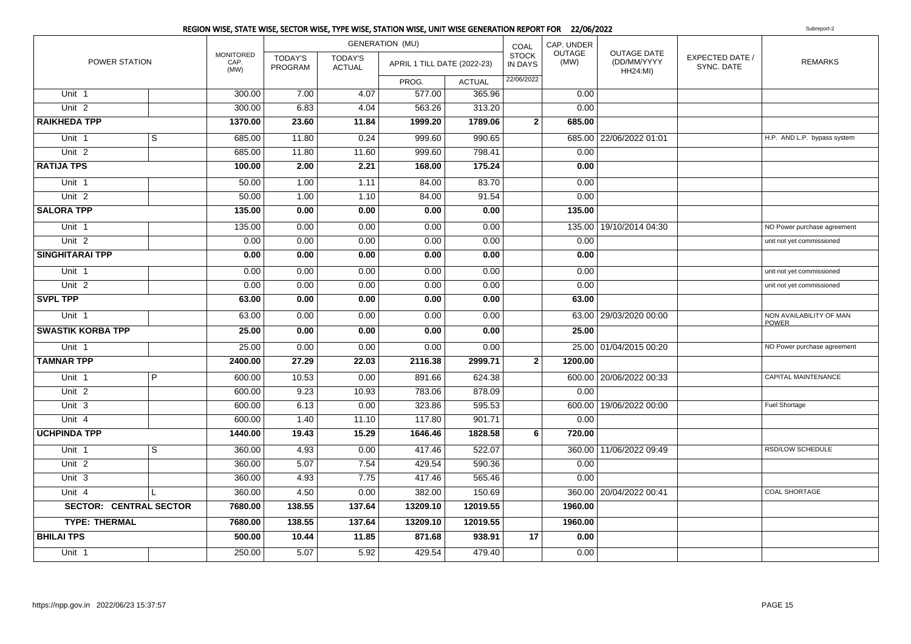## REGION WISE, STATE WISE, SECTOR WISE, TYPE WISE, STATION WISE, UNIT WISE GENERATION REPORT FOR 22/06/2022

Subreport-2

| POWER STATION | | MONITORED CAP. (MW) | GENERATION (MU) | | | | COAL STOCK IN DAYS | CAP. UNDER OUTAGE (MW) | OUTAGE DATE (DD/MM/YYYY HH24:MI) | EXPECTED DATE / SYNC. DATE | REMARKS |
|---|---|---|---|---|---|---|---|---|---|---|---|
| | | | TODAY'S PROGRAM | TODAY'S ACTUAL | APRIL 1 TILL DATE (2022-23) | | | | | | |
| | | | | | PROG. | ACTUAL | 22/06/2022 | | | | |
| Unit 1 | | 300.00 | 7.00 | 4.07 | 577.00 | 365.96 | | 0.00 | | | |
| Unit 2 | | 300.00 | 6.83 | 4.04 | 563.26 | 313.20 | | 0.00 | | | |
| **RAIKHEDA TPP** | | **1370.00** | **23.60** | **11.84** | **1999.20** | **1789.06** | **2** | **685.00** | | | |
| Unit 1 | S | 685.00 | 11.80 | 0.24 | 999.60 | 990.65 | | 685.00 | 22/06/2022 01:01 | | H.P. AND L.P. bypass system |
| Unit 2 | | 685.00 | 11.80 | 11.60 | 999.60 | 798.41 | | 0.00 | | | |
| **RATIJA TPS** | | **100.00** | **2.00** | **2.21** | **168.00** | **175.24** | | **0.00** | | | |
| Unit 1 | | 50.00 | 1.00 | 1.11 | 84.00 | 83.70 | | 0.00 | | | |
| Unit 2 | | 50.00 | 1.00 | 1.10 | 84.00 | 91.54 | | 0.00 | | | |
| **SALORA TPP** | | **135.00** | **0.00** | **0.00** | **0.00** | **0.00** | | **135.00** | | | |
| Unit 1 | | 135.00 | 0.00 | 0.00 | 0.00 | 0.00 | | 135.00 | 19/10/2014 04:30 | | NO Power purchase agreement |
| Unit 2 | | 0.00 | 0.00 | 0.00 | 0.00 | 0.00 | | 0.00 | | | unit not yet commissioned |
| **SINGHITARAI TPP** | | **0.00** | **0.00** | **0.00** | **0.00** | **0.00** | | **0.00** | | | |
| Unit 1 | | 0.00 | 0.00 | 0.00 | 0.00 | 0.00 | | 0.00 | | | unit not yet commissioned |
| Unit 2 | | 0.00 | 0.00 | 0.00 | 0.00 | 0.00 | | 0.00 | | | unit not yet commissioned |
| **SVPL TPP** | | **63.00** | **0.00** | **0.00** | **0.00** | **0.00** | | **63.00** | | | |
| Unit 1 | | 63.00 | 0.00 | 0.00 | 0.00 | 0.00 | | 63.00 | 29/03/2020 00:00 | | NON AVAILABILITY OF MAN POWER |
| **SWASTIK KORBA TPP** | | **25.00** | **0.00** | **0.00** | **0.00** | **0.00** | | **25.00** | | | |
| Unit 1 | | 25.00 | 0.00 | 0.00 | 0.00 | 0.00 | | 25.00 | 01/04/2015 00:20 | | NO Power purchase agreement |
| **TAMNAR TPP** | | **2400.00** | **27.29** | **22.03** | **2116.38** | **2999.71** | **2** | **1200.00** | | | |
| Unit 1 | P | 600.00 | 10.53 | 0.00 | 891.66 | 624.38 | | 600.00 | 20/06/2022 00:33 | | CAPITAL MAINTENANCE |
| Unit 2 | | 600.00 | 9.23 | 10.93 | 783.06 | 878.09 | | 0.00 | | | |
| Unit 3 | | 600.00 | 6.13 | 0.00 | 323.86 | 595.53 | | 600.00 | 19/06/2022 00:00 | | Fuel Shortage |
| Unit 4 | | 600.00 | 1.40 | 11.10 | 117.80 | 901.71 | | 0.00 | | | |
| **UCHPINDA TPP** | | **1440.00** | **19.43** | **15.29** | **1646.46** | **1828.58** | **6** | **720.00** | | | |
| Unit 1 | S | 360.00 | 4.93 | 0.00 | 417.46 | 522.07 | | 360.00 | 11/06/2022 09:49 | | RSD/LOW SCHEDULE |
| Unit 2 | | 360.00 | 5.07 | 7.54 | 429.54 | 590.36 | | 0.00 | | | |
| Unit 3 | | 360.00 | 4.93 | 7.75 | 417.46 | 565.46 | | 0.00 | | | |
| Unit 4 | L | 360.00 | 4.50 | 0.00 | 382.00 | 150.69 | | 360.00 | 20/04/2022 00:41 | | COAL SHORTAGE |
| **SECTOR: CENTRAL SECTOR** | | **7680.00** | **138.55** | **137.64** | **13209.10** | **12019.55** | | **1960.00** | | | |
| **TYPE: THERMAL** | | **7680.00** | **138.55** | **137.64** | **13209.10** | **12019.55** | | **1960.00** | | | |
| **BHILAI TPS** | | **500.00** | **10.44** | **11.85** | **871.68** | **938.91** | **17** | **0.00** | | | |
| Unit 1 | | 250.00 | 5.07 | 5.92 | 429.54 | 479.40 | | 0.00 | | | |

https://npp.gov.in 2022/06/23 15:37:57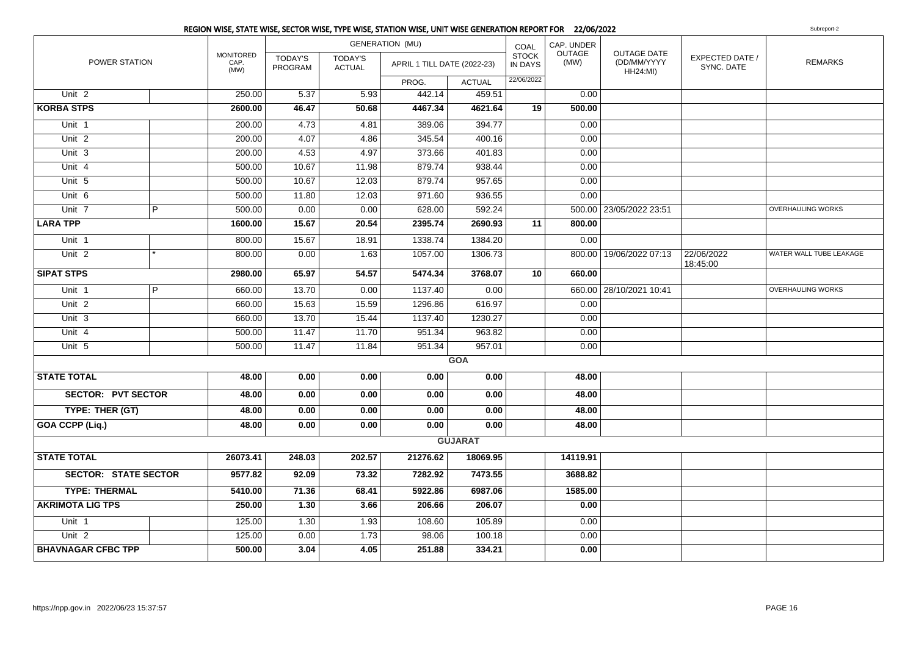# REGION WISE, STATE WISE, SECTOR WISE, TYPE WISE, STATION WISE, UNIT WISE GENERATION REPORT FOR 22/06/2022

Subreport-2

| POWER STATION | | MONITORED CAP. (MW) | GENERATION (MU) | | | | COAL STOCK IN DAYS | CAP. UNDER OUTAGE (MW) | OUTAGE DATE (DD/MM/YYYY HH24:MI) | EXPECTED DATE / SYNC. DATE | REMARKS |
|---|---|---|---|---|---|---|---|---|---|---|---|
| | | | TODAY'S PROGRAM | TODAY'S ACTUAL | APRIL 1 TILL DATE (2022-23) | | | | | | |
| | | | | | PROG. | ACTUAL | 22/06/2022 | | | | |
| Unit 2 | | 250.00 | 5.37 | 5.93 | 442.14 | 459.51 | | 0.00 | | | |
| **KORBA STPS** | | **2600.00** | **46.47** | **50.68** | **4467.34** | **4621.64** | **19** | **500.00** | | | |
| Unit 1 | | 200.00 | 4.73 | 4.81 | 389.06 | 394.77 | | 0.00 | | | |
| Unit 2 | | 200.00 | 4.07 | 4.86 | 345.54 | 400.16 | | 0.00 | | | |
| Unit 3 | | 200.00 | 4.53 | 4.97 | 373.66 | 401.83 | | 0.00 | | | |
| Unit 4 | | 500.00 | 10.67 | 11.98 | 879.74 | 938.44 | | 0.00 | | | |
| Unit 5 | | 500.00 | 10.67 | 12.03 | 879.74 | 957.65 | | 0.00 | | | |
| Unit 6 | | 500.00 | 11.80 | 12.03 | 971.60 | 936.55 | | 0.00 | | | |
| Unit 7 | P | 500.00 | 0.00 | 0.00 | 628.00 | 592.24 | | 500.00 | 23/05/2022 23:51 | | OVERHAULING WORKS |
| **LARA TPP** | | **1600.00** | **15.67** | **20.54** | **2395.74** | **2690.93** | **11** | **800.00** | | | |
| Unit 1 | | 800.00 | 15.67 | 18.91 | 1338.74 | 1384.20 | | 0.00 | | | |
| Unit 2 | * | 800.00 | 0.00 | 1.63 | 1057.00 | 1306.73 | | 800.00 | 19/06/2022 07:13 | 22/06/2022 18:45:00 | WATER WALL TUBE LEAKAGE |
| **SIPAT STPS** | | **2980.00** | **65.97** | **54.57** | **5474.34** | **3768.07** | **10** | **660.00** | | | |
| Unit 1 | P | 660.00 | 13.70 | 0.00 | 1137.40 | 0.00 | | 660.00 | 28/10/2021 10:41 | | OVERHAULING WORKS |
| Unit 2 | | 660.00 | 15.63 | 15.59 | 1296.86 | 616.97 | | 0.00 | | | |
| Unit 3 | | 660.00 | 13.70 | 15.44 | 1137.40 | 1230.27 | | 0.00 | | | |
| Unit 4 | | 500.00 | 11.47 | 11.70 | 951.34 | 963.82 | | 0.00 | | | |
| Unit 5 | | 500.00 | 11.47 | 11.84 | 951.34 | 957.01 | | 0.00 | | | |
| **GOA** | | | | | | | | | | | |
| **STATE TOTAL** | | **48.00** | **0.00** | **0.00** | **0.00** | **0.00** | | **48.00** | | | |
| **SECTOR: PVT SECTOR** | | **48.00** | **0.00** | **0.00** | **0.00** | **0.00** | | **48.00** | | | |
| **TYPE: THER (GT)** | | **48.00** | **0.00** | **0.00** | **0.00** | **0.00** | | **48.00** | | | |
| **GOA CCPP (Liq.)** | | **48.00** | **0.00** | **0.00** | **0.00** | **0.00** | | **48.00** | | | |
| **GUJARAT** | | | | | | | | | | | |
| **STATE TOTAL** | | **26073.41** | **248.03** | **202.57** | **21276.62** | **18069.95** | | **14119.91** | | | |
| **SECTOR: STATE SECTOR** | | **9577.82** | **92.09** | **73.32** | **7282.92** | **7473.55** | | **3688.82** | | | |
| **TYPE: THERMAL** | | **5410.00** | **71.36** | **68.41** | **5922.86** | **6987.06** | | **1585.00** | | | |
| **AKRIMOTA LIG TPS** | | **250.00** | **1.30** | **3.66** | **206.66** | **206.07** | | **0.00** | | | |
| Unit 1 | | 125.00 | 1.30 | 1.93 | 108.60 | 105.89 | | 0.00 | | | |
| Unit 2 | | 125.00 | 0.00 | 1.73 | 98.06 | 100.18 | | 0.00 | | | |
| **BHAVNAGAR CFBC TPP** | | **500.00** | **3.04** | **4.05** | **251.88** | **334.21** | | **0.00** | | | |

https://npp.gov.in 2022/06/23 15:37:57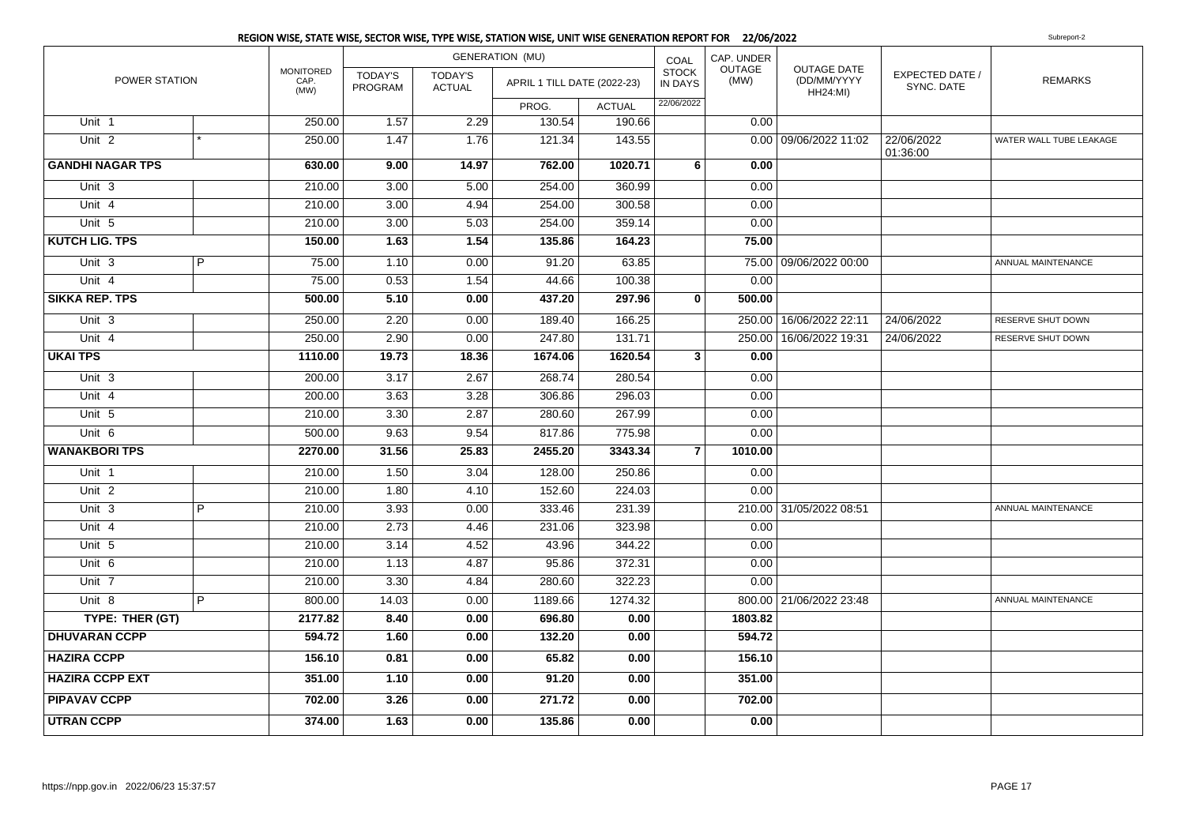## REGION WISE, STATE WISE, SECTOR WISE, TYPE WISE, STATION WISE, UNIT WISE GENERATION REPORT FOR 22/06/2022

Subreport-2

| POWER STATION | | MONITORED CAP. (MW) | GENERATION (MU) | | | | COAL STOCK IN DAYS | CAP. UNDER OUTAGE (MW) | OUTAGE DATE (DD/MM/YYYY HH24:MI) | EXPECTED DATE / SYNC. DATE | REMARKS |
|---|---|---|---|---|---|---|---|---|---|---|---|
| | | | TODAY'S PROGRAM | TODAY'S ACTUAL | APRIL 1 TILL DATE (2022-23) | | | | | | |
| | | | | | PROG. | ACTUAL | 22/06/2022 | | | | |
| Unit 1 | | 250.00 | 1.57 | 2.29 | 130.54 | 190.66 | | 0.00 | | | |
| Unit 2 | * | 250.00 | 1.47 | 1.76 | 121.34 | 143.55 | | 0.00 | 09/06/2022 11:02 | 22/06/2022 01:36:00 | WATER WALL TUBE LEAKAGE |
| **GANDHI NAGAR TPS** | | **630.00** | **9.00** | **14.97** | **762.00** | **1020.71** | **6** | **0.00** | | | |
| Unit 3 | | 210.00 | 3.00 | 5.00 | 254.00 | 360.99 | | 0.00 | | | |
| Unit 4 | | 210.00 | 3.00 | 4.94 | 254.00 | 300.58 | | 0.00 | | | |
| Unit 5 | | 210.00 | 3.00 | 5.03 | 254.00 | 359.14 | | 0.00 | | | |
| **KUTCH LIG. TPS** | | **150.00** | **1.63** | **1.54** | **135.86** | **164.23** | | **75.00** | | | |
| Unit 3 | P | 75.00 | 1.10 | 0.00 | 91.20 | 63.85 | | 75.00 | 09/06/2022 00:00 | | ANNUAL MAINTENANCE |
| Unit 4 | | 75.00 | 0.53 | 1.54 | 44.66 | 100.38 | | 0.00 | | | |
| **SIKKA REP. TPS** | | **500.00** | **5.10** | **0.00** | **437.20** | **297.96** | **0** | **500.00** | | | |
| Unit 3 | | 250.00 | 2.20 | 0.00 | 189.40 | 166.25 | | 250.00 | 16/06/2022 22:11 | 24/06/2022 | RESERVE SHUT DOWN |
| Unit 4 | | 250.00 | 2.90 | 0.00 | 247.80 | 131.71 | | 250.00 | 16/06/2022 19:31 | 24/06/2022 | RESERVE SHUT DOWN |
| **UKAI TPS** | | **1110.00** | **19.73** | **18.36** | **1674.06** | **1620.54** | **3** | **0.00** | | | |
| Unit 3 | | 200.00 | 3.17 | 2.67 | 268.74 | 280.54 | | 0.00 | | | |
| Unit 4 | | 200.00 | 3.63 | 3.28 | 306.86 | 296.03 | | 0.00 | | | |
| Unit 5 | | 210.00 | 3.30 | 2.87 | 280.60 | 267.99 | | 0.00 | | | |
| Unit 6 | | 500.00 | 9.63 | 9.54 | 817.86 | 775.98 | | 0.00 | | | |
| **WANAKBORI TPS** | | **2270.00** | **31.56** | **25.83** | **2455.20** | **3343.34** | **7** | **1010.00** | | | |
| Unit 1 | | 210.00 | 1.50 | 3.04 | 128.00 | 250.86 | | 0.00 | | | |
| Unit 2 | | 210.00 | 1.80 | 4.10 | 152.60 | 224.03 | | 0.00 | | | |
| Unit 3 | P | 210.00 | 3.93 | 0.00 | 333.46 | 231.39 | | 210.00 | 31/05/2022 08:51 | | ANNUAL MAINTENANCE |
| Unit 4 | | 210.00 | 2.73 | 4.46 | 231.06 | 323.98 | | 0.00 | | | |
| Unit 5 | | 210.00 | 3.14 | 4.52 | 43.96 | 344.22 | | 0.00 | | | |
| Unit 6 | | 210.00 | 1.13 | 4.87 | 95.86 | 372.31 | | 0.00 | | | |
| Unit 7 | | 210.00 | 3.30 | 4.84 | 280.60 | 322.23 | | 0.00 | | | |
| Unit 8 | P | 800.00 | 14.03 | 0.00 | 1189.66 | 1274.32 | | 800.00 | 21/06/2022 23:48 | | ANNUAL MAINTENANCE |
| **TYPE: THER (GT)** | | **2177.82** | **8.40** | **0.00** | **696.80** | **0.00** | | **1803.82** | | | |
| **DHUVARAN CCPP** | | **594.72** | **1.60** | **0.00** | **132.20** | **0.00** | | **594.72** | | | |
| **HAZIRA CCPP** | | **156.10** | **0.81** | **0.00** | **65.82** | **0.00** | | **156.10** | | | |
| **HAZIRA CCPP EXT** | | **351.00** | **1.10** | **0.00** | **91.20** | **0.00** | | **351.00** | | | |
| **PIPAVAV CCPP** | | **702.00** | **3.26** | **0.00** | **271.72** | **0.00** | | **702.00** | | | |
| **UTRAN CCPP** | | **374.00** | **1.63** | **0.00** | **135.86** | **0.00** | | **0.00** | | | |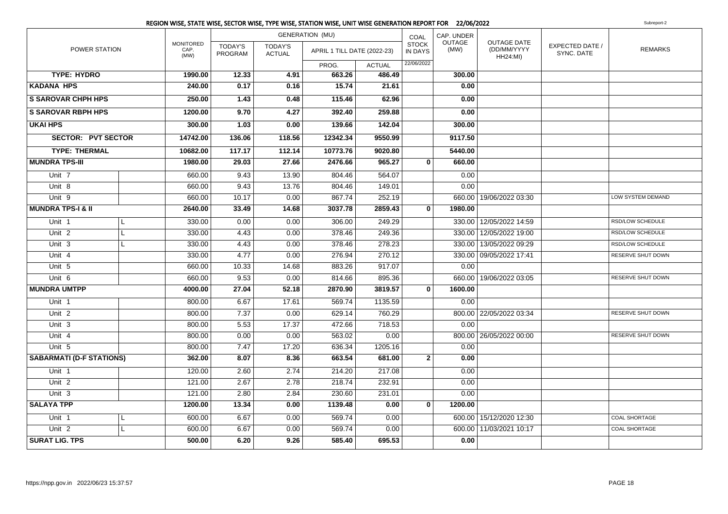## REGION WISE, STATE WISE, SECTOR WISE, TYPE WISE, STATION WISE, UNIT WISE GENERATION REPORT FOR 22/06/2022

Subreport-2

| POWER STATION | | MONITORED CAP. (MW) | GENERATION (MU) | | | | COAL STOCK IN DAYS | CAP. UNDER OUTAGE (MW) | OUTAGE DATE (DD/MM/YYYY HH24:MI) | EXPECTED DATE / SYNC. DATE | REMARKS |
|---|---|---|---|---|---|---|---|---|---|---|---|
| | | | TODAY'S PROGRAM | TODAY'S ACTUAL | APRIL 1 TILL DATE (2022-23) | | | | | | |
| | | | | | PROG. | ACTUAL | 22/06/2022 | | | | |
| **TYPE: HYDRO** | | **1990.00** | **12.33** | **4.91** | **663.26** | **486.49** | | **300.00** | | | |
| **KADANA HPS** | | **240.00** | **0.17** | **0.16** | **15.74** | **21.61** | | **0.00** | | | |
| **S SAROVAR CHPH HPS** | | **250.00** | **1.43** | **0.48** | **115.46** | **62.96** | | **0.00** | | | |
| **S SAROVAR RBPH HPS** | | **1200.00** | **9.70** | **4.27** | **392.40** | **259.88** | | **0.00** | | | |
| **UKAI HPS** | | **300.00** | **1.03** | **0.00** | **139.66** | **142.04** | | **300.00** | | | |
| **SECTOR: PVT SECTOR** | | **14742.00** | **136.06** | **118.56** | **12342.34** | **9550.99** | | **9117.50** | | | |
| **TYPE: THERMAL** | | **10682.00** | **117.17** | **112.14** | **10773.76** | **9020.80** | | **5440.00** | | | |
| **MUNDRA TPS-III** | | **1980.00** | **29.03** | **27.66** | **2476.66** | **965.27** | **0** | **660.00** | | | |
| Unit 7 | | 660.00 | 9.43 | 13.90 | 804.46 | 564.07 | | 0.00 | | | |
| Unit 8 | | 660.00 | 9.43 | 13.76 | 804.46 | 149.01 | | 0.00 | | | |
| Unit 9 | | 660.00 | 10.17 | 0.00 | 867.74 | 252.19 | | 660.00 | 19/06/2022 03:30 | | LOW SYSTEM DEMAND |
| **MUNDRA TPS-I & II** | | **2640.00** | **33.49** | **14.68** | **3037.78** | **2859.43** | **0** | **1980.00** | | | |
| Unit 1 | L | 330.00 | 0.00 | 0.00 | 306.00 | 249.29 | | 330.00 | 12/05/2022 14:59 | | RSD/LOW SCHEDULE |
| Unit 2 | L | 330.00 | 4.43 | 0.00 | 378.46 | 249.36 | | 330.00 | 12/05/2022 19:00 | | RSD/LOW SCHEDULE |
| Unit 3 | L | 330.00 | 4.43 | 0.00 | 378.46 | 278.23 | | 330.00 | 13/05/2022 09:29 | | RSD/LOW SCHEDULE |
| Unit 4 | | 330.00 | 4.77 | 0.00 | 276.94 | 270.12 | | 330.00 | 09/05/2022 17:41 | | RESERVE SHUT DOWN |
| Unit 5 | | 660.00 | 10.33 | 14.68 | 883.26 | 917.07 | | 0.00 | | | |
| Unit 6 | | 660.00 | 9.53 | 0.00 | 814.66 | 895.36 | | 660.00 | 19/06/2022 03:05 | | RESERVE SHUT DOWN |
| **MUNDRA UMTPP** | | **4000.00** | **27.04** | **52.18** | **2870.90** | **3819.57** | **0** | **1600.00** | | | |
| Unit 1 | | 800.00 | 6.67 | 17.61 | 569.74 | 1135.59 | | 0.00 | | | |
| Unit 2 | | 800.00 | 7.37 | 0.00 | 629.14 | 760.29 | | 800.00 | 22/05/2022 03:34 | | RESERVE SHUT DOWN |
| Unit 3 | | 800.00 | 5.53 | 17.37 | 472.66 | 718.53 | | 0.00 | | | |
| Unit 4 | | 800.00 | 0.00 | 0.00 | 563.02 | 0.00 | | 800.00 | 26/05/2022 00:00 | | RESERVE SHUT DOWN |
| Unit 5 | | 800.00 | 7.47 | 17.20 | 636.34 | 1205.16 | | 0.00 | | | |
| **SABARMATI (D-F STATIONS)** | | **362.00** | **8.07** | **8.36** | **663.54** | **681.00** | **2** | **0.00** | | | |
| Unit 1 | | 120.00 | 2.60 | 2.74 | 214.20 | 217.08 | | 0.00 | | | |
| Unit 2 | | 121.00 | 2.67 | 2.78 | 218.74 | 232.91 | | 0.00 | | | |
| Unit 3 | | 121.00 | 2.80 | 2.84 | 230.60 | 231.01 | | 0.00 | | | |
| **SALAYA TPP** | | **1200.00** | **13.34** | **0.00** | **1139.48** | **0.00** | **0** | **1200.00** | | | |
| Unit 1 | L | 600.00 | 6.67 | 0.00 | 569.74 | 0.00 | | 600.00 | 15/12/2020 12:30 | | COAL SHORTAGE |
| Unit 2 | L | 600.00 | 6.67 | 0.00 | 569.74 | 0.00 | | 600.00 | 11/03/2021 10:17 | | COAL SHORTAGE |
| **SURAT LIG. TPS** | | **500.00** | **6.20** | **9.26** | **585.40** | **695.53** | | **0.00** | | | |

https://npp.gov.in 2022/06/23 15:37:57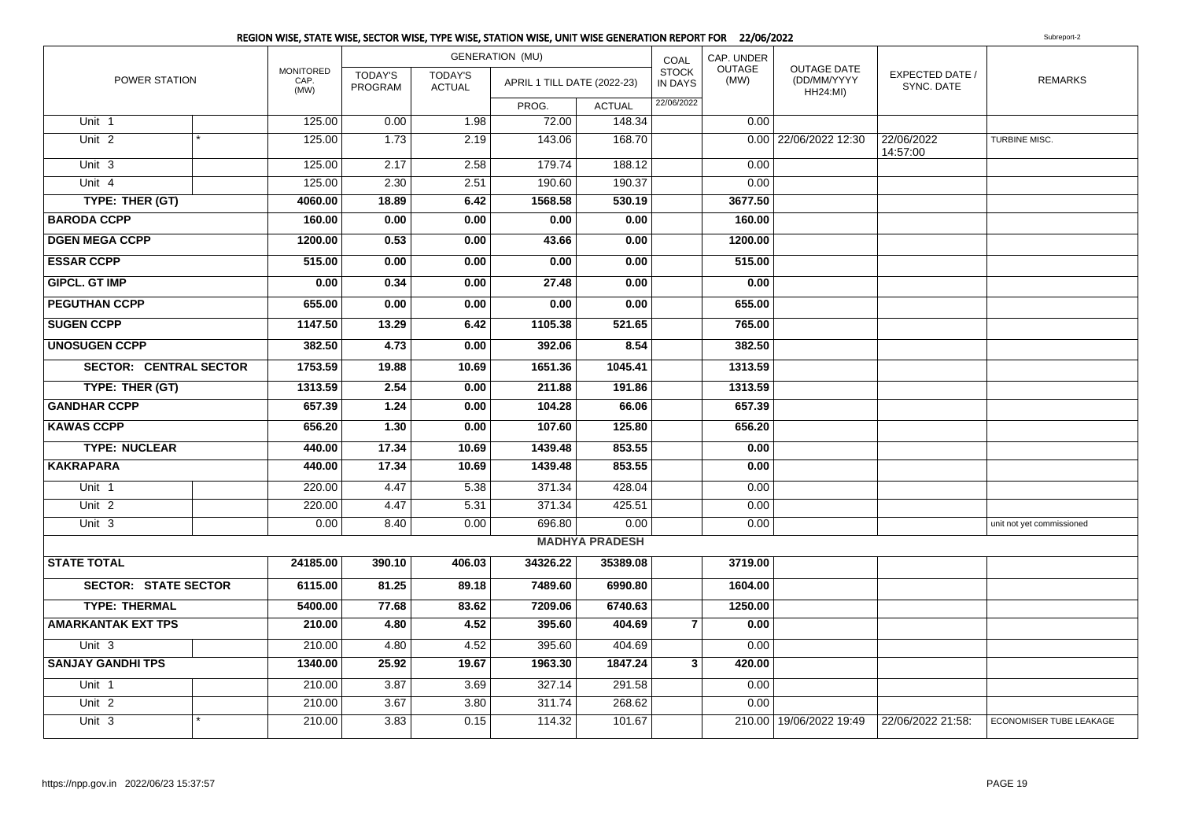# REGION WISE, STATE WISE, SECTOR WISE, TYPE WISE, STATION WISE, UNIT WISE GENERATION REPORT FOR 22/06/2022

Subreport-2

| POWER STATION | | MONITORED CAP. (MW) | GENERATION (MU) | | | | COAL STOCK IN DAYS | CAP. UNDER OUTAGE (MW) | OUTAGE DATE (DD/MM/YYYY HH24:MI) | EXPECTED DATE / SYNC. DATE | REMARKS |
|---|---|---|---|---|---|---|---|---|---|---|---|
| | | | TODAY'S PROGRAM | TODAY'S ACTUAL | APRIL 1 TILL DATE (2022-23) | | | | | | |
| | | | | | PROG. | ACTUAL | 22/06/2022 | | | | |
| Unit 1 | | 125.00 | 0.00 | 1.98 | 72.00 | 148.34 | | 0.00 | | | |
| Unit 2 | * | 125.00 | 1.73 | 2.19 | 143.06 | 168.70 | | 0.00 | 22/06/2022 12:30 | 22/06/2022 14:57:00 | TURBINE MISC. |
| Unit 3 | | 125.00 | 2.17 | 2.58 | 179.74 | 188.12 | | 0.00 | | | |
| Unit 4 | | 125.00 | 2.30 | 2.51 | 190.60 | 190.37 | | 0.00 | | | |
| **TYPE: THER (GT)** | | **4060.00** | **18.89** | **6.42** | **1568.58** | **530.19** | | **3677.50** | | | |
| **BARODA CCPP** | | **160.00** | **0.00** | **0.00** | **0.00** | **0.00** | | **160.00** | | | |
| **DGEN MEGA CCPP** | | **1200.00** | **0.53** | **0.00** | **43.66** | **0.00** | | **1200.00** | | | |
| **ESSAR CCPP** | | **515.00** | **0.00** | **0.00** | **0.00** | **0.00** | | **515.00** | | | |
| **GIPCL. GT IMP** | | **0.00** | **0.34** | **0.00** | **27.48** | **0.00** | | **0.00** | | | |
| **PEGUTHAN CCPP** | | **655.00** | **0.00** | **0.00** | **0.00** | **0.00** | | **655.00** | | | |
| **SUGEN CCPP** | | **1147.50** | **13.29** | **6.42** | **1105.38** | **521.65** | | **765.00** | | | |
| **UNOSUGEN CCPP** | | **382.50** | **4.73** | **0.00** | **392.06** | **8.54** | | **382.50** | | | |
| **SECTOR: CENTRAL SECTOR** | | **1753.59** | **19.88** | **10.69** | **1651.36** | **1045.41** | | **1313.59** | | | |
| **TYPE: THER (GT)** | | **1313.59** | **2.54** | **0.00** | **211.88** | **191.86** | | **1313.59** | | | |
| **GANDHAR CCPP** | | **657.39** | **1.24** | **0.00** | **104.28** | **66.06** | | **657.39** | | | |
| **KAWAS CCPP** | | **656.20** | **1.30** | **0.00** | **107.60** | **125.80** | | **656.20** | | | |
| **TYPE: NUCLEAR** | | **440.00** | **17.34** | **10.69** | **1439.48** | **853.55** | | **0.00** | | | |
| **KAKRAPARA** | | **440.00** | **17.34** | **10.69** | **1439.48** | **853.55** | | **0.00** | | | |
| Unit 1 | | 220.00 | 4.47 | 5.38 | 371.34 | 428.04 | | 0.00 | | | |
| Unit 2 | | 220.00 | 4.47 | 5.31 | 371.34 | 425.51 | | 0.00 | | | |
| Unit 3 | | 0.00 | 8.40 | 0.00 | 696.80 | 0.00 | | 0.00 | | | unit not yet commissioned |
| **MADHYA PRADESH** | | | | | | | | | | | |
| **STATE TOTAL** | | **24185.00** | **390.10** | **406.03** | **34326.22** | **35389.08** | | **3719.00** | | | |
| **SECTOR: STATE SECTOR** | | **6115.00** | **81.25** | **89.18** | **7489.60** | **6990.80** | | **1604.00** | | | |
| **TYPE: THERMAL** | | **5400.00** | **77.68** | **83.62** | **7209.06** | **6740.63** | | **1250.00** | | | |
| **AMARKANTAK EXT TPS** | | **210.00** | **4.80** | **4.52** | **395.60** | **404.69** | **7** | **0.00** | | | |
| Unit 3 | | 210.00 | 4.80 | 4.52 | 395.60 | 404.69 | | 0.00 | | | |
| **SANJAY GANDHI TPS** | | **1340.00** | **25.92** | **19.67** | **1963.30** | **1847.24** | **3** | **420.00** | | | |
| Unit 1 | | 210.00 | 3.87 | 3.69 | 327.14 | 291.58 | | 0.00 | | | |
| Unit 2 | | 210.00 | 3.67 | 3.80 | 311.74 | 268.62 | | 0.00 | | | |
| Unit 3 | * | 210.00 | 3.83 | 0.15 | 114.32 | 101.67 | | 210.00 | 19/06/2022 19:49 | 22/06/2022 21:58: | ECONOMISER TUBE LEAKAGE |

https://npp.gov.in 2022/06/23 15:37:57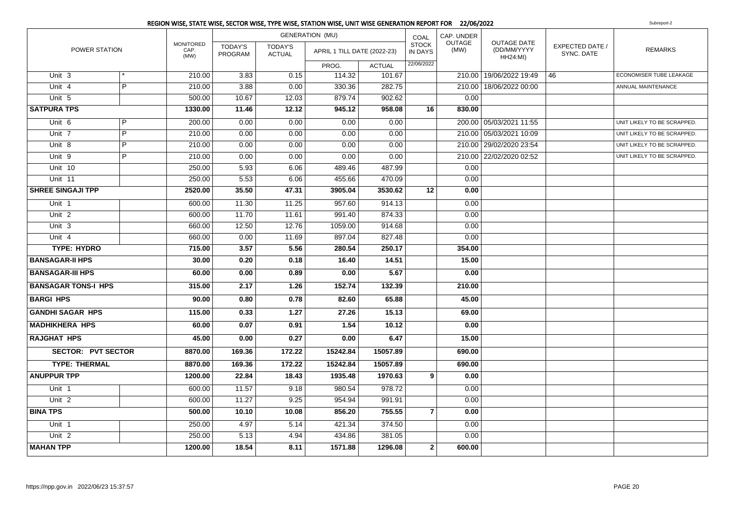## REGION WISE, STATE WISE, SECTOR WISE, TYPE WISE, STATION WISE, UNIT WISE GENERATION REPORT FOR 22/06/2022

Subreport-2

| POWER STATION | | MONITORED CAP. (MW) | GENERATION (MU) | | | | COAL STOCK IN DAYS | CAP. UNDER OUTAGE (MW) | OUTAGE DATE (DD/MM/YYYY HH24:MI) | EXPECTED DATE / SYNC. DATE | REMARKS |
|---|---|---|---|---|---|---|---|---|---|---|---|
| | | | TODAY'S PROGRAM | TODAY'S ACTUAL | APRIL 1 TILL DATE (2022-23) | | | | | | |
| | | | | | PROG. | ACTUAL | 22/06/2022 | | | | |
| Unit 3 | * | 210.00 | 3.83 | 0.15 | 114.32 | 101.67 | | 210.00 | 19/06/2022 19:49 | 46 | ECONOMISER TUBE LEAKAGE |
| Unit 4 | P | 210.00 | 3.88 | 0.00 | 330.36 | 282.75 | | 210.00 | 18/06/2022 00:00 | | ANNUAL MAINTENANCE |
| Unit 5 | | 500.00 | 10.67 | 12.03 | 879.74 | 902.62 | | 0.00 | | | |
| **SATPURA TPS** | | **1330.00** | **11.46** | **12.12** | **945.12** | **958.08** | **16** | **830.00** | | | |
| Unit 6 | P | 200.00 | 0.00 | 0.00 | 0.00 | 0.00 | | 200.00 | 05/03/2021 11:55 | | UNIT LIKELY TO BE SCRAPPED. |
| Unit 7 | P | 210.00 | 0.00 | 0.00 | 0.00 | 0.00 | | 210.00 | 05/03/2021 10:09 | | UNIT LIKELY TO BE SCRAPPED. |
| Unit 8 | P | 210.00 | 0.00 | 0.00 | 0.00 | 0.00 | | 210.00 | 29/02/2020 23:54 | | UNIT LIKELY TO BE SCRAPPED. |
| Unit 9 | P | 210.00 | 0.00 | 0.00 | 0.00 | 0.00 | | 210.00 | 22/02/2020 02:52 | | UNIT LIKELY TO BE SCRAPPED. |
| Unit 10 | | 250.00 | 5.93 | 6.06 | 489.46 | 487.99 | | 0.00 | | | |
| Unit 11 | | 250.00 | 5.53 | 6.06 | 455.66 | 470.09 | | 0.00 | | | |
| **SHREE SINGAJI TPP** | | **2520.00** | **35.50** | **47.31** | **3905.04** | **3530.62** | **12** | **0.00** | | | |
| Unit 1 | | 600.00 | 11.30 | 11.25 | 957.60 | 914.13 | | 0.00 | | | |
| Unit 2 | | 600.00 | 11.70 | 11.61 | 991.40 | 874.33 | | 0.00 | | | |
| Unit 3 | | 660.00 | 12.50 | 12.76 | 1059.00 | 914.68 | | 0.00 | | | |
| Unit 4 | | 660.00 | 0.00 | 11.69 | 897.04 | 827.48 | | 0.00 | | | |
| **TYPE: HYDRO** | | **715.00** | **3.57** | **5.56** | **280.54** | **250.17** | | **354.00** | | | |
| **BANSAGAR-II HPS** | | **30.00** | **0.20** | **0.18** | **16.40** | **14.51** | | **15.00** | | | |
| **BANSAGAR-III HPS** | | **60.00** | **0.00** | **0.89** | **0.00** | **5.67** | | **0.00** | | | |
| **BANSAGAR TONS-I HPS** | | **315.00** | **2.17** | **1.26** | **152.74** | **132.39** | | **210.00** | | | |
| **BARGI HPS** | | **90.00** | **0.80** | **0.78** | **82.60** | **65.88** | | **45.00** | | | |
| **GANDHI SAGAR HPS** | | **115.00** | **0.33** | **1.27** | **27.26** | **15.13** | | **69.00** | | | |
| **MADHIKHERA HPS** | | **60.00** | **0.07** | **0.91** | **1.54** | **10.12** | | **0.00** | | | |
| **RAJGHAT HPS** | | **45.00** | **0.00** | **0.27** | **0.00** | **6.47** | | **15.00** | | | |
| **SECTOR: PVT SECTOR** | | **8870.00** | **169.36** | **172.22** | **15242.84** | **15057.89** | | **690.00** | | | |
| **TYPE: THERMAL** | | **8870.00** | **169.36** | **172.22** | **15242.84** | **15057.89** | | **690.00** | | | |
| **ANUPPUR TPP** | | **1200.00** | **22.84** | **18.43** | **1935.48** | **1970.63** | **9** | **0.00** | | | |
| Unit 1 | | 600.00 | 11.57 | 9.18 | 980.54 | 978.72 | | 0.00 | | | |
| Unit 2 | | 600.00 | 11.27 | 9.25 | 954.94 | 991.91 | | 0.00 | | | |
| **BINA TPS** | | **500.00** | **10.10** | **10.08** | **856.20** | **755.55** | **7** | **0.00** | | | |
| Unit 1 | | 250.00 | 4.97 | 5.14 | 421.34 | 374.50 | | 0.00 | | | |
| Unit 2 | | 250.00 | 5.13 | 4.94 | 434.86 | 381.05 | | 0.00 | | | |
| **MAHAN TPP** | | **1200.00** | **18.54** | **8.11** | **1571.88** | **1296.08** | **2** | **600.00** | | | |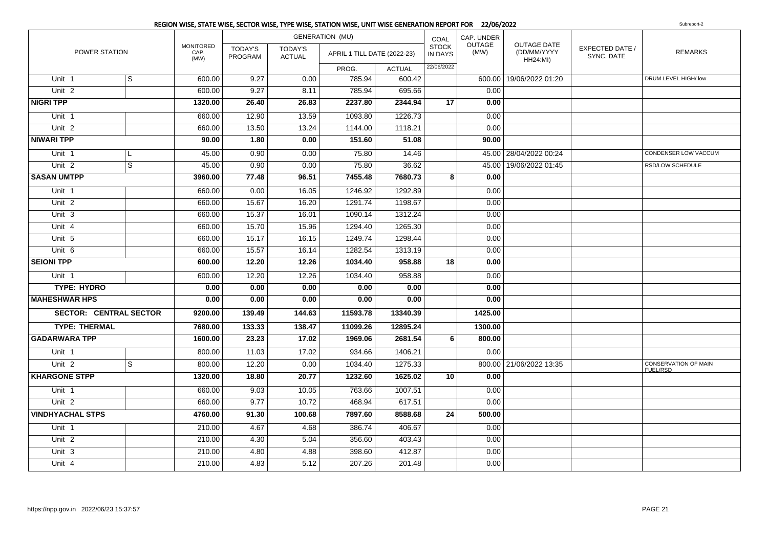## REGION WISE, STATE WISE, SECTOR WISE, TYPE WISE, STATION WISE, UNIT WISE GENERATION REPORT FOR 22/06/2022

Subreport-2

| POWER STATION | | MONITORED CAP. (MW) | GENERATION (MU) | | | | COAL STOCK IN DAYS | CAP. UNDER OUTAGE (MW) | OUTAGE DATE (DD/MM/YYYY HH24:MI) | EXPECTED DATE / SYNC. DATE | REMARKS |
|---|---|---|---|---|---|---|---|---|---|---|---|
| | | | TODAY'S PROGRAM | TODAY'S ACTUAL | APRIL 1 TILL DATE (2022-23) | | | | | | |
| | | | | | PROG. | ACTUAL | 22/06/2022 | | | | |
| Unit 1 | S | 600.00 | 9.27 | 0.00 | 785.94 | 600.42 | | 600.00 | 19/06/2022 01:20 | | DRUM LEVEL HIGH/ low |
| Unit 2 | | 600.00 | 9.27 | 8.11 | 785.94 | 695.66 | | 0.00 | | | |
| **NIGRI TPP** | | **1320.00** | **26.40** | **26.83** | **2237.80** | **2344.94** | **17** | **0.00** | | | |
| Unit 1 | | 660.00 | 12.90 | 13.59 | 1093.80 | 1226.73 | | 0.00 | | | |
| Unit 2 | | 660.00 | 13.50 | 13.24 | 1144.00 | 1118.21 | | 0.00 | | | |
| **NIWARI TPP** | | **90.00** | **1.80** | **0.00** | **151.60** | **51.08** | | **90.00** | | | |
| Unit 1 | L | 45.00 | 0.90 | 0.00 | 75.80 | 14.46 | | 45.00 | 28/04/2022 00:24 | | CONDENSER LOW VACCUM |
| Unit 2 | S | 45.00 | 0.90 | 0.00 | 75.80 | 36.62 | | 45.00 | 19/06/2022 01:45 | | RSD/LOW SCHEDULE |
| **SASAN UMTPP** | | **3960.00** | **77.48** | **96.51** | **7455.48** | **7680.73** | **8** | **0.00** | | | |
| Unit 1 | | 660.00 | 0.00 | 16.05 | 1246.92 | 1292.89 | | 0.00 | | | |
| Unit 2 | | 660.00 | 15.67 | 16.20 | 1291.74 | 1198.67 | | 0.00 | | | |
| Unit 3 | | 660.00 | 15.37 | 16.01 | 1090.14 | 1312.24 | | 0.00 | | | |
| Unit 4 | | 660.00 | 15.70 | 15.96 | 1294.40 | 1265.30 | | 0.00 | | | |
| Unit 5 | | 660.00 | 15.17 | 16.15 | 1249.74 | 1298.44 | | 0.00 | | | |
| Unit 6 | | 660.00 | 15.57 | 16.14 | 1282.54 | 1313.19 | | 0.00 | | | |
| **SEIONI TPP** | | **600.00** | **12.20** | **12.26** | **1034.40** | **958.88** | **18** | **0.00** | | | |
| Unit 1 | | 600.00 | 12.20 | 12.26 | 1034.40 | 958.88 | | 0.00 | | | |
| **TYPE: HYDRO** | | **0.00** | **0.00** | **0.00** | **0.00** | **0.00** | | **0.00** | | | |
| **MAHESHWAR HPS** | | **0.00** | **0.00** | **0.00** | **0.00** | **0.00** | | **0.00** | | | |
| **SECTOR: CENTRAL SECTOR** | | **9200.00** | **139.49** | **144.63** | **11593.78** | **13340.39** | | **1425.00** | | | |
| **TYPE: THERMAL** | | **7680.00** | **133.33** | **138.47** | **11099.26** | **12895.24** | | **1300.00** | | | |
| **GADARWARA TPP** | | **1600.00** | **23.23** | **17.02** | **1969.06** | **2681.54** | **6** | **800.00** | | | |
| Unit 1 | | 800.00 | 11.03 | 17.02 | 934.66 | 1406.21 | | 0.00 | | | |
| Unit 2 | S | 800.00 | 12.20 | 0.00 | 1034.40 | 1275.33 | | 800.00 | 21/06/2022 13:35 | | CONSERVATION OF MAIN FUEL/RSD |
| **KHARGONE STPP** | | **1320.00** | **18.80** | **20.77** | **1232.60** | **1625.02** | **10** | **0.00** | | | |
| Unit 1 | | 660.00 | 9.03 | 10.05 | 763.66 | 1007.51 | | 0.00 | | | |
| Unit 2 | | 660.00 | 9.77 | 10.72 | 468.94 | 617.51 | | 0.00 | | | |
| **VINDHYACHAL STPS** | | **4760.00** | **91.30** | **100.68** | **7897.60** | **8588.68** | **24** | **500.00** | | | |
| Unit 1 | | 210.00 | 4.67 | 4.68 | 386.74 | 406.67 | | 0.00 | | | |
| Unit 2 | | 210.00 | 4.30 | 5.04 | 356.60 | 403.43 | | 0.00 | | | |
| Unit 3 | | 210.00 | 4.80 | 4.88 | 398.60 | 412.87 | | 0.00 | | | |
| Unit 4 | | 210.00 | 4.83 | 5.12 | 207.26 | 201.48 | | 0.00 | | | |

https://npp.gov.in 2022/06/23 15:37:57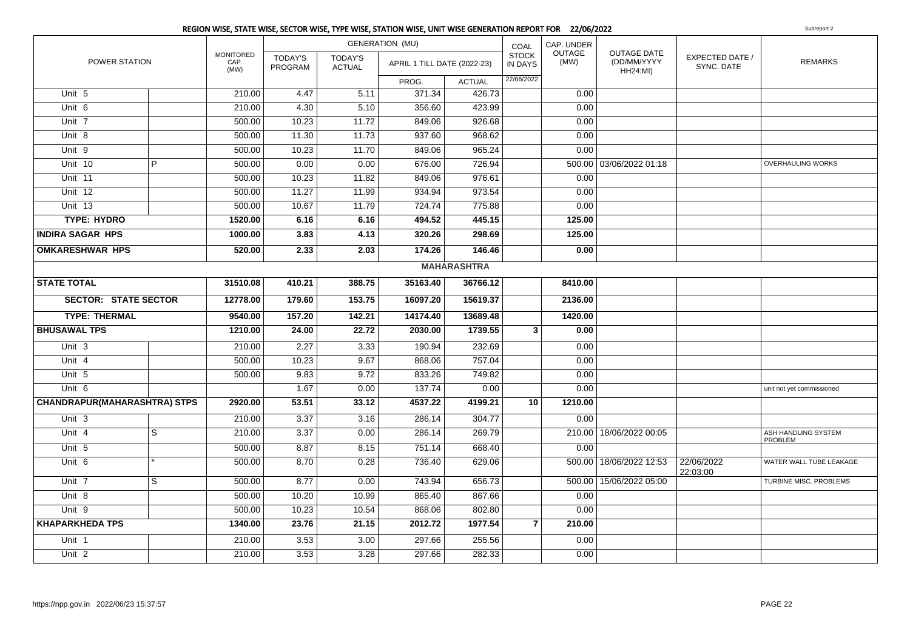## REGION WISE, STATE WISE, SECTOR WISE, TYPE WISE, STATION WISE, UNIT WISE GENERATION REPORT FOR 22/06/2022

Subreport-2

| POWER STATION | | MONITORED CAP. (MW) | GENERATION (MU) | | | | COAL STOCK IN DAYS | CAP. UNDER OUTAGE (MW) | OUTAGE DATE (DD/MM/YYYY HH24:MI) | EXPECTED DATE / SYNC. DATE | REMARKS |
|---|---|---|---|---|---|---|---|---|---|---|---|
| | | | TODAY'S PROGRAM | TODAY'S ACTUAL | APRIL 1 TILL DATE (2022-23) | | | | | | |
| | | | | | PROG. | ACTUAL | 22/06/2022 | | | | |
| Unit 5 | | 210.00 | 4.47 | 5.11 | 371.34 | 426.73 | | 0.00 | | | |
| Unit 6 | | 210.00 | 4.30 | 5.10 | 356.60 | 423.99 | | 0.00 | | | |
| Unit 7 | | 500.00 | 10.23 | 11.72 | 849.06 | 926.68 | | 0.00 | | | |
| Unit 8 | | 500.00 | 11.30 | 11.73 | 937.60 | 968.62 | | 0.00 | | | |
| Unit 9 | | 500.00 | 10.23 | 11.70 | 849.06 | 965.24 | | 0.00 | | | |
| Unit 10 | P | 500.00 | 0.00 | 0.00 | 676.00 | 726.94 | | 500.00 | 03/06/2022 01:18 | | OVERHAULING WORKS |
| Unit 11 | | 500.00 | 10.23 | 11.82 | 849.06 | 976.61 | | 0.00 | | | |
| Unit 12 | | 500.00 | 11.27 | 11.99 | 934.94 | 973.54 | | 0.00 | | | |
| Unit 13 | | 500.00 | 10.67 | 11.79 | 724.74 | 775.88 | | 0.00 | | | |
| **TYPE: HYDRO** | | **1520.00** | **6.16** | **6.16** | **494.52** | **445.15** | | **125.00** | | | |
| **INDIRA SAGAR HPS** | | **1000.00** | **3.83** | **4.13** | **320.26** | **298.69** | | **125.00** | | | |
| **OMKARESHWAR HPS** | | **520.00** | **2.33** | **2.03** | **174.26** | **146.46** | | **0.00** | | | |
| | | | | | | **MAHARASHTRA** | | | | | |
| **STATE TOTAL** | | **31510.08** | **410.21** | **388.75** | **35163.40** | **36766.12** | | **8410.00** | | | |
| **SECTOR: STATE SECTOR** | | **12778.00** | **179.60** | **153.75** | **16097.20** | **15619.37** | | **2136.00** | | | |
| **TYPE: THERMAL** | | **9540.00** | **157.20** | **142.21** | **14174.40** | **13689.48** | | **1420.00** | | | |
| **BHUSAWAL TPS** | | **1210.00** | **24.00** | **22.72** | **2030.00** | **1739.55** | **3** | **0.00** | | | |
| Unit 3 | | 210.00 | 2.27 | 3.33 | 190.94 | 232.69 | | 0.00 | | | |
| Unit 4 | | 500.00 | 10.23 | 9.67 | 868.06 | 757.04 | | 0.00 | | | |
| Unit 5 | | 500.00 | 9.83 | 9.72 | 833.26 | 749.82 | | 0.00 | | | |
| Unit 6 | | | 1.67 | 0.00 | 137.74 | 0.00 | | 0.00 | | | unit not yet commissioned |
| **CHANDRAPUR(MAHARASHTRA) STPS** | | **2920.00** | **53.51** | **33.12** | **4537.22** | **4199.21** | **10** | **1210.00** | | | |
| Unit 3 | | 210.00 | 3.37 | 3.16 | 286.14 | 304.77 | | 0.00 | | | |
| Unit 4 | S | 210.00 | 3.37 | 0.00 | 286.14 | 269.79 | | 210.00 | 18/06/2022 00:05 | | ASH HANDLING SYSTEM PROBLEM |
| Unit 5 | | 500.00 | 8.87 | 8.15 | 751.14 | 668.40 | | 0.00 | | | |
| Unit 6 | * | 500.00 | 8.70 | 0.28 | 736.40 | 629.06 | | 500.00 | 18/06/2022 12:53 | 22/06/2022 22:03:00 | WATER WALL TUBE LEAKAGE |
| Unit 7 | S | 500.00 | 8.77 | 0.00 | 743.94 | 656.73 | | 500.00 | 15/06/2022 05:00 | | TURBINE MISC. PROBLEMS |
| Unit 8 | | 500.00 | 10.20 | 10.99 | 865.40 | 867.66 | | 0.00 | | | |
| Unit 9 | | 500.00 | 10.23 | 10.54 | 868.06 | 802.80 | | 0.00 | | | |
| **KHAPARKHEDA TPS** | | **1340.00** | **23.76** | **21.15** | **2012.72** | **1977.54** | **7** | **210.00** | | | |
| Unit 1 | | 210.00 | 3.53 | 3.00 | 297.66 | 255.56 | | 0.00 | | | |
| Unit 2 | | 210.00 | 3.53 | 3.28 | 297.66 | 282.33 | | 0.00 | | | |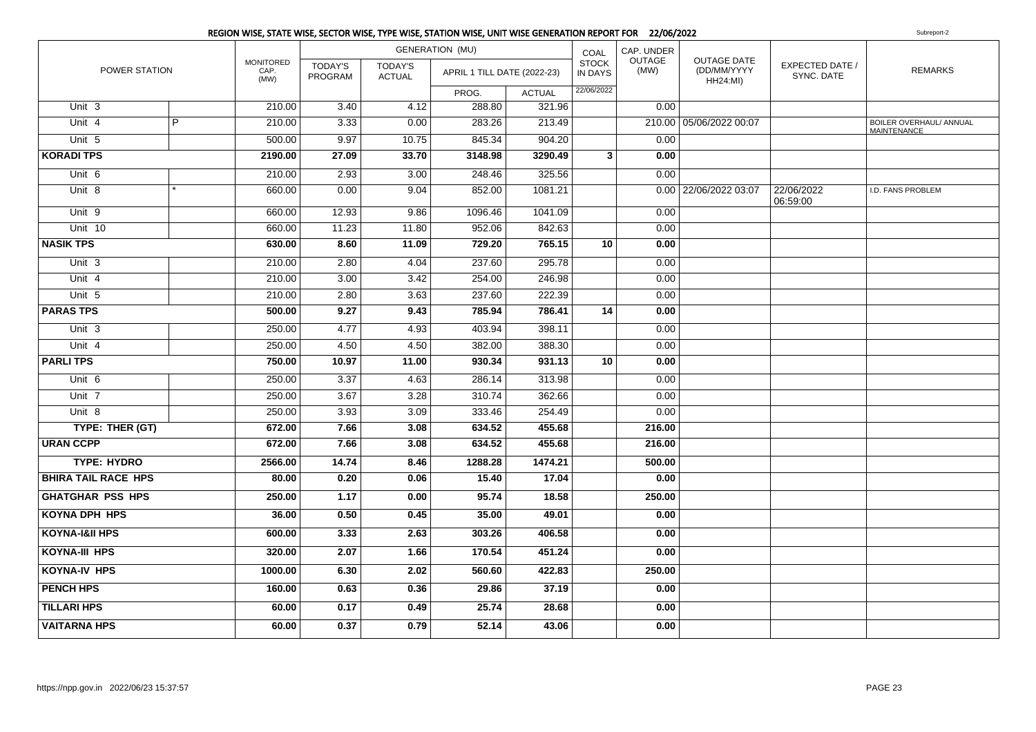## REGION WISE, STATE WISE, SECTOR WISE, TYPE WISE, STATION WISE, UNIT WISE GENERATION REPORT FOR 22/06/2022

Subreport-2

| POWER STATION | | MONITORED CAP. (MW) | GENERATION (MU) | | | | COAL STOCK IN DAYS | CAP. UNDER OUTAGE (MW) | OUTAGE DATE (DD/MM/YYYY HH24:MI) | EXPECTED DATE / SYNC. DATE | REMARKS |
|---|---|---|---|---|---|---|---|---|---|---|---|
| | | | TODAY'S PROGRAM | TODAY'S ACTUAL | APRIL 1 TILL DATE (2022-23) | | | | | | |
| | | | | | PROG. | ACTUAL | 22/06/2022 | | | | |
| Unit 3 | | 210.00 | 3.40 | 4.12 | 288.80 | 321.96 | | 0.00 | | | |
| Unit 4 | P | 210.00 | 3.33 | 0.00 | 283.26 | 213.49 | | 210.00 | 05/06/2022 00:07 | | BOILER OVERHAUL/ ANNUAL MAINTENANCE |
| Unit 5 | | 500.00 | 9.97 | 10.75 | 845.34 | 904.20 | | 0.00 | | | |
| **KORADI TPS** | | **2190.00** | **27.09** | **33.70** | **3148.98** | **3290.49** | **3** | **0.00** | | | |
| Unit 6 | | 210.00 | 2.93 | 3.00 | 248.46 | 325.56 | | 0.00 | | | |
| Unit 8 | * | 660.00 | 0.00 | 9.04 | 852.00 | 1081.21 | | 0.00 | 22/06/2022 03:07 | 22/06/2022 06:59:00 | I.D. FANS PROBLEM |
| Unit 9 | | 660.00 | 12.93 | 9.86 | 1096.46 | 1041.09 | | 0.00 | | | |
| Unit 10 | | 660.00 | 11.23 | 11.80 | 952.06 | 842.63 | | 0.00 | | | |
| **NASIK TPS** | | **630.00** | **8.60** | **11.09** | **729.20** | **765.15** | **10** | **0.00** | | | |
| Unit 3 | | 210.00 | 2.80 | 4.04 | 237.60 | 295.78 | | 0.00 | | | |
| Unit 4 | | 210.00 | 3.00 | 3.42 | 254.00 | 246.98 | | 0.00 | | | |
| Unit 5 | | 210.00 | 2.80 | 3.63 | 237.60 | 222.39 | | 0.00 | | | |
| **PARAS TPS** | | **500.00** | **9.27** | **9.43** | **785.94** | **786.41** | **14** | **0.00** | | | |
| Unit 3 | | 250.00 | 4.77 | 4.93 | 403.94 | 398.11 | | 0.00 | | | |
| Unit 4 | | 250.00 | 4.50 | 4.50 | 382.00 | 388.30 | | 0.00 | | | |
| **PARLI TPS** | | **750.00** | **10.97** | **11.00** | **930.34** | **931.13** | **10** | **0.00** | | | |
| Unit 6 | | 250.00 | 3.37 | 4.63 | 286.14 | 313.98 | | 0.00 | | | |
| Unit 7 | | 250.00 | 3.67 | 3.28 | 310.74 | 362.66 | | 0.00 | | | |
| Unit 8 | | 250.00 | 3.93 | 3.09 | 333.46 | 254.49 | | 0.00 | | | |
| **TYPE: THER (GT)** | | **672.00** | **7.66** | **3.08** | **634.52** | **455.68** | | **216.00** | | | |
| **URAN CCPP** | | **672.00** | **7.66** | **3.08** | **634.52** | **455.68** | | **216.00** | | | |
| **TYPE: HYDRO** | | **2566.00** | **14.74** | **8.46** | **1288.28** | **1474.21** | | **500.00** | | | |
| **BHIRA TAIL RACE HPS** | | **80.00** | **0.20** | **0.06** | **15.40** | **17.04** | | **0.00** | | | |
| **GHATGHAR PSS HPS** | | **250.00** | **1.17** | **0.00** | **95.74** | **18.58** | | **250.00** | | | |
| **KOYNA DPH HPS** | | **36.00** | **0.50** | **0.45** | **35.00** | **49.01** | | **0.00** | | | |
| **KOYNA-I&II HPS** | | **600.00** | **3.33** | **2.63** | **303.26** | **406.58** | | **0.00** | | | |
| **KOYNA-III HPS** | | **320.00** | **2.07** | **1.66** | **170.54** | **451.24** | | **0.00** | | | |
| **KOYNA-IV HPS** | | **1000.00** | **6.30** | **2.02** | **560.60** | **422.83** | | **250.00** | | | |
| **PENCH HPS** | | **160.00** | **0.63** | **0.36** | **29.86** | **37.19** | | **0.00** | | | |
| **TILLARI HPS** | | **60.00** | **0.17** | **0.49** | **25.74** | **28.68** | | **0.00** | | | |
| **VAITARNA HPS** | | **60.00** | **0.37** | **0.79** | **52.14** | **43.06** | | **0.00** | | | |

https://npp.gov.in 2022/06/23 15:37:57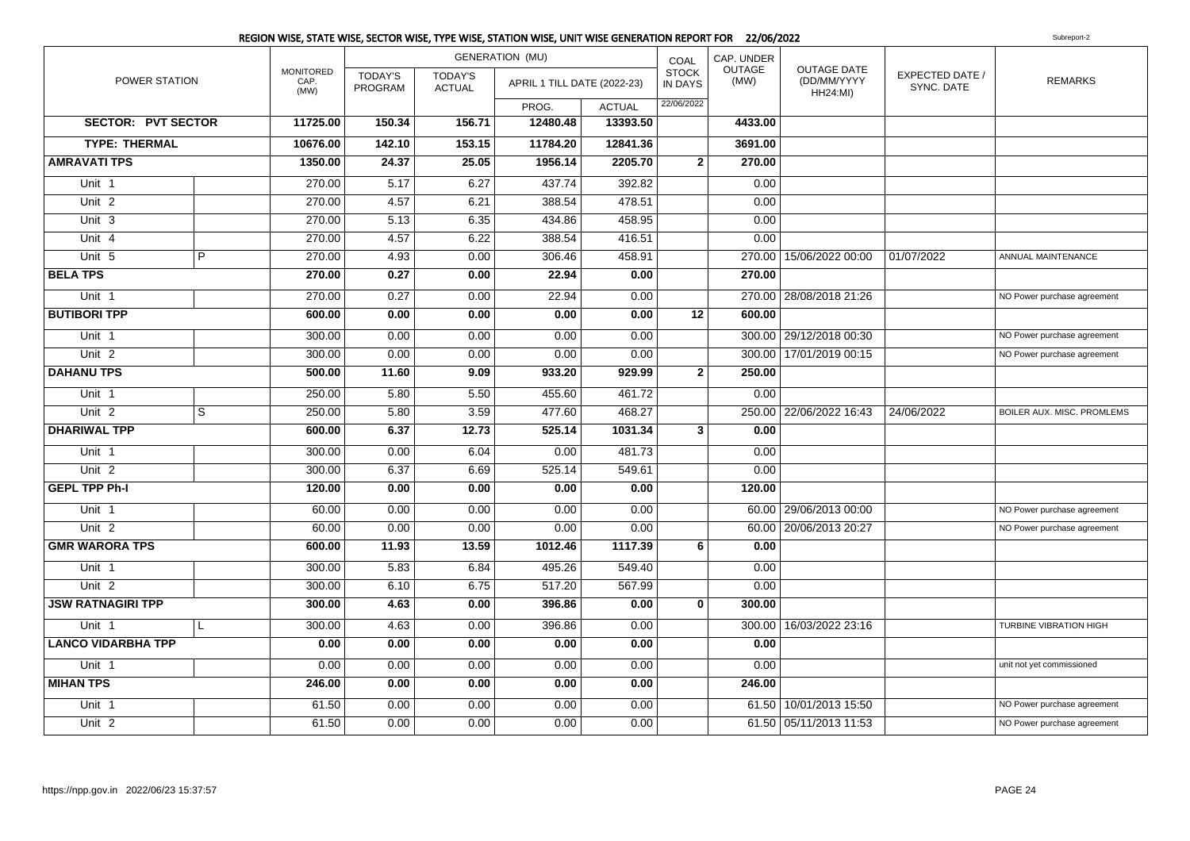## REGION WISE, STATE WISE, SECTOR WISE, TYPE WISE, STATION WISE, UNIT WISE GENERATION REPORT FOR 22/06/2022

Subreport-2

| POWER STATION | | MONITORED CAP. (MW) | GENERATION (MU) | | | | COAL STOCK IN DAYS | CAP. UNDER OUTAGE (MW) | OUTAGE DATE (DD/MM/YYYY HH24:MI) | EXPECTED DATE / SYNC. DATE | REMARKS |
|---|---|---|---|---|---|---|---|---|---|---|---|
| | | | TODAY'S PROGRAM | TODAY'S ACTUAL | APRIL 1 TILL DATE (2022-23) | | | | | | |
| | | | | | PROG. | ACTUAL | 22/06/2022 | | | | |
| **SECTOR: PVT SECTOR** | | **11725.00** | **150.34** | **156.71** | **12480.48** | **13393.50** | | **4433.00** | | | |
| **TYPE: THERMAL** | | **10676.00** | **142.10** | **153.15** | **11784.20** | **12841.36** | | **3691.00** | | | |
| **AMRAVATI TPS** | | **1350.00** | **24.37** | **25.05** | **1956.14** | **2205.70** | **2** | **270.00** | | | |
| Unit 1 | | 270.00 | 5.17 | 6.27 | 437.74 | 392.82 | | 0.00 | | | |
| Unit 2 | | 270.00 | 4.57 | 6.21 | 388.54 | 478.51 | | 0.00 | | | |
| Unit 3 | | 270.00 | 5.13 | 6.35 | 434.86 | 458.95 | | 0.00 | | | |
| Unit 4 | | 270.00 | 4.57 | 6.22 | 388.54 | 416.51 | | 0.00 | | | |
| Unit 5 | P | 270.00 | 4.93 | 0.00 | 306.46 | 458.91 | | 270.00 | 15/06/2022 00:00 | 01/07/2022 | ANNUAL MAINTENANCE |
| **BELA TPS** | | **270.00** | **0.27** | **0.00** | **22.94** | **0.00** | | **270.00** | | | |
| Unit 1 | | 270.00 | 0.27 | 0.00 | 22.94 | 0.00 | | 270.00 | 28/08/2018 21:26 | | NO Power purchase agreement |
| **BUTIBORI TPP** | | **600.00** | **0.00** | **0.00** | **0.00** | **0.00** | **12** | **600.00** | | | |
| Unit 1 | | 300.00 | 0.00 | 0.00 | 0.00 | 0.00 | | 300.00 | 29/12/2018 00:30 | | NO Power purchase agreement |
| Unit 2 | | 300.00 | 0.00 | 0.00 | 0.00 | 0.00 | | 300.00 | 17/01/2019 00:15 | | NO Power purchase agreement |
| **DAHANU TPS** | | **500.00** | **11.60** | **9.09** | **933.20** | **929.99** | **2** | **250.00** | | | |
| Unit 1 | | 250.00 | 5.80 | 5.50 | 455.60 | 461.72 | | 0.00 | | | |
| Unit 2 | S | 250.00 | 5.80 | 3.59 | 477.60 | 468.27 | | 250.00 | 22/06/2022 16:43 | 24/06/2022 | BOILER AUX. MISC. PROMLEMS |
| **DHARIWAL TPP** | | **600.00** | **6.37** | **12.73** | **525.14** | **1031.34** | **3** | **0.00** | | | |
| Unit 1 | | 300.00 | 0.00 | 6.04 | 0.00 | 481.73 | | 0.00 | | | |
| Unit 2 | | 300.00 | 6.37 | 6.69 | 525.14 | 549.61 | | 0.00 | | | |
| **GEPL TPP Ph-I** | | **120.00** | **0.00** | **0.00** | **0.00** | **0.00** | | **120.00** | | | |
| Unit 1 | | 60.00 | 0.00 | 0.00 | 0.00 | 0.00 | | 60.00 | 29/06/2013 00:00 | | NO Power purchase agreement |
| Unit 2 | | 60.00 | 0.00 | 0.00 | 0.00 | 0.00 | | 60.00 | 20/06/2013 20:27 | | NO Power purchase agreement |
| **GMR WARORA TPS** | | **600.00** | **11.93** | **13.59** | **1012.46** | **1117.39** | **6** | **0.00** | | | |
| Unit 1 | | 300.00 | 5.83 | 6.84 | 495.26 | 549.40 | | 0.00 | | | |
| Unit 2 | | 300.00 | 6.10 | 6.75 | 517.20 | 567.99 | | 0.00 | | | |
| **JSW RATNAGIRI TPP** | | **300.00** | **4.63** | **0.00** | **396.86** | **0.00** | **0** | **300.00** | | | |
| Unit 1 | L | 300.00 | 4.63 | 0.00 | 396.86 | 0.00 | | 300.00 | 16/03/2022 23:16 | | TURBINE VIBRATION HIGH |
| **LANCO VIDARBHA TPP** | | **0.00** | **0.00** | **0.00** | **0.00** | **0.00** | | **0.00** | | | |
| Unit 1 | | 0.00 | 0.00 | 0.00 | 0.00 | 0.00 | | 0.00 | | | unit not yet commissioned |
| **MIHAN TPS** | | **246.00** | **0.00** | **0.00** | **0.00** | **0.00** | | **246.00** | | | |
| Unit 1 | | 61.50 | 0.00 | 0.00 | 0.00 | 0.00 | | 61.50 | 10/01/2013 15:50 | | NO Power purchase agreement |
| Unit 2 | | 61.50 | 0.00 | 0.00 | 0.00 | 0.00 | | 61.50 | 05/11/2013 11:53 | | NO Power purchase agreement |

https://npp.gov.in 2022/06/23 15:37:57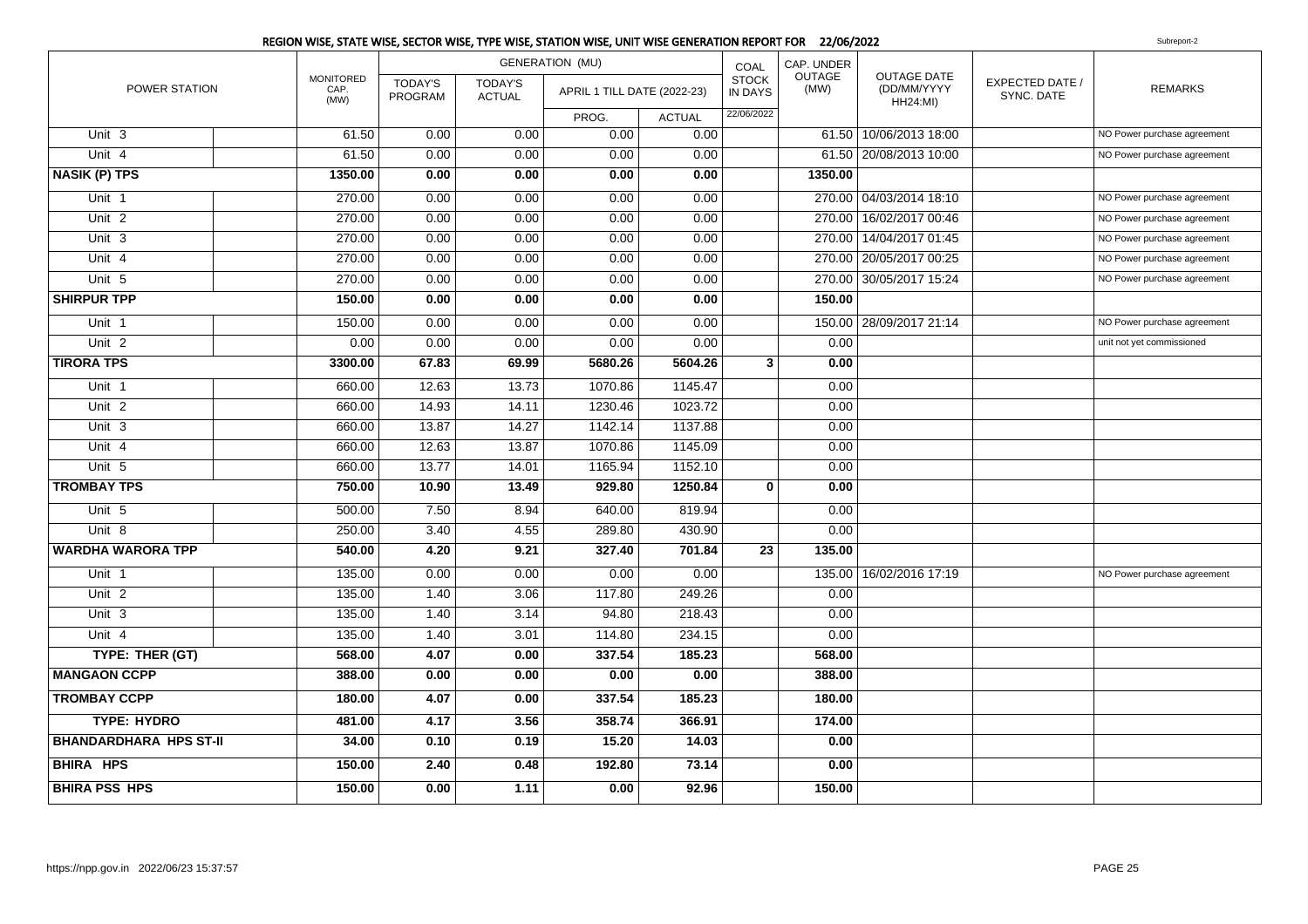## REGION WISE, STATE WISE, SECTOR WISE, TYPE WISE, STATION WISE, UNIT WISE GENERATION REPORT FOR 22/06/2022

Subreport-2

| POWER STATION | | MONITORED CAP. (MW) | GENERATION (MU) | | | | COAL STOCK IN DAYS | CAP. UNDER OUTAGE (MW) | OUTAGE DATE (DD/MM/YYYY HH24:MI) | EXPECTED DATE / SYNC. DATE | REMARKS |
|---|---|---|---|---|---|---|---|---|---|---|---|
| | | | TODAY'S PROGRAM | TODAY'S ACTUAL | APRIL 1 TILL DATE (2022-23) | | | | | | |
| | | | | | PROG. | ACTUAL | 22/06/2022 | | | | |
| Unit 3 | | 61.50 | 0.00 | 0.00 | 0.00 | 0.00 | | 61.50 | 10/06/2013 18:00 | | NO Power purchase agreement |
| Unit 4 | | 61.50 | 0.00 | 0.00 | 0.00 | 0.00 | | 61.50 | 20/08/2013 10:00 | | NO Power purchase agreement |
| **NASIK (P) TPS** | | **1350.00** | **0.00** | **0.00** | **0.00** | **0.00** | | **1350.00** | | | |
| Unit 1 | | 270.00 | 0.00 | 0.00 | 0.00 | 0.00 | | 270.00 | 04/03/2014 18:10 | | NO Power purchase agreement |
| Unit 2 | | 270.00 | 0.00 | 0.00 | 0.00 | 0.00 | | 270.00 | 16/02/2017 00:46 | | NO Power purchase agreement |
| Unit 3 | | 270.00 | 0.00 | 0.00 | 0.00 | 0.00 | | 270.00 | 14/04/2017 01:45 | | NO Power purchase agreement |
| Unit 4 | | 270.00 | 0.00 | 0.00 | 0.00 | 0.00 | | 270.00 | 20/05/2017 00:25 | | NO Power purchase agreement |
| Unit 5 | | 270.00 | 0.00 | 0.00 | 0.00 | 0.00 | | 270.00 | 30/05/2017 15:24 | | NO Power purchase agreement |
| **SHIRPUR TPP** | | **150.00** | **0.00** | **0.00** | **0.00** | **0.00** | | **150.00** | | | |
| Unit 1 | | 150.00 | 0.00 | 0.00 | 0.00 | 0.00 | | 150.00 | 28/09/2017 21:14 | | NO Power purchase agreement |
| Unit 2 | | 0.00 | 0.00 | 0.00 | 0.00 | 0.00 | | 0.00 | | | unit not yet commissioned |
| **TIRORA TPS** | | **3300.00** | **67.83** | **69.99** | **5680.26** | **5604.26** | **3** | **0.00** | | | |
| Unit 1 | | 660.00 | 12.63 | 13.73 | 1070.86 | 1145.47 | | 0.00 | | | |
| Unit 2 | | 660.00 | 14.93 | 14.11 | 1230.46 | 1023.72 | | 0.00 | | | |
| Unit 3 | | 660.00 | 13.87 | 14.27 | 1142.14 | 1137.88 | | 0.00 | | | |
| Unit 4 | | 660.00 | 12.63 | 13.87 | 1070.86 | 1145.09 | | 0.00 | | | |
| Unit 5 | | 660.00 | 13.77 | 14.01 | 1165.94 | 1152.10 | | 0.00 | | | |
| **TROMBAY TPS** | | **750.00** | **10.90** | **13.49** | **929.80** | **1250.84** | **0** | **0.00** | | | |
| Unit 5 | | 500.00 | 7.50 | 8.94 | 640.00 | 819.94 | | 0.00 | | | |
| Unit 8 | | 250.00 | 3.40 | 4.55 | 289.80 | 430.90 | | 0.00 | | | |
| **WARDHA WARORA TPP** | | **540.00** | **4.20** | **9.21** | **327.40** | **701.84** | **23** | **135.00** | | | |
| Unit 1 | | 135.00 | 0.00 | 0.00 | 0.00 | 0.00 | | 135.00 | 16/02/2016 17:19 | | NO Power purchase agreement |
| Unit 2 | | 135.00 | 1.40 | 3.06 | 117.80 | 249.26 | | 0.00 | | | |
| Unit 3 | | 135.00 | 1.40 | 3.14 | 94.80 | 218.43 | | 0.00 | | | |
| Unit 4 | | 135.00 | 1.40 | 3.01 | 114.80 | 234.15 | | 0.00 | | | |
| **TYPE: THER (GT)** | | **568.00** | **4.07** | **0.00** | **337.54** | **185.23** | | **568.00** | | | |
| **MANGAON CCPP** | | **388.00** | **0.00** | **0.00** | **0.00** | **0.00** | | **388.00** | | | |
| **TROMBAY CCPP** | | **180.00** | **4.07** | **0.00** | **337.54** | **185.23** | | **180.00** | | | |
| **TYPE: HYDRO** | | **481.00** | **4.17** | **3.56** | **358.74** | **366.91** | | **174.00** | | | |
| **BHANDARDHARA HPS ST-II** | | **34.00** | **0.10** | **0.19** | **15.20** | **14.03** | | **0.00** | | | |
| **BHIRA HPS** | | **150.00** | **2.40** | **0.48** | **192.80** | **73.14** | | **0.00** | | | |
| **BHIRA PSS HPS** | | **150.00** | **0.00** | **1.11** | **0.00** | **92.96** | | **150.00** | | | |

https://npp.gov.in 2022/06/23 15:37:57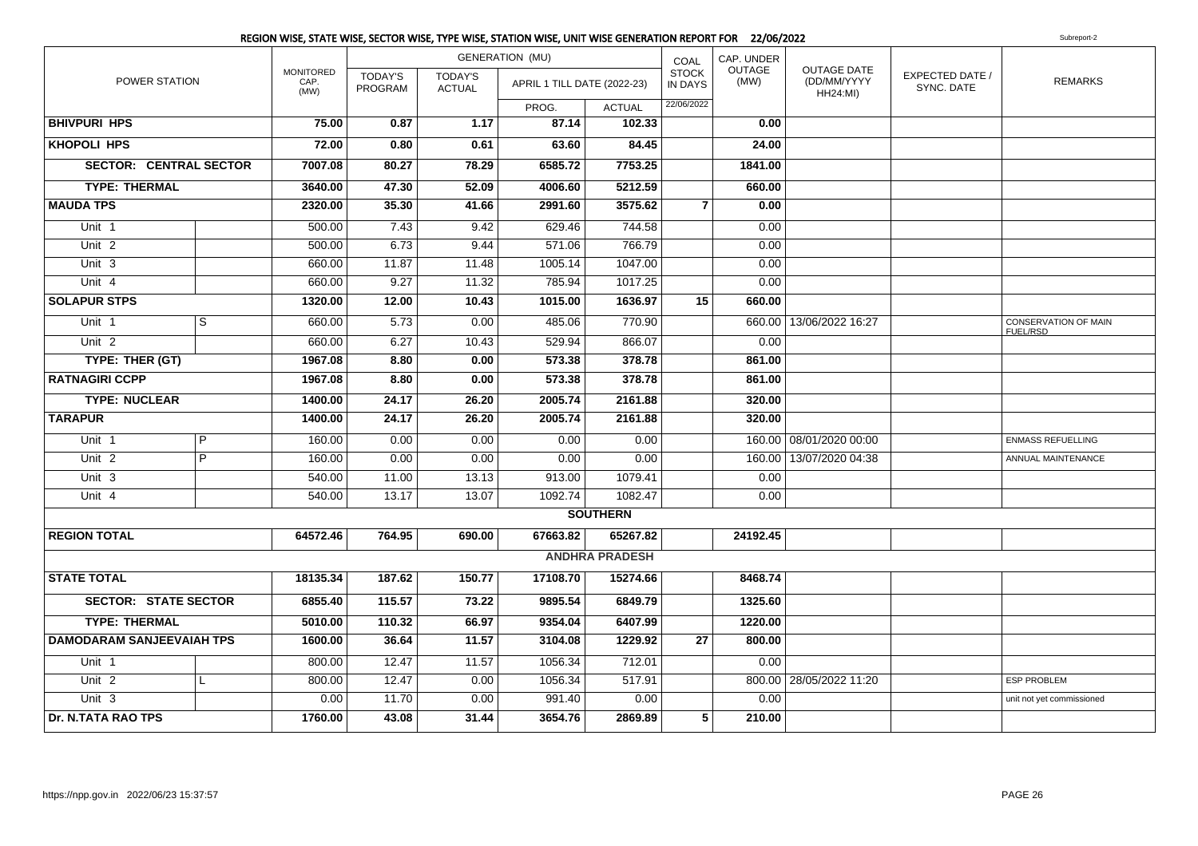## REGION WISE, STATE WISE, SECTOR WISE, TYPE WISE, STATION WISE, UNIT WISE GENERATION REPORT FOR 22/06/2022

Subreport-2

| POWER STATION | | MONITORED CAP. (MW) | GENERATION (MU) | | | | COAL | CAP. UNDER OUTAGE (MW) | OUTAGE DATE (DD/MM/YYYY HH24:MI) | EXPECTED DATE / SYNC. DATE | REMARKS |
|---|---|---|---|---|---|---|---|---|---|---|---|
| | | | TODAY'S PROGRAM | TODAY'S ACTUAL | APRIL 1 TILL DATE (2022-23) | | STOCK IN DAYS | | | | |
| | | | | | PROG. | ACTUAL | 22/06/2022 | | | | |
| **BHIVPURI HPS** | | **75.00** | **0.87** | **1.17** | **87.14** | **102.33** | | **0.00** | | | |
| **KHOPOLI HPS** | | **72.00** | **0.80** | **0.61** | **63.60** | **84.45** | | **24.00** | | | |
| **SECTOR: CENTRAL SECTOR** | | **7007.08** | **80.27** | **78.29** | **6585.72** | **7753.25** | | **1841.00** | | | |
| **TYPE: THERMAL** | | **3640.00** | **47.30** | **52.09** | **4006.60** | **5212.59** | | **660.00** | | | |
| **MAUDA TPS** | | **2320.00** | **35.30** | **41.66** | **2991.60** | **3575.62** | **7** | **0.00** | | | |
| Unit 1 | | 500.00 | 7.43 | 9.42 | 629.46 | 744.58 | | 0.00 | | | |
| Unit 2 | | 500.00 | 6.73 | 9.44 | 571.06 | 766.79 | | 0.00 | | | |
| Unit 3 | | 660.00 | 11.87 | 11.48 | 1005.14 | 1047.00 | | 0.00 | | | |
| Unit 4 | | 660.00 | 9.27 | 11.32 | 785.94 | 1017.25 | | 0.00 | | | |
| **SOLAPUR STPS** | | **1320.00** | **12.00** | **10.43** | **1015.00** | **1636.97** | **15** | **660.00** | | | |
| Unit 1 | S | 660.00 | 5.73 | 0.00 | 485.06 | 770.90 | | 660.00 | 13/06/2022 16:27 | | CONSERVATION OF MAIN FUEL/RSD |
| Unit 2 | | 660.00 | 6.27 | 10.43 | 529.94 | 866.07 | | 0.00 | | | |
| **TYPE: THER (GT)** | | **1967.08** | **8.80** | **0.00** | **573.38** | **378.78** | | **861.00** | | | |
| **RATNAGIRI CCPP** | | **1967.08** | **8.80** | **0.00** | **573.38** | **378.78** | | **861.00** | | | |
| **TYPE: NUCLEAR** | | **1400.00** | **24.17** | **26.20** | **2005.74** | **2161.88** | | **320.00** | | | |
| **TARAPUR** | | **1400.00** | **24.17** | **26.20** | **2005.74** | **2161.88** | | **320.00** | | | |
| Unit 1 | P | 160.00 | 0.00 | 0.00 | 0.00 | 0.00 | | 160.00 | 08/01/2020 00:00 | | ENMASS REFUELLING |
| Unit 2 | P | 160.00 | 0.00 | 0.00 | 0.00 | 0.00 | | 160.00 | 13/07/2020 04:38 | | ANNUAL MAINTENANCE |
| Unit 3 | | 540.00 | 11.00 | 13.13 | 913.00 | 1079.41 | | 0.00 | | | |
| Unit 4 | | 540.00 | 13.17 | 13.07 | 1092.74 | 1082.47 | | 0.00 | | | |
| | | | | | | **SOUTHERN** | | | | | |
| **REGION TOTAL** | | **64572.46** | **764.95** | **690.00** | **67663.82** | **65267.82** | | **24192.45** | | | |
| | | | | | | **ANDHRA PRADESH** | | | | | |
| **STATE TOTAL** | | **18135.34** | **187.62** | **150.77** | **17108.70** | **15274.66** | | **8468.74** | | | |
| **SECTOR: STATE SECTOR** | | **6855.40** | **115.57** | **73.22** | **9895.54** | **6849.79** | | **1325.60** | | | |
| **TYPE: THERMAL** | | **5010.00** | **110.32** | **66.97** | **9354.04** | **6407.99** | | **1220.00** | | | |
| **DAMODARAM SANJEEVAIAH TPS** | | **1600.00** | **36.64** | **11.57** | **3104.08** | **1229.92** | **27** | **800.00** | | | |
| Unit 1 | | 800.00 | 12.47 | 11.57 | 1056.34 | 712.01 | | 0.00 | | | |
| Unit 2 | L | 800.00 | 12.47 | 0.00 | 1056.34 | 517.91 | | 800.00 | 28/05/2022 11:20 | | ESP PROBLEM |
| Unit 3 | | 0.00 | 11.70 | 0.00 | 991.40 | 0.00 | | 0.00 | | | unit not yet commissioned |
| **Dr. N.TATA RAO TPS** | | **1760.00** | **43.08** | **31.44** | **3654.76** | **2869.89** | **5** | **210.00** | | | |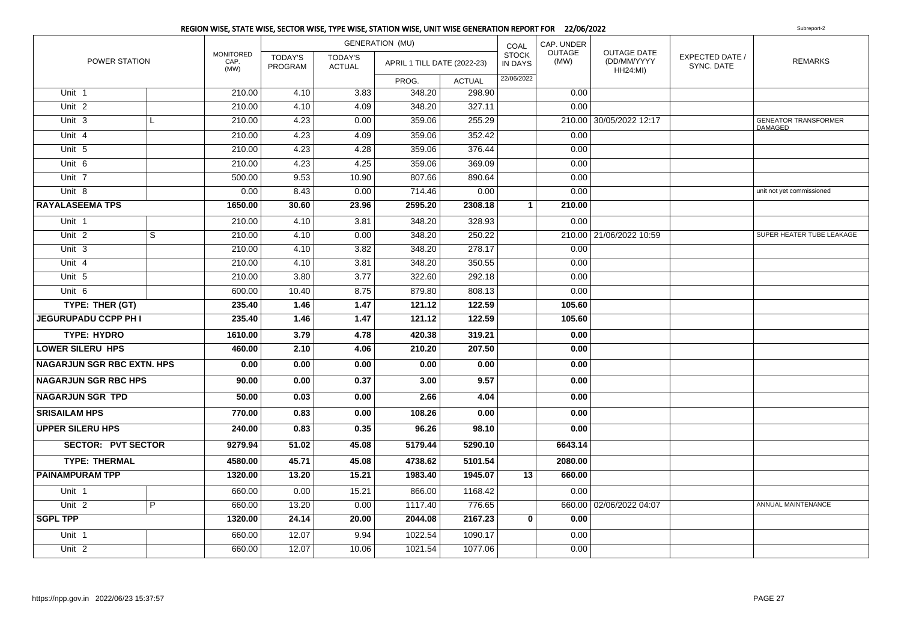## REGION WISE, STATE WISE, SECTOR WISE, TYPE WISE, STATION WISE, UNIT WISE GENERATION REPORT FOR 22/06/2022

Subreport-2

| POWER STATION | | MONITORED CAP. (MW) | GENERATION (MU) | | | | COAL STOCK IN DAYS | CAP. UNDER OUTAGE (MW) | OUTAGE DATE (DD/MM/YYYY HH24:MI) | EXPECTED DATE / SYNC. DATE | REMARKS |
|---|---|---|---|---|---|---|---|---|---|---|---|
| | | | TODAY'S PROGRAM | TODAY'S ACTUAL | APRIL 1 TILL DATE (2022-23) | | | | | | |
| | | | | | PROG. | ACTUAL | 22/06/2022 | | | | |
| Unit 1 | | 210.00 | 4.10 | 3.83 | 348.20 | 298.90 | | 0.00 | | | |
| Unit 2 | | 210.00 | 4.10 | 4.09 | 348.20 | 327.11 | | 0.00 | | | |
| Unit 3 | L | 210.00 | 4.23 | 0.00 | 359.06 | 255.29 | | 210.00 | 30/05/2022 12:17 | | GENEATOR TRANSFORMER DAMAGED |
| Unit 4 | | 210.00 | 4.23 | 4.09 | 359.06 | 352.42 | | 0.00 | | | |
| Unit 5 | | 210.00 | 4.23 | 4.28 | 359.06 | 376.44 | | 0.00 | | | |
| Unit 6 | | 210.00 | 4.23 | 4.25 | 359.06 | 369.09 | | 0.00 | | | |
| Unit 7 | | 500.00 | 9.53 | 10.90 | 807.66 | 890.64 | | 0.00 | | | |
| Unit 8 | | 0.00 | 8.43 | 0.00 | 714.46 | 0.00 | | 0.00 | | | unit not yet commissioned |
| **RAYALASEEMA TPS** | | **1650.00** | **30.60** | **23.96** | **2595.20** | **2308.18** | **1** | **210.00** | | | |
| Unit 1 | | 210.00 | 4.10 | 3.81 | 348.20 | 328.93 | | 0.00 | | | |
| Unit 2 | S | 210.00 | 4.10 | 0.00 | 348.20 | 250.22 | | 210.00 | 21/06/2022 10:59 | | SUPER HEATER TUBE LEAKAGE |
| Unit 3 | | 210.00 | 4.10 | 3.82 | 348.20 | 278.17 | | 0.00 | | | |
| Unit 4 | | 210.00 | 4.10 | 3.81 | 348.20 | 350.55 | | 0.00 | | | |
| Unit 5 | | 210.00 | 3.80 | 3.77 | 322.60 | 292.18 | | 0.00 | | | |
| Unit 6 | | 600.00 | 10.40 | 8.75 | 879.80 | 808.13 | | 0.00 | | | |
| **TYPE: THER (GT)** | | **235.40** | **1.46** | **1.47** | **121.12** | **122.59** | | **105.60** | | | |
| **JEGURUPADU CCPP PH I** | | **235.40** | **1.46** | **1.47** | **121.12** | **122.59** | | **105.60** | | | |
| **TYPE: HYDRO** | | **1610.00** | **3.79** | **4.78** | **420.38** | **319.21** | | **0.00** | | | |
| **LOWER SILERU HPS** | | **460.00** | **2.10** | **4.06** | **210.20** | **207.50** | | **0.00** | | | |
| **NAGARJUN SGR RBC EXTN. HPS** | | **0.00** | **0.00** | **0.00** | **0.00** | **0.00** | | **0.00** | | | |
| **NAGARJUN SGR RBC HPS** | | **90.00** | **0.00** | **0.37** | **3.00** | **9.57** | | **0.00** | | | |
| **NAGARJUN SGR TPD** | | **50.00** | **0.03** | **0.00** | **2.66** | **4.04** | | **0.00** | | | |
| **SRISAILAM HPS** | | **770.00** | **0.83** | **0.00** | **108.26** | **0.00** | | **0.00** | | | |
| **UPPER SILERU HPS** | | **240.00** | **0.83** | **0.35** | **96.26** | **98.10** | | **0.00** | | | |
| **SECTOR: PVT SECTOR** | | **9279.94** | **51.02** | **45.08** | **5179.44** | **5290.10** | | **6643.14** | | | |
| **TYPE: THERMAL** | | **4580.00** | **45.71** | **45.08** | **4738.62** | **5101.54** | | **2080.00** | | | |
| **PAINAMPURAM TPP** | | **1320.00** | **13.20** | **15.21** | **1983.40** | **1945.07** | **13** | **660.00** | | | |
| Unit 1 | | 660.00 | 0.00 | 15.21 | 866.00 | 1168.42 | | 0.00 | | | |
| Unit 2 | P | 660.00 | 13.20 | 0.00 | 1117.40 | 776.65 | | 660.00 | 02/06/2022 04:07 | | ANNUAL MAINTENANCE |
| **SGPL TPP** | | **1320.00** | **24.14** | **20.00** | **2044.08** | **2167.23** | **0** | **0.00** | | | |
| Unit 1 | | 660.00 | 12.07 | 9.94 | 1022.54 | 1090.17 | | 0.00 | | | |
| Unit 2 | | 660.00 | 12.07 | 10.06 | 1021.54 | 1077.06 | | 0.00 | | | |

https://npp.gov.in 2022/06/23 15:37:57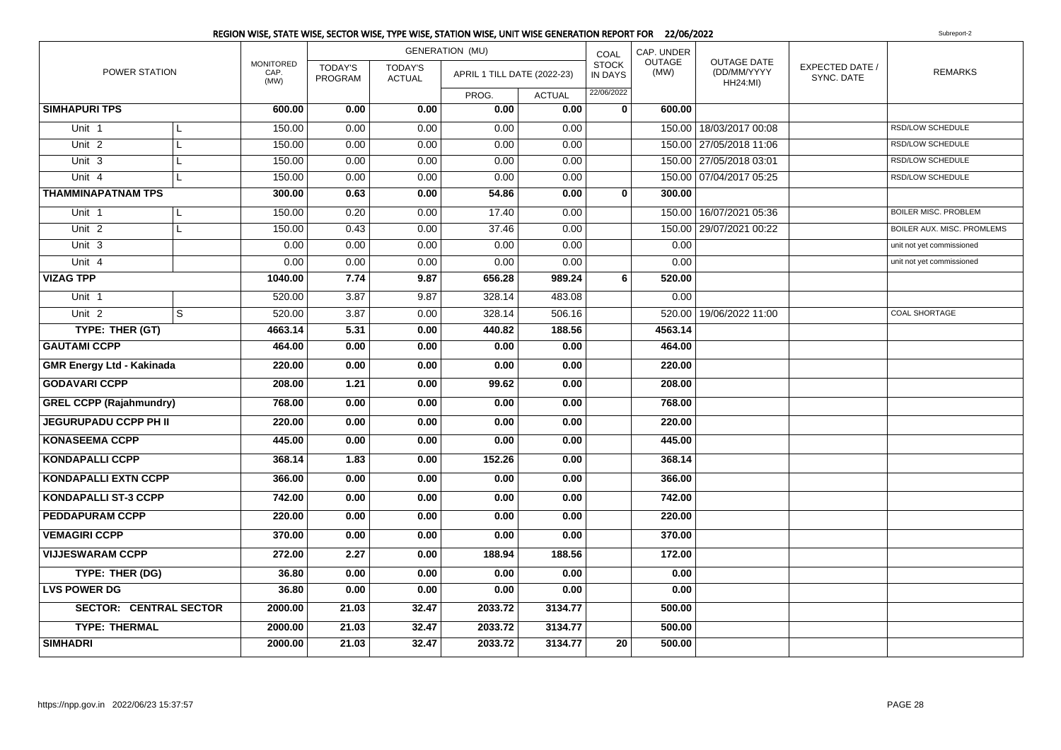## REGION WISE, STATE WISE, SECTOR WISE, TYPE WISE, STATION WISE, UNIT WISE GENERATION REPORT FOR 22/06/2022

Subreport-2

| POWER STATION | | MONITORED CAP. (MW) | GENERATION (MU) | | | | COAL STOCK IN DAYS | CAP. UNDER OUTAGE (MW) | OUTAGE DATE (DD/MM/YYYY HH24:MI) | EXPECTED DATE / SYNC. DATE | REMARKS |
|---|---|---|---|---|---|---|---|---|---|---|---|
| | | | TODAY'S PROGRAM | TODAY'S ACTUAL | APRIL 1 TILL DATE (2022-23) | | | | | | |
| | | | | | PROG. | ACTUAL | 22/06/2022 | | | | |
| **SIMHAPURI TPS** | | **600.00** | **0.00** | **0.00** | **0.00** | **0.00** | **0** | **600.00** | | | |
| Unit 1 | L | 150.00 | 0.00 | 0.00 | 0.00 | 0.00 | | 150.00 | 18/03/2017 00:08 | | RSD/LOW SCHEDULE |
| Unit 2 | L | 150.00 | 0.00 | 0.00 | 0.00 | 0.00 | | 150.00 | 27/05/2018 11:06 | | RSD/LOW SCHEDULE |
| Unit 3 | L | 150.00 | 0.00 | 0.00 | 0.00 | 0.00 | | 150.00 | 27/05/2018 03:01 | | RSD/LOW SCHEDULE |
| Unit 4 | L | 150.00 | 0.00 | 0.00 | 0.00 | 0.00 | | 150.00 | 07/04/2017 05:25 | | RSD/LOW SCHEDULE |
| **THAMMINAPATNAM TPS** | | **300.00** | **0.63** | **0.00** | **54.86** | **0.00** | **0** | **300.00** | | | |
| Unit 1 | L | 150.00 | 0.20 | 0.00 | 17.40 | 0.00 | | 150.00 | 16/07/2021 05:36 | | BOILER MISC. PROBLEM |
| Unit 2 | L | 150.00 | 0.43 | 0.00 | 37.46 | 0.00 | | 150.00 | 29/07/2021 00:22 | | BOILER AUX. MISC. PROMLEMS |
| Unit 3 | | 0.00 | 0.00 | 0.00 | 0.00 | 0.00 | | 0.00 | | | unit not yet commissioned |
| Unit 4 | | 0.00 | 0.00 | 0.00 | 0.00 | 0.00 | | 0.00 | | | unit not yet commissioned |
| **VIZAG TPP** | | **1040.00** | **7.74** | **9.87** | **656.28** | **989.24** | **6** | **520.00** | | | |
| Unit 1 | | 520.00 | 3.87 | 9.87 | 328.14 | 483.08 | | 0.00 | | | |
| Unit 2 | S | 520.00 | 3.87 | 0.00 | 328.14 | 506.16 | | 520.00 | 19/06/2022 11:00 | | COAL SHORTAGE |
| **TYPE: THER (GT)** | | **4663.14** | **5.31** | **0.00** | **440.82** | **188.56** | | **4563.14** | | | |
| **GAUTAMI CCPP** | | **464.00** | **0.00** | **0.00** | **0.00** | **0.00** | | **464.00** | | | |
| **GMR Energy Ltd - Kakinada** | | **220.00** | **0.00** | **0.00** | **0.00** | **0.00** | | **220.00** | | | |
| **GODAVARI CCPP** | | **208.00** | **1.21** | **0.00** | **99.62** | **0.00** | | **208.00** | | | |
| **GREL CCPP (Rajahmundry)** | | **768.00** | **0.00** | **0.00** | **0.00** | **0.00** | | **768.00** | | | |
| **JEGURUPADU CCPP PH II** | | **220.00** | **0.00** | **0.00** | **0.00** | **0.00** | | **220.00** | | | |
| **KONASEEMA CCPP** | | **445.00** | **0.00** | **0.00** | **0.00** | **0.00** | | **445.00** | | | |
| **KONDAPALLI CCPP** | | **368.14** | **1.83** | **0.00** | **152.26** | **0.00** | | **368.14** | | | |
| **KONDAPALLI EXTN CCPP** | | **366.00** | **0.00** | **0.00** | **0.00** | **0.00** | | **366.00** | | | |
| **KONDAPALLI ST-3 CCPP** | | **742.00** | **0.00** | **0.00** | **0.00** | **0.00** | | **742.00** | | | |
| **PEDDAPURAM CCPP** | | **220.00** | **0.00** | **0.00** | **0.00** | **0.00** | | **220.00** | | | |
| **VEMAGIRI CCPP** | | **370.00** | **0.00** | **0.00** | **0.00** | **0.00** | | **370.00** | | | |
| **VIJJESWARAM CCPP** | | **272.00** | **2.27** | **0.00** | **188.94** | **188.56** | | **172.00** | | | |
| **TYPE: THER (DG)** | | **36.80** | **0.00** | **0.00** | **0.00** | **0.00** | | **0.00** | | | |
| **LVS POWER DG** | | **36.80** | **0.00** | **0.00** | **0.00** | **0.00** | | **0.00** | | | |
| **SECTOR: CENTRAL SECTOR** | | **2000.00** | **21.03** | **32.47** | **2033.72** | **3134.77** | | **500.00** | | | |
| **TYPE: THERMAL** | | **2000.00** | **21.03** | **32.47** | **2033.72** | **3134.77** | | **500.00** | | | |
| **SIMHADRI** | | **2000.00** | **21.03** | **32.47** | **2033.72** | **3134.77** | **20** | **500.00** | | | |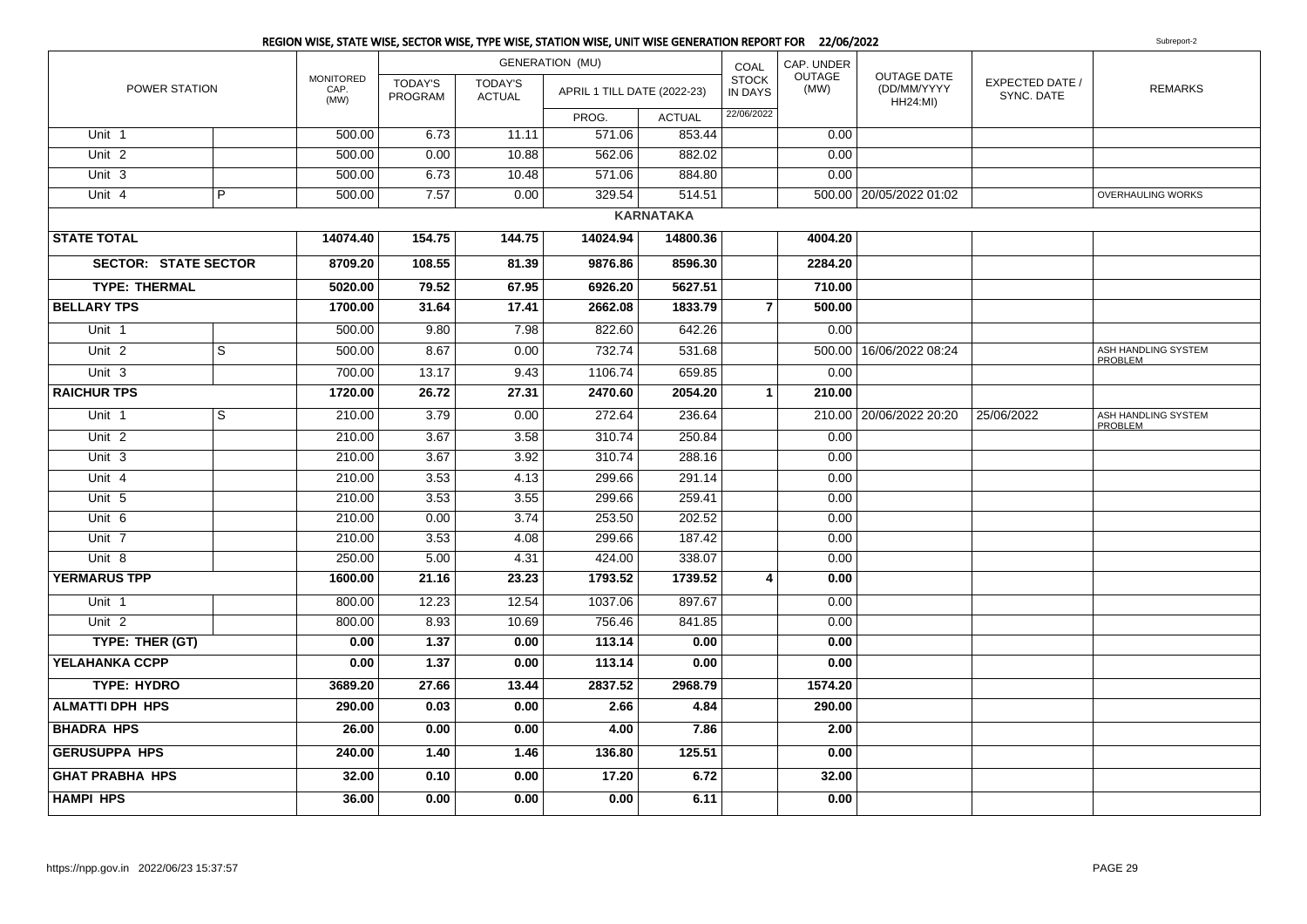# REGION WISE, STATE WISE, SECTOR WISE, TYPE WISE, STATION WISE, UNIT WISE GENERATION REPORT FOR 22/06/2022

Subreport-2

| POWER STATION | | MONITORED CAP. (MW) | GENERATION (MU) | | | | COAL STOCK IN DAYS | CAP. UNDER OUTAGE (MW) | OUTAGE DATE (DD/MM/YYYY HH24:MI) | EXPECTED DATE / SYNC. DATE | REMARKS |
|---|---|---|---|---|---|---|---|---|---|---|---|
| | | | TODAY'S PROGRAM | TODAY'S ACTUAL | APRIL 1 TILL DATE (2022-23) | | | | | | |
| | | | | | PROG. | ACTUAL | 22/06/2022 | | | | |
| Unit 1 | | 500.00 | 6.73 | 11.11 | 571.06 | 853.44 | | 0.00 | | | |
| Unit 2 | | 500.00 | 0.00 | 10.88 | 562.06 | 882.02 | | 0.00 | | | |
| Unit 3 | | 500.00 | 6.73 | 10.48 | 571.06 | 884.80 | | 0.00 | | | |
| Unit 4 | P | 500.00 | 7.57 | 0.00 | 329.54 | 514.51 | | 500.00 | 20/05/2022 01:02 | | OVERHAULING WORKS |
| **KARNATAKA** | | | | | | | | | | | |
| **STATE TOTAL** | | **14074.40** | **154.75** | **144.75** | **14024.94** | **14800.36** | | **4004.20** | | | |
| **SECTOR: STATE SECTOR** | | **8709.20** | **108.55** | **81.39** | **9876.86** | **8596.30** | | **2284.20** | | | |
| **TYPE: THERMAL** | | **5020.00** | **79.52** | **67.95** | **6926.20** | **5627.51** | | **710.00** | | | |
| **BELLARY TPS** | | **1700.00** | **31.64** | **17.41** | **2662.08** | **1833.79** | **7** | **500.00** | | | |
| Unit 1 | | 500.00 | 9.80 | 7.98 | 822.60 | 642.26 | | 0.00 | | | |
| Unit 2 | S | 500.00 | 8.67 | 0.00 | 732.74 | 531.68 | | 500.00 | 16/06/2022 08:24 | | ASH HANDLING SYSTEM PROBLEM |
| Unit 3 | | 700.00 | 13.17 | 9.43 | 1106.74 | 659.85 | | 0.00 | | | |
| **RAICHUR TPS** | | **1720.00** | **26.72** | **27.31** | **2470.60** | **2054.20** | **1** | **210.00** | | | |
| Unit 1 | S | 210.00 | 3.79 | 0.00 | 272.64 | 236.64 | | 210.00 | 20/06/2022 20:20 | 25/06/2022 | ASH HANDLING SYSTEM PROBLEM |
| Unit 2 | | 210.00 | 3.67 | 3.58 | 310.74 | 250.84 | | 0.00 | | | |
| Unit 3 | | 210.00 | 3.67 | 3.92 | 310.74 | 288.16 | | 0.00 | | | |
| Unit 4 | | 210.00 | 3.53 | 4.13 | 299.66 | 291.14 | | 0.00 | | | |
| Unit 5 | | 210.00 | 3.53 | 3.55 | 299.66 | 259.41 | | 0.00 | | | |
| Unit 6 | | 210.00 | 0.00 | 3.74 | 253.50 | 202.52 | | 0.00 | | | |
| Unit 7 | | 210.00 | 3.53 | 4.08 | 299.66 | 187.42 | | 0.00 | | | |
| Unit 8 | | 250.00 | 5.00 | 4.31 | 424.00 | 338.07 | | 0.00 | | | |
| **YERMARUS TPP** | | **1600.00** | **21.16** | **23.23** | **1793.52** | **1739.52** | **4** | **0.00** | | | |
| Unit 1 | | 800.00 | 12.23 | 12.54 | 1037.06 | 897.67 | | 0.00 | | | |
| Unit 2 | | 800.00 | 8.93 | 10.69 | 756.46 | 841.85 | | 0.00 | | | |
| **TYPE: THER (GT)** | | **0.00** | **1.37** | **0.00** | **113.14** | **0.00** | | **0.00** | | | |
| **YELAHANKA CCPP** | | **0.00** | **1.37** | **0.00** | **113.14** | **0.00** | | **0.00** | | | |
| **TYPE: HYDRO** | | **3689.20** | **27.66** | **13.44** | **2837.52** | **2968.79** | | **1574.20** | | | |
| **ALMATTI DPH HPS** | | **290.00** | **0.03** | **0.00** | **2.66** | **4.84** | | **290.00** | | | |
| **BHADRA HPS** | | **26.00** | **0.00** | **0.00** | **4.00** | **7.86** | | **2.00** | | | |
| **GERUSUPPA HPS** | | **240.00** | **1.40** | **1.46** | **136.80** | **125.51** | | **0.00** | | | |
| **GHAT PRABHA HPS** | | **32.00** | **0.10** | **0.00** | **17.20** | **6.72** | | **32.00** | | | |
| **HAMPI HPS** | | **36.00** | **0.00** | **0.00** | **0.00** | **6.11** | | **0.00** | | | |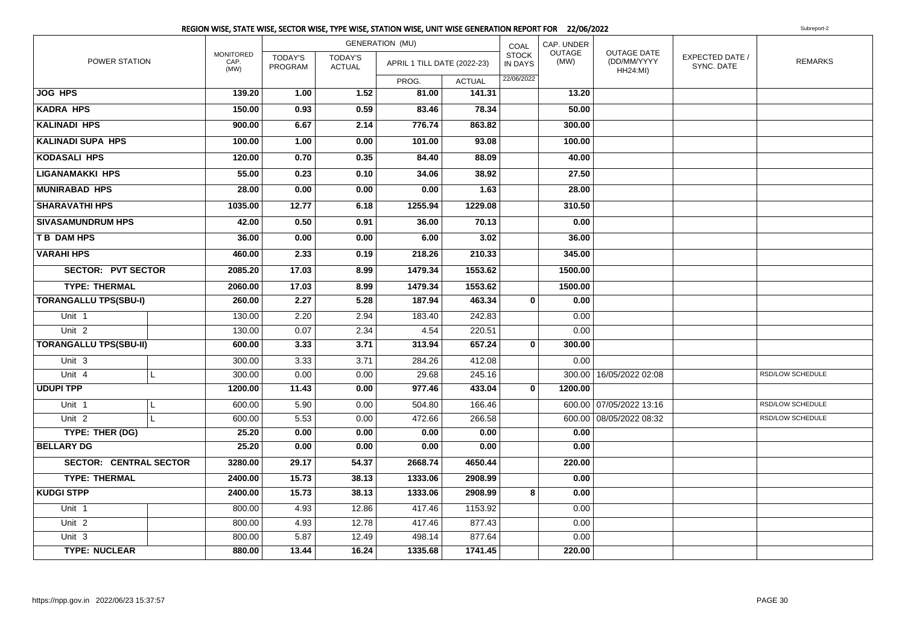# REGION WISE, STATE WISE, SECTOR WISE, TYPE WISE, STATION WISE, UNIT WISE GENERATION REPORT FOR 22/06/2022

Subreport-2

| POWER STATION | | MONITORED CAP. (MW) | GENERATION (MU) TODAY'S PROGRAM | TODAY'S ACTUAL | APRIL 1 TILL DATE (2022-23) PROG. | ACTUAL | COAL STOCK IN DAYS 22/06/2022 | CAP. UNDER OUTAGE (MW) | OUTAGE DATE (DD/MM/YYYY HH24:MI) | EXPECTED DATE / SYNC. DATE | REMARKS |
|---|---|---|---|---|---|---|---|---|---|---|---|
| **JOG HPS** | | **139.20** | **1.00** | **1.52** | **81.00** | **141.31** | | **13.20** | | | |
| **KADRA HPS** | | **150.00** | **0.93** | **0.59** | **83.46** | **78.34** | | **50.00** | | | |
| **KALINADI HPS** | | **900.00** | **6.67** | **2.14** | **776.74** | **863.82** | | **300.00** | | | |
| **KALINADI SUPA HPS** | | **100.00** | **1.00** | **0.00** | **101.00** | **93.08** | | **100.00** | | | |
| **KODASALI HPS** | | **120.00** | **0.70** | **0.35** | **84.40** | **88.09** | | **40.00** | | | |
| **LIGANAMAKKI HPS** | | **55.00** | **0.23** | **0.10** | **34.06** | **38.92** | | **27.50** | | | |
| **MUNIRABAD HPS** | | **28.00** | **0.00** | **0.00** | **0.00** | **1.63** | | **28.00** | | | |
| **SHARAVATHI HPS** | | **1035.00** | **12.77** | **6.18** | **1255.94** | **1229.08** | | **310.50** | | | |
| **SIVASAMUNDRUM HPS** | | **42.00** | **0.50** | **0.91** | **36.00** | **70.13** | | **0.00** | | | |
| **T B DAM HPS** | | **36.00** | **0.00** | **0.00** | **6.00** | **3.02** | | **36.00** | | | |
| **VARAHI HPS** | | **460.00** | **2.33** | **0.19** | **218.26** | **210.33** | | **345.00** | | | |
| **SECTOR: PVT SECTOR** | | **2085.20** | **17.03** | **8.99** | **1479.34** | **1553.62** | | **1500.00** | | | |
| **TYPE: THERMAL** | | **2060.00** | **17.03** | **8.99** | **1479.34** | **1553.62** | | **1500.00** | | | |
| **TORANGALLU TPS(SBU-I)** | | **260.00** | **2.27** | **5.28** | **187.94** | **463.34** | **0** | **0.00** | | | |
| Unit 1 | | 130.00 | 2.20 | 2.94 | 183.40 | 242.83 | | 0.00 | | | |
| Unit 2 | | 130.00 | 0.07 | 2.34 | 4.54 | 220.51 | | 0.00 | | | |
| **TORANGALLU TPS(SBU-II)** | | **600.00** | **3.33** | **3.71** | **313.94** | **657.24** | **0** | **300.00** | | | |
| Unit 3 | | 300.00 | 3.33 | 3.71 | 284.26 | 412.08 | | 0.00 | | | |
| Unit 4 | L | 300.00 | 0.00 | 0.00 | 29.68 | 245.16 | | 300.00 | 16/05/2022 02:08 | | RSD/LOW SCHEDULE |
| **UDUPI TPP** | | **1200.00** | **11.43** | **0.00** | **977.46** | **433.04** | **0** | **1200.00** | | | |
| Unit 1 | L | 600.00 | 5.90 | 0.00 | 504.80 | 166.46 | | 600.00 | 07/05/2022 13:16 | | RSD/LOW SCHEDULE |
| Unit 2 | L | 600.00 | 5.53 | 0.00 | 472.66 | 266.58 | | 600.00 | 08/05/2022 08:32 | | RSD/LOW SCHEDULE |
| **TYPE: THER (DG)** | | **25.20** | **0.00** | **0.00** | **0.00** | **0.00** | | **0.00** | | | |
| **BELLARY DG** | | **25.20** | **0.00** | **0.00** | **0.00** | **0.00** | | **0.00** | | | |
| **SECTOR: CENTRAL SECTOR** | | **3280.00** | **29.17** | **54.37** | **2668.74** | **4650.44** | | **220.00** | | | |
| **TYPE: THERMAL** | | **2400.00** | **15.73** | **38.13** | **1333.06** | **2908.99** | | **0.00** | | | |
| **KUDGI STPP** | | **2400.00** | **15.73** | **38.13** | **1333.06** | **2908.99** | **8** | **0.00** | | | |
| Unit 1 | | 800.00 | 4.93 | 12.86 | 417.46 | 1153.92 | | 0.00 | | | |
| Unit 2 | | 800.00 | 4.93 | 12.78 | 417.46 | 877.43 | | 0.00 | | | |
| Unit 3 | | 800.00 | 5.87 | 12.49 | 498.14 | 877.64 | | 0.00 | | | |
| **TYPE: NUCLEAR** | | **880.00** | **13.44** | **16.24** | **1335.68** | **1741.45** | | **220.00** | | | |

https://npp.gov.in 2022/06/23 15:37:57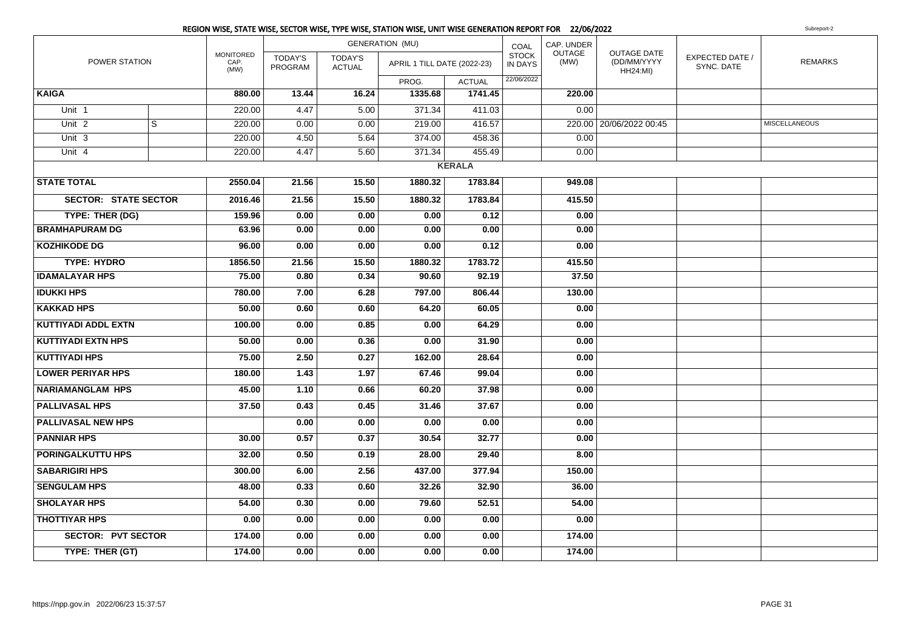## REGION WISE, STATE WISE, SECTOR WISE, TYPE WISE, STATION WISE, UNIT WISE GENERATION REPORT FOR 22/06/2022

Subreport-2

| POWER STATION | | MONITORED CAP. (MW) | GENERATION (MU) TODAY'S PROGRAM | TODAY'S ACTUAL | APRIL 1 TILL DATE (2022-23) PROG. | ACTUAL | COAL STOCK IN DAYS 22/06/2022 | CAP. UNDER OUTAGE (MW) | OUTAGE DATE (DD/MM/YYYY HH24:MI) | EXPECTED DATE / SYNC. DATE | REMARKS |
|---|---|---|---|---|---|---|---|---|---|---|---|
| **KAIGA** | | **880.00** | **13.44** | **16.24** | **1335.68** | **1741.45** | | **220.00** | | | |
| Unit 1 | | 220.00 | 4.47 | 5.00 | 371.34 | 411.03 | | 0.00 | | | |
| Unit 2 | S | 220.00 | 0.00 | 0.00 | 219.00 | 416.57 | | 220.00 | 20/06/2022 00:45 | | MISCELLANEOUS |
| Unit 3 | | 220.00 | 4.50 | 5.64 | 374.00 | 458.36 | | 0.00 | | | |
| Unit 4 | | 220.00 | 4.47 | 5.60 | 371.34 | 455.49 | | 0.00 | | | |
| **KERALA** | | | | | | | | | | | |
| **STATE TOTAL** | | **2550.04** | **21.56** | **15.50** | **1880.32** | **1783.84** | | **949.08** | | | |
| **SECTOR: STATE SECTOR** | | **2016.46** | **21.56** | **15.50** | **1880.32** | **1783.84** | | **415.50** | | | |
| **TYPE: THER (DG)** | | **159.96** | **0.00** | **0.00** | **0.00** | **0.12** | | **0.00** | | | |
| **BRAMHAPURAM DG** | | **63.96** | **0.00** | **0.00** | **0.00** | **0.00** | | **0.00** | | | |
| **KOZHIKODE DG** | | **96.00** | **0.00** | **0.00** | **0.00** | **0.12** | | **0.00** | | | |
| **TYPE: HYDRO** | | **1856.50** | **21.56** | **15.50** | **1880.32** | **1783.72** | | **415.50** | | | |
| **IDAMALAYAR HPS** | | **75.00** | **0.80** | **0.34** | **90.60** | **92.19** | | **37.50** | | | |
| **IDUKKI HPS** | | **780.00** | **7.00** | **6.28** | **797.00** | **806.44** | | **130.00** | | | |
| **KAKKAD HPS** | | **50.00** | **0.60** | **0.60** | **64.20** | **60.05** | | **0.00** | | | |
| **KUTTIYADI ADDL EXTN** | | **100.00** | **0.00** | **0.85** | **0.00** | **64.29** | | **0.00** | | | |
| **KUTTIYADI EXTN HPS** | | **50.00** | **0.00** | **0.36** | **0.00** | **31.90** | | **0.00** | | | |
| **KUTTIYADI HPS** | | **75.00** | **2.50** | **0.27** | **162.00** | **28.64** | | **0.00** | | | |
| **LOWER PERIYAR HPS** | | **180.00** | **1.43** | **1.97** | **67.46** | **99.04** | | **0.00** | | | |
| **NARIAMANGLAM HPS** | | **45.00** | **1.10** | **0.66** | **60.20** | **37.98** | | **0.00** | | | |
| **PALLIVASAL HPS** | | **37.50** | **0.43** | **0.45** | **31.46** | **37.67** | | **0.00** | | | |
| **PALLIVASAL NEW HPS** | | | **0.00** | **0.00** | **0.00** | **0.00** | | **0.00** | | | |
| **PANNIAR HPS** | | **30.00** | **0.57** | **0.37** | **30.54** | **32.77** | | **0.00** | | | |
| **PORINGALKUTTU HPS** | | **32.00** | **0.50** | **0.19** | **28.00** | **29.40** | | **8.00** | | | |
| **SABARIGIRI HPS** | | **300.00** | **6.00** | **2.56** | **437.00** | **377.94** | | **150.00** | | | |
| **SENGULAM HPS** | | **48.00** | **0.33** | **0.60** | **32.26** | **32.90** | | **36.00** | | | |
| **SHOLAYAR HPS** | | **54.00** | **0.30** | **0.00** | **79.60** | **52.51** | | **54.00** | | | |
| **THOTTIYAR HPS** | | **0.00** | **0.00** | **0.00** | **0.00** | **0.00** | | **0.00** | | | |
| **SECTOR: PVT SECTOR** | | **174.00** | **0.00** | **0.00** | **0.00** | **0.00** | | **174.00** | | | |
| **TYPE: THER (GT)** | | **174.00** | **0.00** | **0.00** | **0.00** | **0.00** | | **174.00** | | | |

https://npp.gov.in 2022/06/23 15:37:57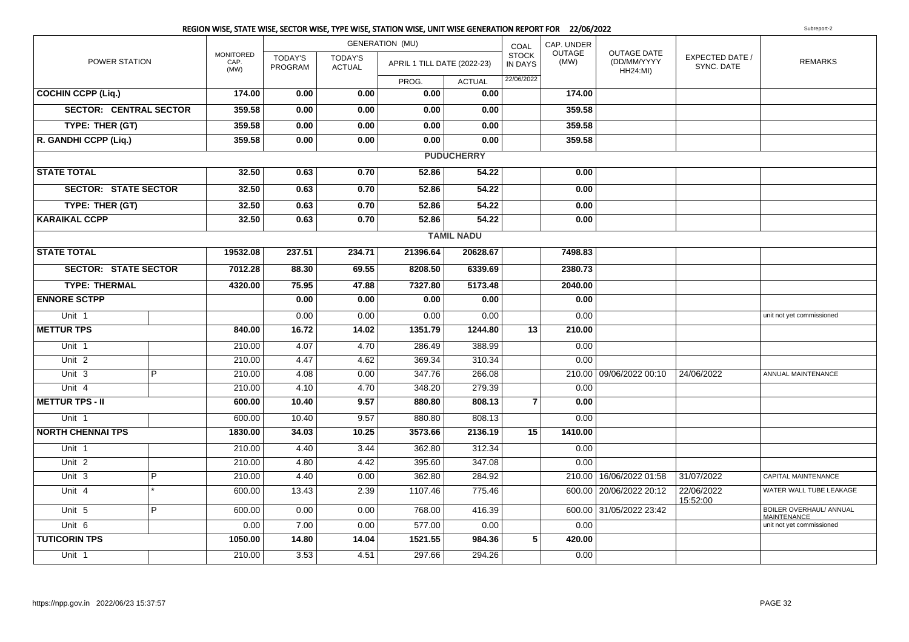## REGION WISE, STATE WISE, SECTOR WISE, TYPE WISE, STATION WISE, UNIT WISE GENERATION REPORT FOR 22/06/2022

Subreport-2

| POWER STATION | | MONITORED CAP. (MW) | GENERATION (MU) | | | | COAL STOCK IN DAYS | CAP. UNDER OUTAGE (MW) | OUTAGE DATE (DD/MM/YYYY HH24:MI) | EXPECTED DATE / SYNC. DATE | REMARKS |
|---|---|---|---|---|---|---|---|---|---|---|---|
| | | | TODAY'S PROGRAM | TODAY'S ACTUAL | APRIL 1 TILL DATE (2022-23) | | | | | | |
| | | | | | PROG. | ACTUAL | 22/06/2022 | | | | |
| **COCHIN CCPP (Liq.)** | | **174.00** | **0.00** | **0.00** | **0.00** | **0.00** | | **174.00** | | | |
| **SECTOR: CENTRAL SECTOR** | | **359.58** | **0.00** | **0.00** | **0.00** | **0.00** | | **359.58** | | | |
| **TYPE: THER (GT)** | | **359.58** | **0.00** | **0.00** | **0.00** | **0.00** | | **359.58** | | | |
| **R. GANDHI CCPP (Liq.)** | | **359.58** | **0.00** | **0.00** | **0.00** | **0.00** | | **359.58** | | | |
| **PUDUCHERRY** | | | | | | | | | | | |
| **STATE TOTAL** | | **32.50** | **0.63** | **0.70** | **52.86** | **54.22** | | **0.00** | | | |
| **SECTOR: STATE SECTOR** | | **32.50** | **0.63** | **0.70** | **52.86** | **54.22** | | **0.00** | | | |
| **TYPE: THER (GT)** | | **32.50** | **0.63** | **0.70** | **52.86** | **54.22** | | **0.00** | | | |
| **KARAIKAL CCPP** | | **32.50** | **0.63** | **0.70** | **52.86** | **54.22** | | **0.00** | | | |
| **TAMIL NADU** | | | | | | | | | | | |
| **STATE TOTAL** | | **19532.08** | **237.51** | **234.71** | **21396.64** | **20628.67** | | **7498.83** | | | |
| **SECTOR: STATE SECTOR** | | **7012.28** | **88.30** | **69.55** | **8208.50** | **6339.69** | | **2380.73** | | | |
| **TYPE: THERMAL** | | **4320.00** | **75.95** | **47.88** | **7327.80** | **5173.48** | | **2040.00** | | | |
| **ENNORE SCTPP** | | | **0.00** | **0.00** | **0.00** | **0.00** | | **0.00** | | | |
| Unit 1 | | | 0.00 | 0.00 | 0.00 | 0.00 | | 0.00 | | | unit not yet commissioned |
| **METTUR TPS** | | **840.00** | **16.72** | **14.02** | **1351.79** | **1244.80** | **13** | **210.00** | | | |
| Unit 1 | | 210.00 | 4.07 | 4.70 | 286.49 | 388.99 | | 0.00 | | | |
| Unit 2 | | 210.00 | 4.47 | 4.62 | 369.34 | 310.34 | | 0.00 | | | |
| Unit 3 | P | 210.00 | 4.08 | 0.00 | 347.76 | 266.08 | | 210.00 | 09/06/2022 00:10 | 24/06/2022 | ANNUAL MAINTENANCE |
| Unit 4 | | 210.00 | 4.10 | 4.70 | 348.20 | 279.39 | | 0.00 | | | |
| **METTUR TPS - II** | | **600.00** | **10.40** | **9.57** | **880.80** | **808.13** | **7** | **0.00** | | | |
| Unit 1 | | 600.00 | 10.40 | 9.57 | 880.80 | 808.13 | | 0.00 | | | |
| **NORTH CHENNAI TPS** | | **1830.00** | **34.03** | **10.25** | **3573.66** | **2136.19** | **15** | **1410.00** | | | |
| Unit 1 | | 210.00 | 4.40 | 3.44 | 362.80 | 312.34 | | 0.00 | | | |
| Unit 2 | | 210.00 | 4.80 | 4.42 | 395.60 | 347.08 | | 0.00 | | | |
| Unit 3 | P | 210.00 | 4.40 | 0.00 | 362.80 | 284.92 | | 210.00 | 16/06/2022 01:58 | 31/07/2022 | CAPITAL MAINTENANCE |
| Unit 4 | * | 600.00 | 13.43 | 2.39 | 1107.46 | 775.46 | | 600.00 | 20/06/2022 20:12 | 22/06/2022 15:52:00 | WATER WALL TUBE LEAKAGE |
| Unit 5 | P | 600.00 | 0.00 | 0.00 | 768.00 | 416.39 | | 600.00 | 31/05/2022 23:42 | | BOILER OVERHAUL/ ANNUAL MAINTENANCE |
| Unit 6 | | 0.00 | 7.00 | 0.00 | 577.00 | 0.00 | | 0.00 | | | unit not yet commissioned |
| **TUTICORIN TPS** | | **1050.00** | **14.80** | **14.04** | **1521.55** | **984.36** | **5** | **420.00** | | | |
| Unit 1 | | 210.00 | 3.53 | 4.51 | 297.66 | 294.26 | | 0.00 | | | |

https://npp.gov.in 2022/06/23 15:37:57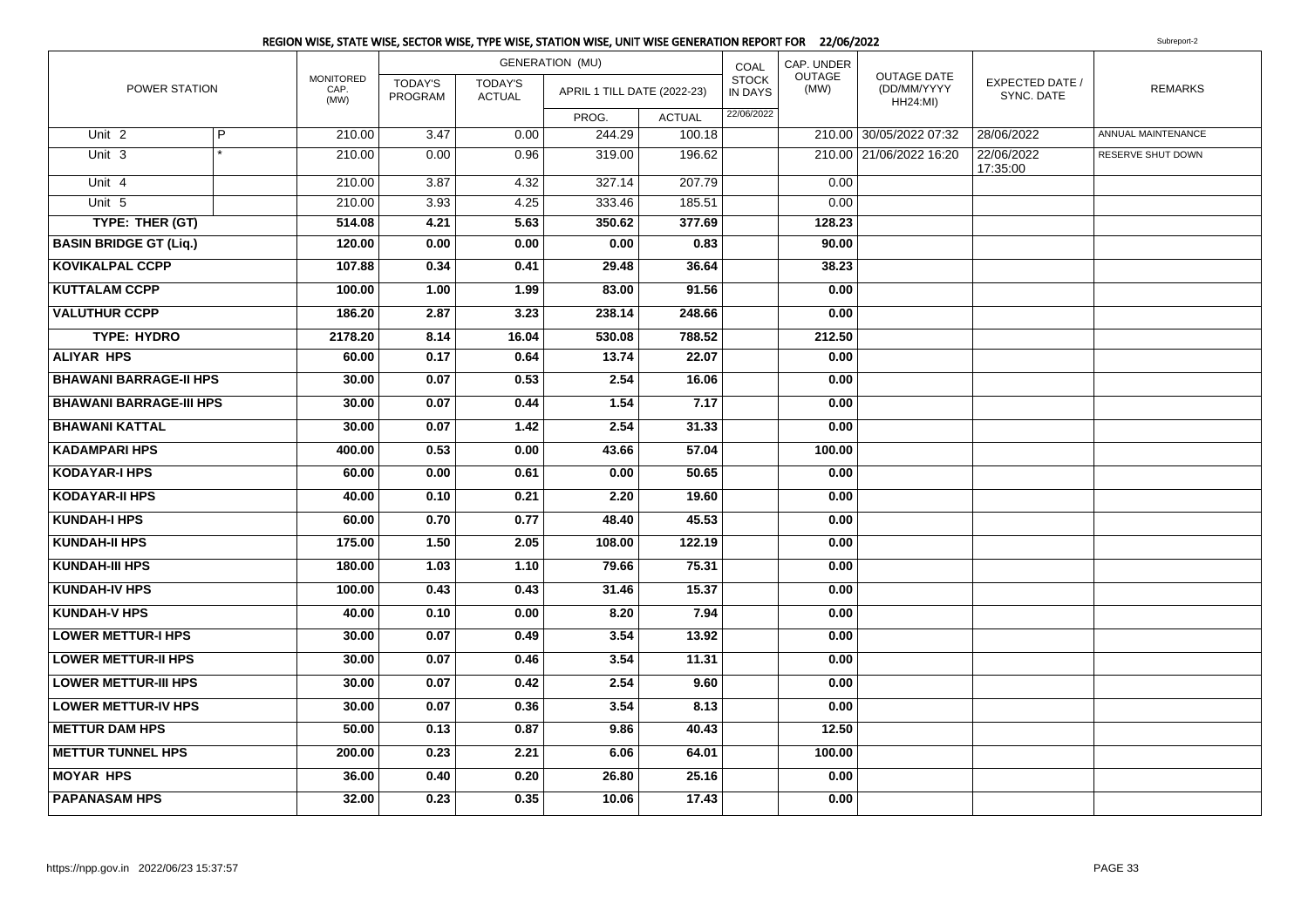## REGION WISE, STATE WISE, SECTOR WISE, TYPE WISE, STATION WISE, UNIT WISE GENERATION REPORT FOR 22/06/2022

Subreport-2

| POWER STATION | | MONITORED CAP. (MW) | GENERATION (MU) | | | | COAL STOCK IN DAYS | CAP. UNDER OUTAGE (MW) | OUTAGE DATE (DD/MM/YYYY HH24:MI) | EXPECTED DATE / SYNC. DATE | REMARKS |
|---|---|---|---|---|---|---|---|---|---|---|---|
| | | | TODAY'S PROGRAM | TODAY'S ACTUAL | APRIL 1 TILL DATE (2022-23) | | | | | | |
| | | | | | PROG. | ACTUAL | 22/06/2022 | | | | |
| Unit 2 | P | 210.00 | 3.47 | 0.00 | 244.29 | 100.18 | | 210.00 | 30/05/2022 07:32 | 28/06/2022 | ANNUAL MAINTENANCE |
| Unit 3 | * | 210.00 | 0.00 | 0.96 | 319.00 | 196.62 | | 210.00 | 21/06/2022 16:20 | 22/06/2022 17:35:00 | RESERVE SHUT DOWN |
| Unit 4 | | 210.00 | 3.87 | 4.32 | 327.14 | 207.79 | | 0.00 | | | |
| Unit 5 | | 210.00 | 3.93 | 4.25 | 333.46 | 185.51 | | 0.00 | | | |
| **TYPE: THER (GT)** | | **514.08** | **4.21** | **5.63** | **350.62** | **377.69** | | **128.23** | | | |
| **BASIN BRIDGE GT (Liq.)** | | **120.00** | **0.00** | **0.00** | **0.00** | **0.83** | | **90.00** | | | |
| **KOVIKALPAL CCPP** | | **107.88** | **0.34** | **0.41** | **29.48** | **36.64** | | **38.23** | | | |
| **KUTTALAM CCPP** | | **100.00** | **1.00** | **1.99** | **83.00** | **91.56** | | **0.00** | | | |
| **VALUTHUR CCPP** | | **186.20** | **2.87** | **3.23** | **238.14** | **248.66** | | **0.00** | | | |
| **TYPE: HYDRO** | | **2178.20** | **8.14** | **16.04** | **530.08** | **788.52** | | **212.50** | | | |
| **ALIYAR HPS** | | **60.00** | **0.17** | **0.64** | **13.74** | **22.07** | | **0.00** | | | |
| **BHAWANI BARRAGE-II HPS** | | **30.00** | **0.07** | **0.53** | **2.54** | **16.06** | | **0.00** | | | |
| **BHAWANI BARRAGE-III HPS** | | **30.00** | **0.07** | **0.44** | **1.54** | **7.17** | | **0.00** | | | |
| **BHAWANI KATTAL** | | **30.00** | **0.07** | **1.42** | **2.54** | **31.33** | | **0.00** | | | |
| **KADAMPARI HPS** | | **400.00** | **0.53** | **0.00** | **43.66** | **57.04** | | **100.00** | | | |
| **KODAYAR-I HPS** | | **60.00** | **0.00** | **0.61** | **0.00** | **50.65** | | **0.00** | | | |
| **KODAYAR-II HPS** | | **40.00** | **0.10** | **0.21** | **2.20** | **19.60** | | **0.00** | | | |
| **KUNDAH-I HPS** | | **60.00** | **0.70** | **0.77** | **48.40** | **45.53** | | **0.00** | | | |
| **KUNDAH-II HPS** | | **175.00** | **1.50** | **2.05** | **108.00** | **122.19** | | **0.00** | | | |
| **KUNDAH-III HPS** | | **180.00** | **1.03** | **1.10** | **79.66** | **75.31** | | **0.00** | | | |
| **KUNDAH-IV HPS** | | **100.00** | **0.43** | **0.43** | **31.46** | **15.37** | | **0.00** | | | |
| **KUNDAH-V HPS** | | **40.00** | **0.10** | **0.00** | **8.20** | **7.94** | | **0.00** | | | |
| **LOWER METTUR-I HPS** | | **30.00** | **0.07** | **0.49** | **3.54** | **13.92** | | **0.00** | | | |
| **LOWER METTUR-II HPS** | | **30.00** | **0.07** | **0.46** | **3.54** | **11.31** | | **0.00** | | | |
| **LOWER METTUR-III HPS** | | **30.00** | **0.07** | **0.42** | **2.54** | **9.60** | | **0.00** | | | |
| **LOWER METTUR-IV HPS** | | **30.00** | **0.07** | **0.36** | **3.54** | **8.13** | | **0.00** | | | |
| **METTUR DAM HPS** | | **50.00** | **0.13** | **0.87** | **9.86** | **40.43** | | **12.50** | | | |
| **METTUR TUNNEL HPS** | | **200.00** | **0.23** | **2.21** | **6.06** | **64.01** | | **100.00** | | | |
| **MOYAR HPS** | | **36.00** | **0.40** | **0.20** | **26.80** | **25.16** | | **0.00** | | | |
| **PAPANASAM HPS** | | **32.00** | **0.23** | **0.35** | **10.06** | **17.43** | | **0.00** | | | |

https://npp.gov.in 2022/06/23 15:37:57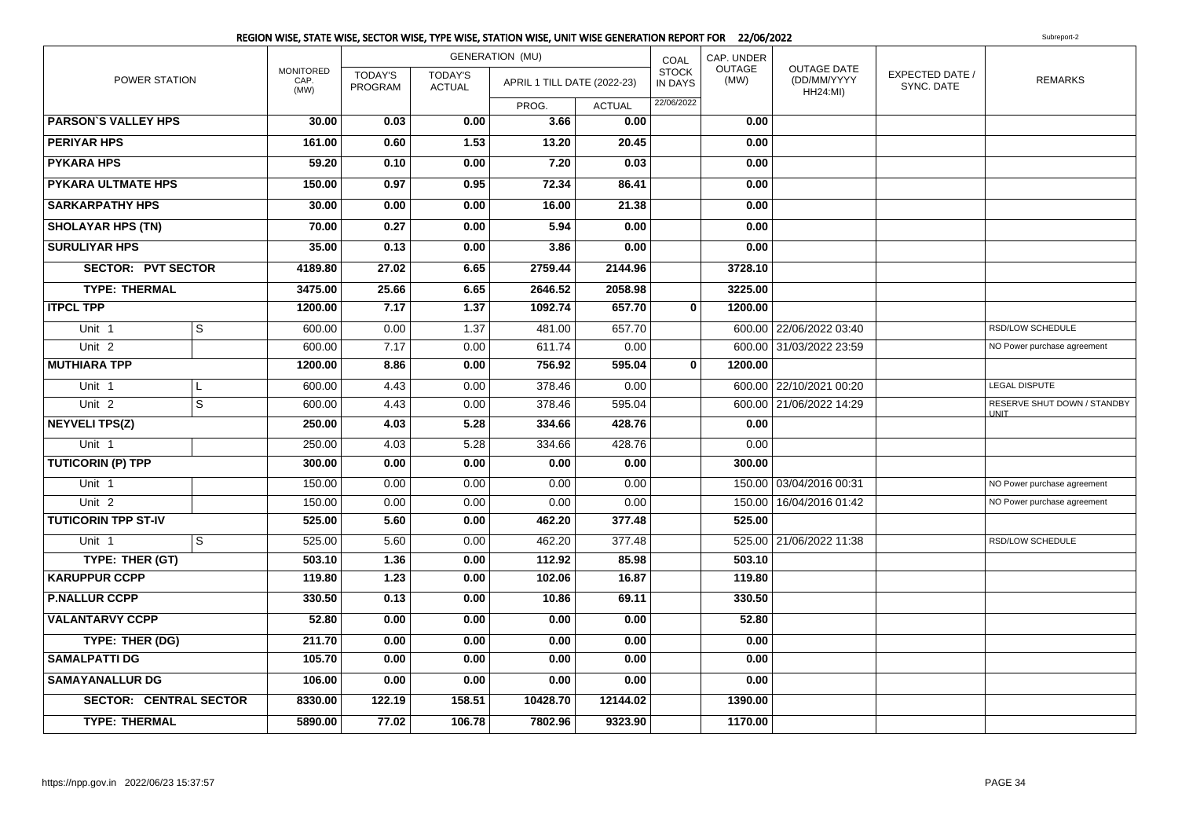## REGION WISE, STATE WISE, SECTOR WISE, TYPE WISE, STATION WISE, UNIT WISE GENERATION REPORT FOR 22/06/2022

Subreport-2

| POWER STATION | | MONITORED CAP. (MW) | GENERATION (MU) | | | | COAL STOCK IN DAYS | CAP. UNDER OUTAGE (MW) | OUTAGE DATE (DD/MM/YYYY HH24:MI) | EXPECTED DATE / SYNC. DATE | REMARKS |
|---|---|---|---|---|---|---|---|---|---|---|---|
| | | | TODAY'S PROGRAM | TODAY'S ACTUAL | APRIL 1 TILL DATE (2022-23) | | | | | | |
| | | | | | PROG. | ACTUAL | 22/06/2022 | | | | |
| **PARSON`S VALLEY HPS** | | **30.00** | **0.03** | **0.00** | **3.66** | **0.00** | | **0.00** | | | |
| **PERIYAR HPS** | | **161.00** | **0.60** | **1.53** | **13.20** | **20.45** | | **0.00** | | | |
| **PYKARA HPS** | | **59.20** | **0.10** | **0.00** | **7.20** | **0.03** | | **0.00** | | | |
| **PYKARA ULTMATE HPS** | | **150.00** | **0.97** | **0.95** | **72.34** | **86.41** | | **0.00** | | | |
| **SARKARPATHY HPS** | | **30.00** | **0.00** | **0.00** | **16.00** | **21.38** | | **0.00** | | | |
| **SHOLAYAR HPS (TN)** | | **70.00** | **0.27** | **0.00** | **5.94** | **0.00** | | **0.00** | | | |
| **SURULIYAR HPS** | | **35.00** | **0.13** | **0.00** | **3.86** | **0.00** | | **0.00** | | | |
| **SECTOR: PVT SECTOR** | | **4189.80** | **27.02** | **6.65** | **2759.44** | **2144.96** | | **3728.10** | | | |
| **TYPE: THERMAL** | | **3475.00** | **25.66** | **6.65** | **2646.52** | **2058.98** | | **3225.00** | | | |
| **ITPCL TPP** | | **1200.00** | **7.17** | **1.37** | **1092.74** | **657.70** | **0** | **1200.00** | | | |
| Unit 1 | S | 600.00 | 0.00 | 1.37 | 481.00 | 657.70 | | 600.00 | 22/06/2022 03:40 | | RSD/LOW SCHEDULE |
| Unit 2 | | 600.00 | 7.17 | 0.00 | 611.74 | 0.00 | | 600.00 | 31/03/2022 23:59 | | NO Power purchase agreement |
| **MUTHIARA TPP** | | **1200.00** | **8.86** | **0.00** | **756.92** | **595.04** | **0** | **1200.00** | | | |
| Unit 1 | L | 600.00 | 4.43 | 0.00 | 378.46 | 0.00 | | 600.00 | 22/10/2021 00:20 | | LEGAL DISPUTE |
| Unit 2 | S | 600.00 | 4.43 | 0.00 | 378.46 | 595.04 | | 600.00 | 21/06/2022 14:29 | | RESERVE SHUT DOWN / STANDBY UNIT |
| **NEYVELI TPS(Z)** | | **250.00** | **4.03** | **5.28** | **334.66** | **428.76** | | **0.00** | | | |
| Unit 1 | | 250.00 | 4.03 | 5.28 | 334.66 | 428.76 | | 0.00 | | | |
| **TUTICORIN (P) TPP** | | **300.00** | **0.00** | **0.00** | **0.00** | **0.00** | | **300.00** | | | |
| Unit 1 | | 150.00 | 0.00 | 0.00 | 0.00 | 0.00 | | 150.00 | 03/04/2016 00:31 | | NO Power purchase agreement |
| Unit 2 | | 150.00 | 0.00 | 0.00 | 0.00 | 0.00 | | 150.00 | 16/04/2016 01:42 | | NO Power purchase agreement |
| **TUTICORIN TPP ST-IV** | | **525.00** | **5.60** | **0.00** | **462.20** | **377.48** | | **525.00** | | | |
| Unit 1 | S | 525.00 | 5.60 | 0.00 | 462.20 | 377.48 | | 525.00 | 21/06/2022 11:38 | | RSD/LOW SCHEDULE |
| **TYPE: THER (GT)** | | **503.10** | **1.36** | **0.00** | **112.92** | **85.98** | | **503.10** | | | |
| **KARUPPUR CCPP** | | **119.80** | **1.23** | **0.00** | **102.06** | **16.87** | | **119.80** | | | |
| **P.NALLUR CCPP** | | **330.50** | **0.13** | **0.00** | **10.86** | **69.11** | | **330.50** | | | |
| **VALANTARVY CCPP** | | **52.80** | **0.00** | **0.00** | **0.00** | **0.00** | | **52.80** | | | |
| **TYPE: THER (DG)** | | **211.70** | **0.00** | **0.00** | **0.00** | **0.00** | | **0.00** | | | |
| **SAMALPATTI DG** | | **105.70** | **0.00** | **0.00** | **0.00** | **0.00** | | **0.00** | | | |
| **SAMAYANALLUR DG** | | **106.00** | **0.00** | **0.00** | **0.00** | **0.00** | | **0.00** | | | |
| **SECTOR: CENTRAL SECTOR** | | **8330.00** | **122.19** | **158.51** | **10428.70** | **12144.02** | | **1390.00** | | | |
| **TYPE: THERMAL** | | **5890.00** | **77.02** | **106.78** | **7802.96** | **9323.90** | | **1170.00** | | | |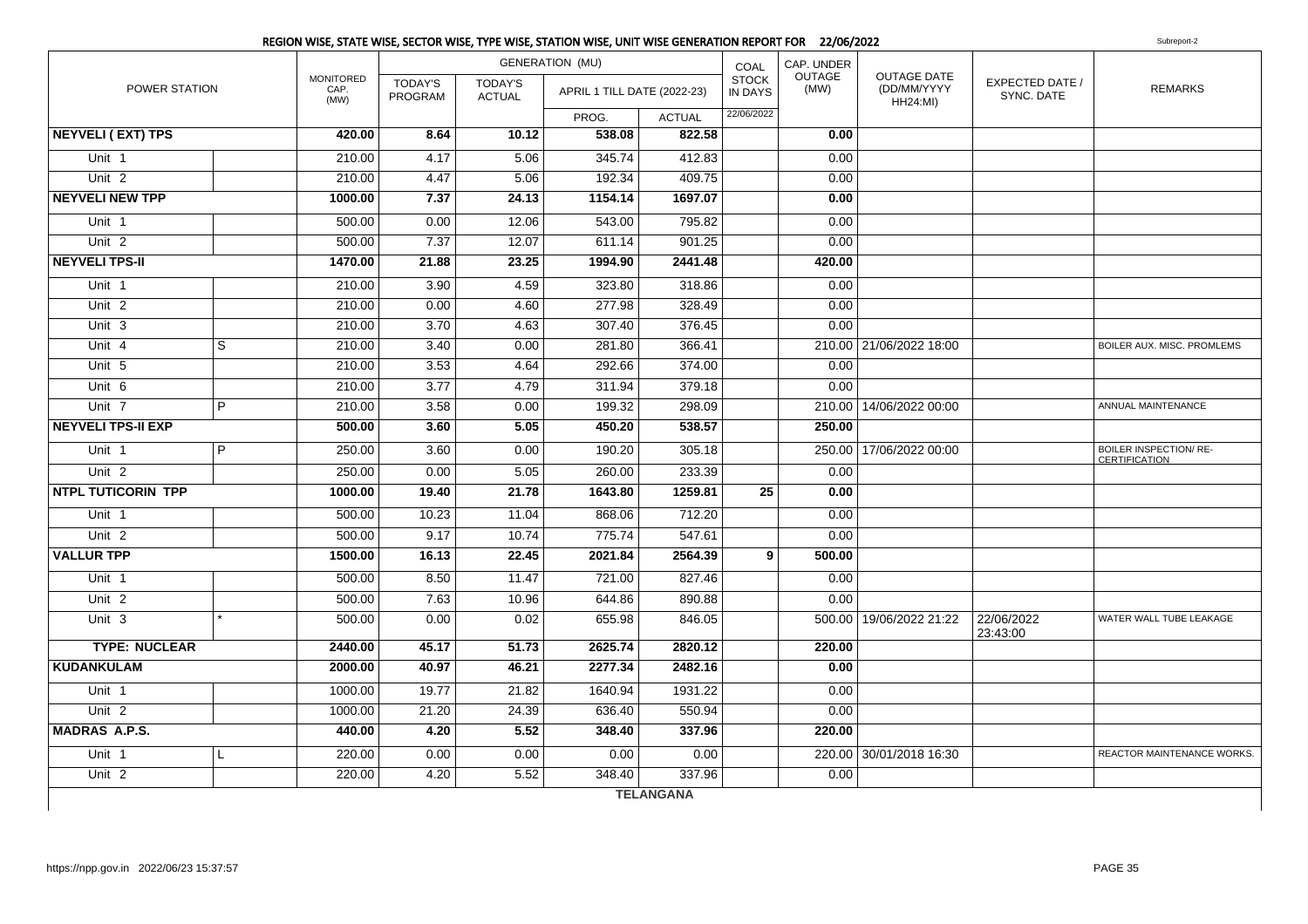## REGION WISE, STATE WISE, SECTOR WISE, TYPE WISE, STATION WISE, UNIT WISE GENERATION REPORT FOR 22/06/2022

Subreport-2

| POWER STATION | | MONITORED CAP. (MW) | GENERATION (MU) | | | | COAL STOCK IN DAYS | CAP. UNDER OUTAGE (MW) | OUTAGE DATE (DD/MM/YYYY HH24:MI) | EXPECTED DATE / SYNC. DATE | REMARKS |
|---|---|---|---|---|---|---|---|---|---|---|---|
| | | | TODAY'S PROGRAM | TODAY'S ACTUAL | APRIL 1 TILL DATE (2022-23) | | | | | | |
| | | | | | PROG. | ACTUAL | 22/06/2022 | | | | |
| **NEYVELI ( EXT) TPS** | | **420.00** | **8.64** | **10.12** | **538.08** | **822.58** | | **0.00** | | | |
| Unit 1 | | 210.00 | 4.17 | 5.06 | 345.74 | 412.83 | | 0.00 | | | |
| Unit 2 | | 210.00 | 4.47 | 5.06 | 192.34 | 409.75 | | 0.00 | | | |
| **NEYVELI NEW TPP** | | **1000.00** | **7.37** | **24.13** | **1154.14** | **1697.07** | | **0.00** | | | |
| Unit 1 | | 500.00 | 0.00 | 12.06 | 543.00 | 795.82 | | 0.00 | | | |
| Unit 2 | | 500.00 | 7.37 | 12.07 | 611.14 | 901.25 | | 0.00 | | | |
| **NEYVELI TPS-II** | | **1470.00** | **21.88** | **23.25** | **1994.90** | **2441.48** | | **420.00** | | | |
| Unit 1 | | 210.00 | 3.90 | 4.59 | 323.80 | 318.86 | | 0.00 | | | |
| Unit 2 | | 210.00 | 0.00 | 4.60 | 277.98 | 328.49 | | 0.00 | | | |
| Unit 3 | | 210.00 | 3.70 | 4.63 | 307.40 | 376.45 | | 0.00 | | | |
| Unit 4 | S | 210.00 | 3.40 | 0.00 | 281.80 | 366.41 | | 210.00 | 21/06/2022 18:00 | | BOILER AUX. MISC. PROMLEMS |
| Unit 5 | | 210.00 | 3.53 | 4.64 | 292.66 | 374.00 | | 0.00 | | | |
| Unit 6 | | 210.00 | 3.77 | 4.79 | 311.94 | 379.18 | | 0.00 | | | |
| Unit 7 | P | 210.00 | 3.58 | 0.00 | 199.32 | 298.09 | | 210.00 | 14/06/2022 00:00 | | ANNUAL MAINTENANCE |
| **NEYVELI TPS-II EXP** | | **500.00** | **3.60** | **5.05** | **450.20** | **538.57** | | **250.00** | | | |
| Unit 1 | P | 250.00 | 3.60 | 0.00 | 190.20 | 305.18 | | 250.00 | 17/06/2022 00:00 | | BOILER INSPECTION/ RE-CERTIFICATION |
| Unit 2 | | 250.00 | 0.00 | 5.05 | 260.00 | 233.39 | | 0.00 | | | |
| **NTPL TUTICORIN TPP** | | **1000.00** | **19.40** | **21.78** | **1643.80** | **1259.81** | **25** | **0.00** | | | |
| Unit 1 | | 500.00 | 10.23 | 11.04 | 868.06 | 712.20 | | 0.00 | | | |
| Unit 2 | | 500.00 | 9.17 | 10.74 | 775.74 | 547.61 | | 0.00 | | | |
| **VALLUR TPP** | | **1500.00** | **16.13** | **22.45** | **2021.84** | **2564.39** | **9** | **500.00** | | | |
| Unit 1 | | 500.00 | 8.50 | 11.47 | 721.00 | 827.46 | | 0.00 | | | |
| Unit 2 | | 500.00 | 7.63 | 10.96 | 644.86 | 890.88 | | 0.00 | | | |
| Unit 3 | * | 500.00 | 0.00 | 0.02 | 655.98 | 846.05 | | 500.00 | 19/06/2022 21:22 | 22/06/2022 23:43:00 | WATER WALL TUBE LEAKAGE |
| **TYPE: NUCLEAR** | | **2440.00** | **45.17** | **51.73** | **2625.74** | **2820.12** | | **220.00** | | | |
| **KUDANKULAM** | | **2000.00** | **40.97** | **46.21** | **2277.34** | **2482.16** | | **0.00** | | | |
| Unit 1 | | 1000.00 | 19.77 | 21.82 | 1640.94 | 1931.22 | | 0.00 | | | |
| Unit 2 | | 1000.00 | 21.20 | 24.39 | 636.40 | 550.94 | | 0.00 | | | |
| **MADRAS A.P.S.** | | **440.00** | **4.20** | **5.52** | **348.40** | **337.96** | | **220.00** | | | |
| Unit 1 | L | 220.00 | 0.00 | 0.00 | 0.00 | 0.00 | | 220.00 | 30/01/2018 16:30 | | REACTOR MAINTENANCE WORKS. |
| Unit 2 | | 220.00 | 4.20 | 5.52 | 348.40 | 337.96 | | 0.00 | | | |

**TELANGANA**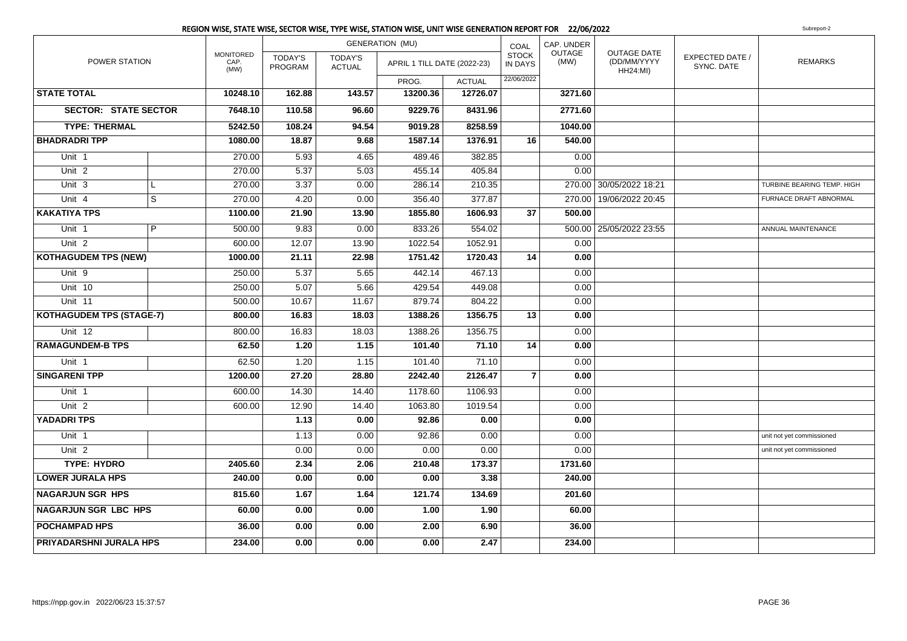# REGION WISE, STATE WISE, SECTOR WISE, TYPE WISE, STATION WISE, UNIT WISE GENERATION REPORT FOR 22/06/2022

Subreport-2

| POWER STATION | | MONITORED CAP. (MW) | GENERATION (MU) | | | | COAL STOCK IN DAYS | CAP. UNDER OUTAGE (MW) | OUTAGE DATE (DD/MM/YYYY HH24:MI) | EXPECTED DATE / SYNC. DATE | REMARKS |
|---|---|---|---|---|---|---|---|---|---|---|---|
| | | | TODAY'S PROGRAM | TODAY'S ACTUAL | APRIL 1 TILL DATE (2022-23) | | | | | | |
| | | | | | PROG. | ACTUAL | 22/06/2022 | | | | |
| **STATE TOTAL** | | **10248.10** | **162.88** | **143.57** | **13200.36** | **12726.07** | | **3271.60** | | | |
| **SECTOR: STATE SECTOR** | | **7648.10** | **110.58** | **96.60** | **9229.76** | **8431.96** | | **2771.60** | | | |
| **TYPE: THERMAL** | | **5242.50** | **108.24** | **94.54** | **9019.28** | **8258.59** | | **1040.00** | | | |
| **BHADRADRI TPP** | | **1080.00** | **18.87** | **9.68** | **1587.14** | **1376.91** | **16** | **540.00** | | | |
| Unit 1 | | 270.00 | 5.93 | 4.65 | 489.46 | 382.85 | | 0.00 | | | |
| Unit 2 | | 270.00 | 5.37 | 5.03 | 455.14 | 405.84 | | 0.00 | | | |
| Unit 3 | L | 270.00 | 3.37 | 0.00 | 286.14 | 210.35 | | 270.00 | 30/05/2022 18:21 | | TURBINE BEARING TEMP. HIGH |
| Unit 4 | S | 270.00 | 4.20 | 0.00 | 356.40 | 377.87 | | 270.00 | 19/06/2022 20:45 | | FURNACE DRAFT ABNORMAL |
| **KAKATIYA TPS** | | **1100.00** | **21.90** | **13.90** | **1855.80** | **1606.93** | **37** | **500.00** | | | |
| Unit 1 | P | 500.00 | 9.83 | 0.00 | 833.26 | 554.02 | | 500.00 | 25/05/2022 23:55 | | ANNUAL MAINTENANCE |
| Unit 2 | | 600.00 | 12.07 | 13.90 | 1022.54 | 1052.91 | | 0.00 | | | |
| **KOTHAGUDEM TPS (NEW)** | | **1000.00** | **21.11** | **22.98** | **1751.42** | **1720.43** | **14** | **0.00** | | | |
| Unit 9 | | 250.00 | 5.37 | 5.65 | 442.14 | 467.13 | | 0.00 | | | |
| Unit 10 | | 250.00 | 5.07 | 5.66 | 429.54 | 449.08 | | 0.00 | | | |
| Unit 11 | | 500.00 | 10.67 | 11.67 | 879.74 | 804.22 | | 0.00 | | | |
| **KOTHAGUDEM TPS (STAGE-7)** | | **800.00** | **16.83** | **18.03** | **1388.26** | **1356.75** | **13** | **0.00** | | | |
| Unit 12 | | 800.00 | 16.83 | 18.03 | 1388.26 | 1356.75 | | 0.00 | | | |
| **RAMAGUNDEM-B TPS** | | **62.50** | **1.20** | **1.15** | **101.40** | **71.10** | **14** | **0.00** | | | |
| Unit 1 | | 62.50 | 1.20 | 1.15 | 101.40 | 71.10 | | 0.00 | | | |
| **SINGARENI TPP** | | **1200.00** | **27.20** | **28.80** | **2242.40** | **2126.47** | **7** | **0.00** | | | |
| Unit 1 | | 600.00 | 14.30 | 14.40 | 1178.60 | 1106.93 | | 0.00 | | | |
| Unit 2 | | 600.00 | 12.90 | 14.40 | 1063.80 | 1019.54 | | 0.00 | | | |
| **YADADRI TPS** | | | **1.13** | **0.00** | **92.86** | **0.00** | | **0.00** | | | |
| Unit 1 | | | 1.13 | 0.00 | 92.86 | 0.00 | | 0.00 | | | unit not yet commissioned |
| Unit 2 | | | 0.00 | 0.00 | 0.00 | 0.00 | | 0.00 | | | unit not yet commissioned |
| **TYPE: HYDRO** | | **2405.60** | **2.34** | **2.06** | **210.48** | **173.37** | | **1731.60** | | | |
| **LOWER JURALA HPS** | | **240.00** | **0.00** | **0.00** | **0.00** | **3.38** | | **240.00** | | | |
| **NAGARJUN SGR HPS** | | **815.60** | **1.67** | **1.64** | **121.74** | **134.69** | | **201.60** | | | |
| **NAGARJUN SGR LBC HPS** | | **60.00** | **0.00** | **0.00** | **1.00** | **1.90** | | **60.00** | | | |
| **POCHAMPAD HPS** | | **36.00** | **0.00** | **0.00** | **2.00** | **6.90** | | **36.00** | | | |
| **PRIYADARSHNI JURALA HPS** | | **234.00** | **0.00** | **0.00** | **0.00** | **2.47** | | **234.00** | | | |

https://npp.gov.in 2022/06/23 15:37:57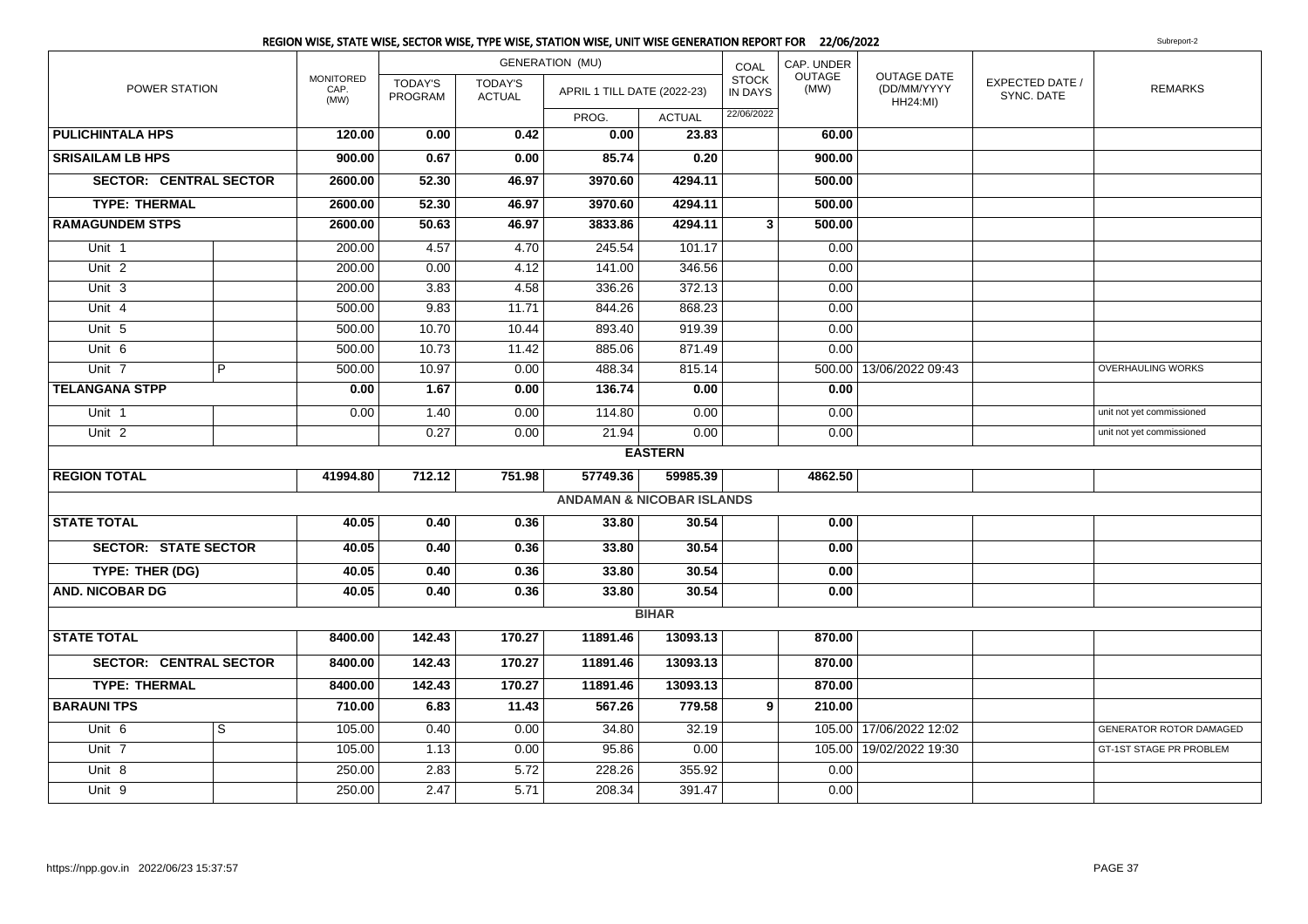## REGION WISE, STATE WISE, SECTOR WISE, TYPE WISE, STATION WISE, UNIT WISE GENERATION REPORT FOR 22/06/2022

Subreport-2

| POWER STATION | | MONITORED CAP. (MW) | GENERATION (MU) | | | | COAL STOCK IN DAYS | CAP. UNDER OUTAGE (MW) | OUTAGE DATE (DD/MM/YYYY HH24:MI) | EXPECTED DATE / SYNC. DATE | REMARKS |
|---|---|---|---|---|---|---|---|---|---|---|---|
| | | | TODAY'S PROGRAM | TODAY'S ACTUAL | APRIL 1 TILL DATE (2022-23) | | | | | | |
| | | | | | PROG. | ACTUAL | 22/06/2022 | | | | |
| **PULICHINTALA HPS** | | **120.00** | **0.00** | **0.42** | **0.00** | **23.83** | | **60.00** | | | |
| **SRISAILAM LB HPS** | | **900.00** | **0.67** | **0.00** | **85.74** | **0.20** | | **900.00** | | | |
| **SECTOR: CENTRAL SECTOR** | | **2600.00** | **52.30** | **46.97** | **3970.60** | **4294.11** | | **500.00** | | | |
| **TYPE: THERMAL** | | **2600.00** | **52.30** | **46.97** | **3970.60** | **4294.11** | | **500.00** | | | |
| **RAMAGUNDEM STPS** | | **2600.00** | **50.63** | **46.97** | **3833.86** | **4294.11** | **3** | **500.00** | | | |
| Unit 1 | | 200.00 | 4.57 | 4.70 | 245.54 | 101.17 | | 0.00 | | | |
| Unit 2 | | 200.00 | 0.00 | 4.12 | 141.00 | 346.56 | | 0.00 | | | |
| Unit 3 | | 200.00 | 3.83 | 4.58 | 336.26 | 372.13 | | 0.00 | | | |
| Unit 4 | | 500.00 | 9.83 | 11.71 | 844.26 | 868.23 | | 0.00 | | | |
| Unit 5 | | 500.00 | 10.70 | 10.44 | 893.40 | 919.39 | | 0.00 | | | |
| Unit 6 | | 500.00 | 10.73 | 11.42 | 885.06 | 871.49 | | 0.00 | | | |
| Unit 7 | P | 500.00 | 10.97 | 0.00 | 488.34 | 815.14 | | 500.00 | 13/06/2022 09:43 | | OVERHAULING WORKS |
| **TELANGANA STPP** | | **0.00** | **1.67** | **0.00** | **136.74** | **0.00** | | **0.00** | | | |
| Unit 1 | | 0.00 | 1.40 | 0.00 | 114.80 | 0.00 | | 0.00 | | | unit not yet commissioned |
| Unit 2 | | | 0.27 | 0.00 | 21.94 | 0.00 | | 0.00 | | | unit not yet commissioned |
| **EASTERN** | | | | | | | | | | | |
| **REGION TOTAL** | | **41994.80** | **712.12** | **751.98** | **57749.36** | **59985.39** | | **4862.50** | | | |
| **ANDAMAN & NICOBAR ISLANDS** | | | | | | | | | | | |
| **STATE TOTAL** | | **40.05** | **0.40** | **0.36** | **33.80** | **30.54** | | **0.00** | | | |
| **SECTOR: STATE SECTOR** | | **40.05** | **0.40** | **0.36** | **33.80** | **30.54** | | **0.00** | | | |
| **TYPE: THER (DG)** | | **40.05** | **0.40** | **0.36** | **33.80** | **30.54** | | **0.00** | | | |
| **AND. NICOBAR DG** | | **40.05** | **0.40** | **0.36** | **33.80** | **30.54** | | **0.00** | | | |
| **BIHAR** | | | | | | | | | | | |
| **STATE TOTAL** | | **8400.00** | **142.43** | **170.27** | **11891.46** | **13093.13** | | **870.00** | | | |
| **SECTOR: CENTRAL SECTOR** | | **8400.00** | **142.43** | **170.27** | **11891.46** | **13093.13** | | **870.00** | | | |
| **TYPE: THERMAL** | | **8400.00** | **142.43** | **170.27** | **11891.46** | **13093.13** | | **870.00** | | | |
| **BARAUNI TPS** | | **710.00** | **6.83** | **11.43** | **567.26** | **779.58** | **9** | **210.00** | | | |
| Unit 6 | S | 105.00 | 0.40 | 0.00 | 34.80 | 32.19 | | 105.00 | 17/06/2022 12:02 | | GENERATOR ROTOR DAMAGED |
| Unit 7 | | 105.00 | 1.13 | 0.00 | 95.86 | 0.00 | | 105.00 | 19/02/2022 19:30 | | GT-1ST STAGE PR PROBLEM |
| Unit 8 | | 250.00 | 2.83 | 5.72 | 228.26 | 355.92 | | 0.00 | | | |
| Unit 9 | | 250.00 | 2.47 | 5.71 | 208.34 | 391.47 | | 0.00 | | | |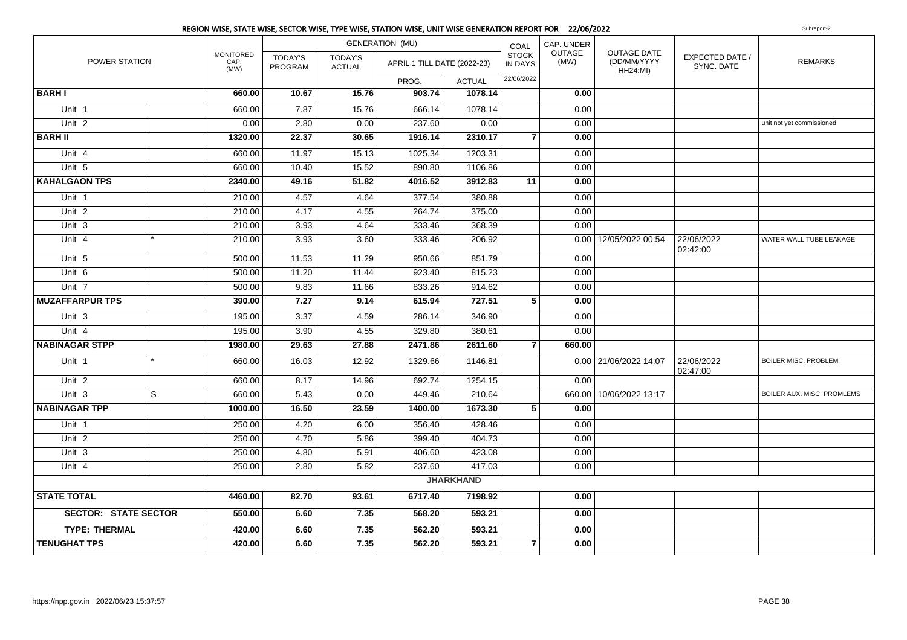## REGION WISE, STATE WISE, SECTOR WISE, TYPE WISE, STATION WISE, UNIT WISE GENERATION REPORT FOR 22/06/2022

Subreport-2

| POWER STATION | | MONITORED CAP. (MW) | GENERATION (MU) | | | | COAL STOCK IN DAYS | CAP. UNDER OUTAGE (MW) | OUTAGE DATE (DD/MM/YYYY HH24:MI) | EXPECTED DATE / SYNC. DATE | REMARKS |
|---|---|---|---|---|---|---|---|---|---|---|---|
| | | | TODAY'S PROGRAM | TODAY'S ACTUAL | APRIL 1 TILL DATE (2022-23) | | | | | | |
| | | | | | PROG. | ACTUAL | 22/06/2022 | | | | |
| **BARH I** | | **660.00** | **10.67** | **15.76** | **903.74** | **1078.14** | | **0.00** | | | |
| Unit 1 | | 660.00 | 7.87 | 15.76 | 666.14 | 1078.14 | | 0.00 | | | |
| Unit 2 | | 0.00 | 2.80 | 0.00 | 237.60 | 0.00 | | 0.00 | | | unit not yet commissioned |
| **BARH II** | | **1320.00** | **22.37** | **30.65** | **1916.14** | **2310.17** | **7** | **0.00** | | | |
| Unit 4 | | 660.00 | 11.97 | 15.13 | 1025.34 | 1203.31 | | 0.00 | | | |
| Unit 5 | | 660.00 | 10.40 | 15.52 | 890.80 | 1106.86 | | 0.00 | | | |
| **KAHALGAON TPS** | | **2340.00** | **49.16** | **51.82** | **4016.52** | **3912.83** | **11** | **0.00** | | | |
| Unit 1 | | 210.00 | 4.57 | 4.64 | 377.54 | 380.88 | | 0.00 | | | |
| Unit 2 | | 210.00 | 4.17 | 4.55 | 264.74 | 375.00 | | 0.00 | | | |
| Unit 3 | | 210.00 | 3.93 | 4.64 | 333.46 | 368.39 | | 0.00 | | | |
| Unit 4 | * | 210.00 | 3.93 | 3.60 | 333.46 | 206.92 | | 0.00 | 12/05/2022 00:54 | 22/06/2022 02:42:00 | WATER WALL TUBE LEAKAGE |
| Unit 5 | | 500.00 | 11.53 | 11.29 | 950.66 | 851.79 | | 0.00 | | | |
| Unit 6 | | 500.00 | 11.20 | 11.44 | 923.40 | 815.23 | | 0.00 | | | |
| Unit 7 | | 500.00 | 9.83 | 11.66 | 833.26 | 914.62 | | 0.00 | | | |
| **MUZAFFARPUR TPS** | | **390.00** | **7.27** | **9.14** | **615.94** | **727.51** | **5** | **0.00** | | | |
| Unit 3 | | 195.00 | 3.37 | 4.59 | 286.14 | 346.90 | | 0.00 | | | |
| Unit 4 | | 195.00 | 3.90 | 4.55 | 329.80 | 380.61 | | 0.00 | | | |
| **NABINAGAR STPP** | | **1980.00** | **29.63** | **27.88** | **2471.86** | **2611.60** | **7** | **660.00** | | | |
| Unit 1 | * | 660.00 | 16.03 | 12.92 | 1329.66 | 1146.81 | | 0.00 | 21/06/2022 14:07 | 22/06/2022 02:47:00 | BOILER MISC. PROBLEM |
| Unit 2 | | 660.00 | 8.17 | 14.96 | 692.74 | 1254.15 | | 0.00 | | | |
| Unit 3 | S | 660.00 | 5.43 | 0.00 | 449.46 | 210.64 | | 660.00 | 10/06/2022 13:17 | | BOILER AUX. MISC. PROMLEMS |
| **NABINAGAR TPP** | | **1000.00** | **16.50** | **23.59** | **1400.00** | **1673.30** | **5** | **0.00** | | | |
| Unit 1 | | 250.00 | 4.20 | 6.00 | 356.40 | 428.46 | | 0.00 | | | |
| Unit 2 | | 250.00 | 4.70 | 5.86 | 399.40 | 404.73 | | 0.00 | | | |
| Unit 3 | | 250.00 | 4.80 | 5.91 | 406.60 | 423.08 | | 0.00 | | | |
| Unit 4 | | 250.00 | 2.80 | 5.82 | 237.60 | 417.03 | | 0.00 | | | |
| **JHARKHAND** | | | | | | | | | | | |
| **STATE TOTAL** | | **4460.00** | **82.70** | **93.61** | **6717.40** | **7198.92** | | **0.00** | | | |
| **SECTOR: STATE SECTOR** | | **550.00** | **6.60** | **7.35** | **568.20** | **593.21** | | **0.00** | | | |
| **TYPE: THERMAL** | | **420.00** | **6.60** | **7.35** | **562.20** | **593.21** | | **0.00** | | | |
| **TENUGHAT TPS** | | **420.00** | **6.60** | **7.35** | **562.20** | **593.21** | **7** | **0.00** | | | |

https://npp.gov.in 2022/06/23 15:37:57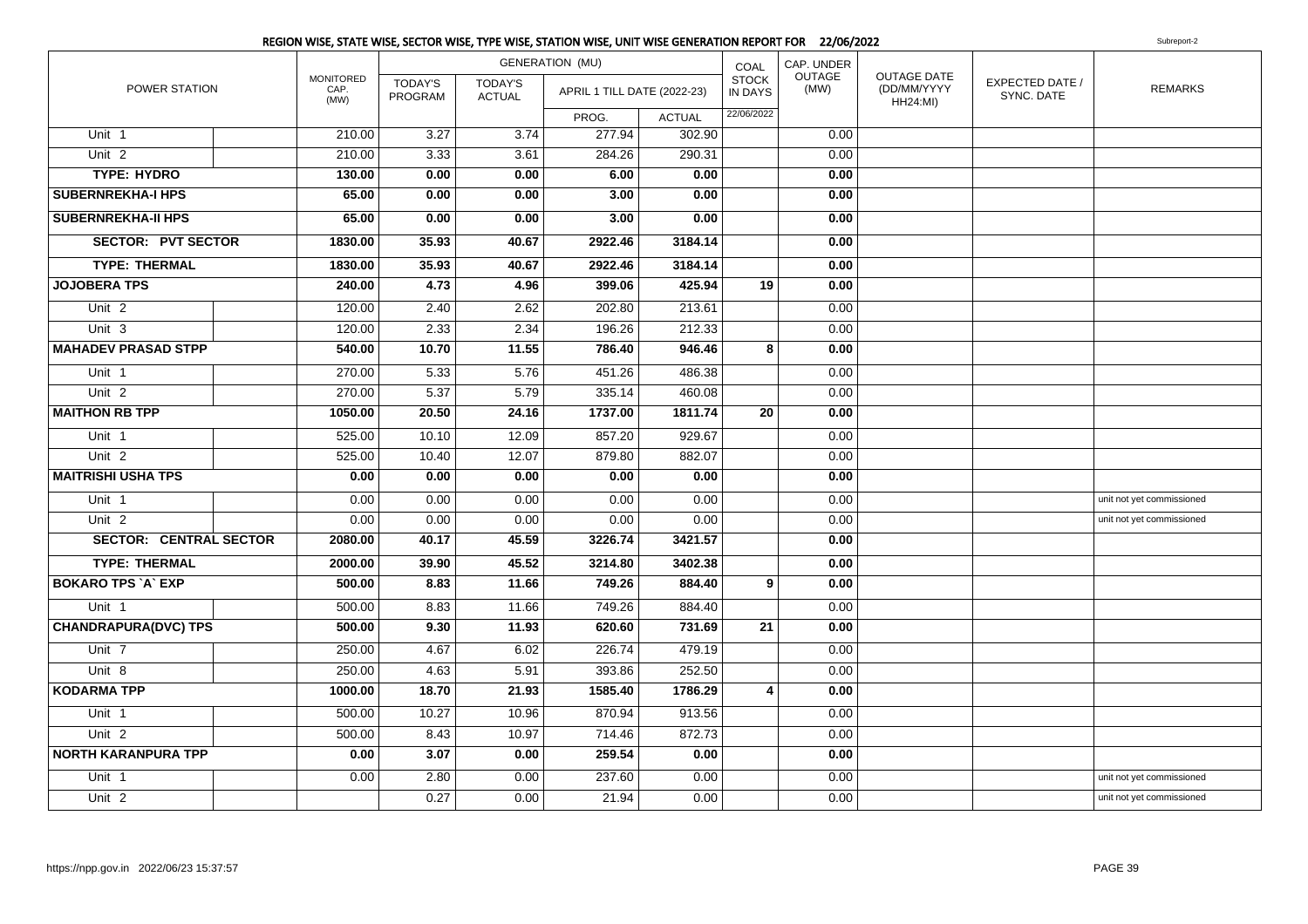## REGION WISE, STATE WISE, SECTOR WISE, TYPE WISE, STATION WISE, UNIT WISE GENERATION REPORT FOR 22/06/2022

Subreport-2

| POWER STATION | | MONITORED CAP. (MW) | GENERATION (MU) | | | | COAL STOCK IN DAYS | CAP. UNDER OUTAGE (MW) | OUTAGE DATE (DD/MM/YYYY HH24:MI) | EXPECTED DATE / SYNC. DATE | REMARKS |
|---|---|---|---|---|---|---|---|---|---|---|---|
| | | | TODAY'S PROGRAM | TODAY'S ACTUAL | APRIL 1 TILL DATE (2022-23) | | | | | | |
| | | | | | PROG. | ACTUAL | 22/06/2022 | | | | |
| Unit 1 | | 210.00 | 3.27 | 3.74 | 277.94 | 302.90 | | 0.00 | | | |
| Unit 2 | | 210.00 | 3.33 | 3.61 | 284.26 | 290.31 | | 0.00 | | | |
| **TYPE: HYDRO** | | **130.00** | **0.00** | **0.00** | **6.00** | **0.00** | | **0.00** | | | |
| **SUBERNREKHA-I HPS** | | **65.00** | **0.00** | **0.00** | **3.00** | **0.00** | | **0.00** | | | |
| **SUBERNREKHA-II HPS** | | **65.00** | **0.00** | **0.00** | **3.00** | **0.00** | | **0.00** | | | |
| **SECTOR: PVT SECTOR** | | **1830.00** | **35.93** | **40.67** | **2922.46** | **3184.14** | | **0.00** | | | |
| **TYPE: THERMAL** | | **1830.00** | **35.93** | **40.67** | **2922.46** | **3184.14** | | **0.00** | | | |
| **JOJOBERA TPS** | | **240.00** | **4.73** | **4.96** | **399.06** | **425.94** | **19** | **0.00** | | | |
| Unit 2 | | 120.00 | 2.40 | 2.62 | 202.80 | 213.61 | | 0.00 | | | |
| Unit 3 | | 120.00 | 2.33 | 2.34 | 196.26 | 212.33 | | 0.00 | | | |
| **MAHADEV PRASAD STPP** | | **540.00** | **10.70** | **11.55** | **786.40** | **946.46** | **8** | **0.00** | | | |
| Unit 1 | | 270.00 | 5.33 | 5.76 | 451.26 | 486.38 | | 0.00 | | | |
| Unit 2 | | 270.00 | 5.37 | 5.79 | 335.14 | 460.08 | | 0.00 | | | |
| **MAITHON RB TPP** | | **1050.00** | **20.50** | **24.16** | **1737.00** | **1811.74** | **20** | **0.00** | | | |
| Unit 1 | | 525.00 | 10.10 | 12.09 | 857.20 | 929.67 | | 0.00 | | | |
| Unit 2 | | 525.00 | 10.40 | 12.07 | 879.80 | 882.07 | | 0.00 | | | |
| **MAITRISHI USHA TPS** | | **0.00** | **0.00** | **0.00** | **0.00** | **0.00** | | **0.00** | | | |
| Unit 1 | | 0.00 | 0.00 | 0.00 | 0.00 | 0.00 | | 0.00 | | | unit not yet commissioned |
| Unit 2 | | 0.00 | 0.00 | 0.00 | 0.00 | 0.00 | | 0.00 | | | unit not yet commissioned |
| **SECTOR: CENTRAL SECTOR** | | **2080.00** | **40.17** | **45.59** | **3226.74** | **3421.57** | | **0.00** | | | |
| **TYPE: THERMAL** | | **2000.00** | **39.90** | **45.52** | **3214.80** | **3402.38** | | **0.00** | | | |
| **BOKARO TPS `A` EXP** | | **500.00** | **8.83** | **11.66** | **749.26** | **884.40** | **9** | **0.00** | | | |
| Unit 1 | | 500.00 | 8.83 | 11.66 | 749.26 | 884.40 | | 0.00 | | | |
| **CHANDRAPURA(DVC) TPS** | | **500.00** | **9.30** | **11.93** | **620.60** | **731.69** | **21** | **0.00** | | | |
| Unit 7 | | 250.00 | 4.67 | 6.02 | 226.74 | 479.19 | | 0.00 | | | |
| Unit 8 | | 250.00 | 4.63 | 5.91 | 393.86 | 252.50 | | 0.00 | | | |
| **KODARMA TPP** | | **1000.00** | **18.70** | **21.93** | **1585.40** | **1786.29** | **4** | **0.00** | | | |
| Unit 1 | | 500.00 | 10.27 | 10.96 | 870.94 | 913.56 | | 0.00 | | | |
| Unit 2 | | 500.00 | 8.43 | 10.97 | 714.46 | 872.73 | | 0.00 | | | |
| **NORTH KARANPURA TPP** | | **0.00** | **3.07** | **0.00** | **259.54** | **0.00** | | **0.00** | | | |
| Unit 1 | | 0.00 | 2.80 | 0.00 | 237.60 | 0.00 | | 0.00 | | | unit not yet commissioned |
| Unit 2 | | | 0.27 | 0.00 | 21.94 | 0.00 | | 0.00 | | | unit not yet commissioned |

https://npp.gov.in 2022/06/23 15:37:57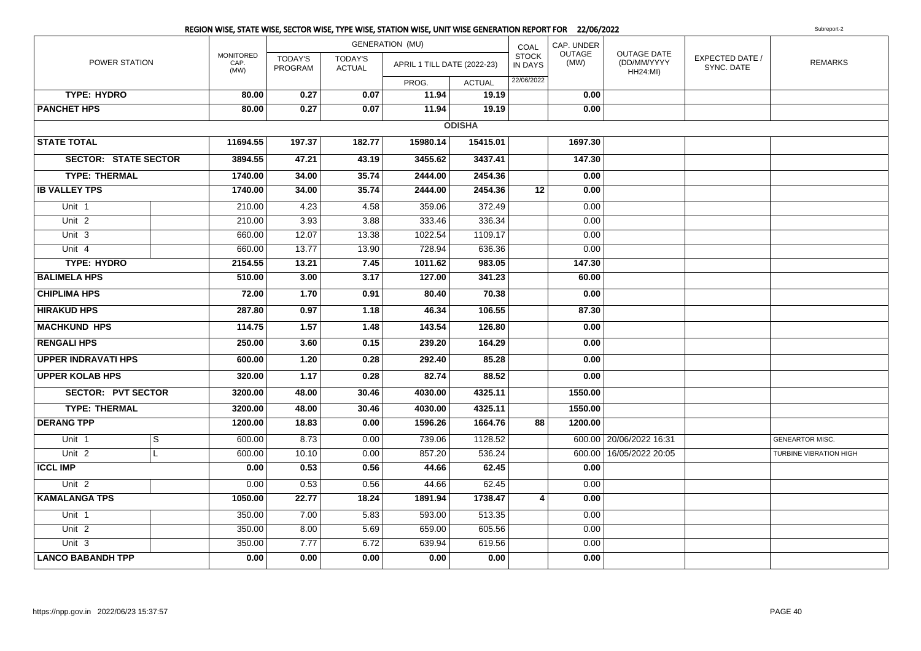## REGION WISE, STATE WISE, SECTOR WISE, TYPE WISE, STATION WISE, UNIT WISE GENERATION REPORT FOR 22/06/2022

Subreport-2

| POWER STATION | | MONITORED CAP. (MW) | GENERATION (MU) | | | | COAL STOCK IN DAYS | CAP. UNDER OUTAGE (MW) | OUTAGE DATE (DD/MM/YYYY HH24:MI) | EXPECTED DATE / SYNC. DATE | REMARKS |
|---|---|---|---|---|---|---|---|---|---|---|---|
| | | | TODAY'S PROGRAM | TODAY'S ACTUAL | APRIL 1 TILL DATE (2022-23) | | | | | | |
| | | | | | PROG. | ACTUAL | 22/06/2022 | | | | |
| **TYPE: HYDRO** | | **80.00** | **0.27** | **0.07** | **11.94** | **19.19** | | **0.00** | | | |
| **PANCHET HPS** | | **80.00** | **0.27** | **0.07** | **11.94** | **19.19** | | **0.00** | | | |
| | | | | | | **ODISHA** | | | | | |
| **STATE TOTAL** | | **11694.55** | **197.37** | **182.77** | **15980.14** | **15415.01** | | **1697.30** | | | |
| **SECTOR: STATE SECTOR** | | **3894.55** | **47.21** | **43.19** | **3455.62** | **3437.41** | | **147.30** | | | |
| **TYPE: THERMAL** | | **1740.00** | **34.00** | **35.74** | **2444.00** | **2454.36** | | **0.00** | | | |
| **IB VALLEY TPS** | | **1740.00** | **34.00** | **35.74** | **2444.00** | **2454.36** | **12** | **0.00** | | | |
| Unit 1 | | 210.00 | 4.23 | 4.58 | 359.06 | 372.49 | | 0.00 | | | |
| Unit 2 | | 210.00 | 3.93 | 3.88 | 333.46 | 336.34 | | 0.00 | | | |
| Unit 3 | | 660.00 | 12.07 | 13.38 | 1022.54 | 1109.17 | | 0.00 | | | |
| Unit 4 | | 660.00 | 13.77 | 13.90 | 728.94 | 636.36 | | 0.00 | | | |
| **TYPE: HYDRO** | | **2154.55** | **13.21** | **7.45** | **1011.62** | **983.05** | | **147.30** | | | |
| **BALIMELA HPS** | | **510.00** | **3.00** | **3.17** | **127.00** | **341.23** | | **60.00** | | | |
| **CHIPLIMA HPS** | | **72.00** | **1.70** | **0.91** | **80.40** | **70.38** | | **0.00** | | | |
| **HIRAKUD HPS** | | **287.80** | **0.97** | **1.18** | **46.34** | **106.55** | | **87.30** | | | |
| **MACHKUND HPS** | | **114.75** | **1.57** | **1.48** | **143.54** | **126.80** | | **0.00** | | | |
| **RENGALI HPS** | | **250.00** | **3.60** | **0.15** | **239.20** | **164.29** | | **0.00** | | | |
| **UPPER INDRAVATI HPS** | | **600.00** | **1.20** | **0.28** | **292.40** | **85.28** | | **0.00** | | | |
| **UPPER KOLAB HPS** | | **320.00** | **1.17** | **0.28** | **82.74** | **88.52** | | **0.00** | | | |
| **SECTOR: PVT SECTOR** | | **3200.00** | **48.00** | **30.46** | **4030.00** | **4325.11** | | **1550.00** | | | |
| **TYPE: THERMAL** | | **3200.00** | **48.00** | **30.46** | **4030.00** | **4325.11** | | **1550.00** | | | |
| **DERANG TPP** | | **1200.00** | **18.83** | **0.00** | **1596.26** | **1664.76** | **88** | **1200.00** | | | |
| Unit 1 | S | 600.00 | 8.73 | 0.00 | 739.06 | 1128.52 | | 600.00 | 20/06/2022 16:31 | | GENEARTOR MISC. |
| Unit 2 | L | 600.00 | 10.10 | 0.00 | 857.20 | 536.24 | | 600.00 | 16/05/2022 20:05 | | TURBINE VIBRATION HIGH |
| **ICCL IMP** | | **0.00** | **0.53** | **0.56** | **44.66** | **62.45** | | **0.00** | | | |
| Unit 2 | | 0.00 | 0.53 | 0.56 | 44.66 | 62.45 | | 0.00 | | | |
| **KAMALANGA TPS** | | **1050.00** | **22.77** | **18.24** | **1891.94** | **1738.47** | **4** | **0.00** | | | |
| Unit 1 | | 350.00 | 7.00 | 5.83 | 593.00 | 513.35 | | 0.00 | | | |
| Unit 2 | | 350.00 | 8.00 | 5.69 | 659.00 | 605.56 | | 0.00 | | | |
| Unit 3 | | 350.00 | 7.77 | 6.72 | 639.94 | 619.56 | | 0.00 | | | |
| **LANCO BABANDH TPP** | | **0.00** | **0.00** | **0.00** | **0.00** | **0.00** | | **0.00** | | | |

https://npp.gov.in 2022/06/23 15:37:57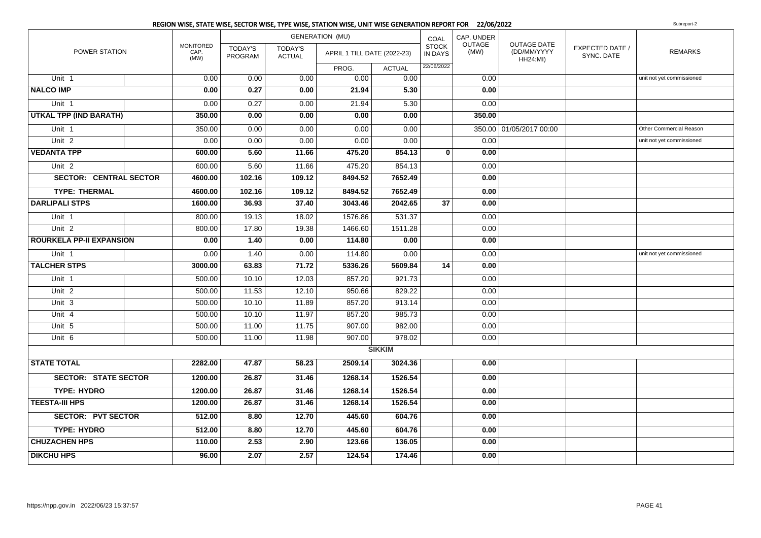## REGION WISE, STATE WISE, SECTOR WISE, TYPE WISE, STATION WISE, UNIT WISE GENERATION REPORT FOR 22/06/2022

Subreport-2

| POWER STATION | | MONITORED CAP. (MW) | GENERATION (MU) | | | | COAL STOCK IN DAYS | CAP. UNDER OUTAGE (MW) | OUTAGE DATE (DD/MM/YYYY HH24:MI) | EXPECTED DATE / SYNC. DATE | REMARKS |
|---|---|---|---|---|---|---|---|---|---|---|---|
| | | | TODAY'S PROGRAM | TODAY'S ACTUAL | APRIL 1 TILL DATE (2022-23) | | | | | | |
| | | | | | PROG. | ACTUAL | 22/06/2022 | | | | |
| Unit 1 | | 0.00 | 0.00 | 0.00 | 0.00 | 0.00 | | 0.00 | | | unit not yet commissioned |
| **NALCO IMP** | | **0.00** | **0.27** | **0.00** | **21.94** | **5.30** | | **0.00** | | | |
| Unit 1 | | 0.00 | 0.27 | 0.00 | 21.94 | 5.30 | | 0.00 | | | |
| **UTKAL TPP (IND BARATH)** | | **350.00** | **0.00** | **0.00** | **0.00** | **0.00** | | **350.00** | | | |
| Unit 1 | | 350.00 | 0.00 | 0.00 | 0.00 | 0.00 | | 350.00 | 01/05/2017 00:00 | | Other Commercial Reason |
| Unit 2 | | 0.00 | 0.00 | 0.00 | 0.00 | 0.00 | | 0.00 | | | unit not yet commissioned |
| **VEDANTA TPP** | | **600.00** | **5.60** | **11.66** | **475.20** | **854.13** | **0** | **0.00** | | | |
| Unit 2 | | 600.00 | 5.60 | 11.66 | 475.20 | 854.13 | | 0.00 | | | |
| **SECTOR: CENTRAL SECTOR** | | **4600.00** | **102.16** | **109.12** | **8494.52** | **7652.49** | | **0.00** | | | |
| **TYPE: THERMAL** | | **4600.00** | **102.16** | **109.12** | **8494.52** | **7652.49** | | **0.00** | | | |
| **DARLIPALI STPS** | | **1600.00** | **36.93** | **37.40** | **3043.46** | **2042.65** | **37** | **0.00** | | | |
| Unit 1 | | 800.00 | 19.13 | 18.02 | 1576.86 | 531.37 | | 0.00 | | | |
| Unit 2 | | 800.00 | 17.80 | 19.38 | 1466.60 | 1511.28 | | 0.00 | | | |
| **ROURKELA PP-II EXPANSION** | | **0.00** | **1.40** | **0.00** | **114.80** | **0.00** | | **0.00** | | | |
| Unit 1 | | 0.00 | 1.40 | 0.00 | 114.80 | 0.00 | | 0.00 | | | unit not yet commissioned |
| **TALCHER STPS** | | **3000.00** | **63.83** | **71.72** | **5336.26** | **5609.84** | **14** | **0.00** | | | |
| Unit 1 | | 500.00 | 10.10 | 12.03 | 857.20 | 921.73 | | 0.00 | | | |
| Unit 2 | | 500.00 | 11.53 | 12.10 | 950.66 | 829.22 | | 0.00 | | | |
| Unit 3 | | 500.00 | 10.10 | 11.89 | 857.20 | 913.14 | | 0.00 | | | |
| Unit 4 | | 500.00 | 10.10 | 11.97 | 857.20 | 985.73 | | 0.00 | | | |
| Unit 5 | | 500.00 | 11.00 | 11.75 | 907.00 | 982.00 | | 0.00 | | | |
| Unit 6 | | 500.00 | 11.00 | 11.98 | 907.00 | 978.02 | | 0.00 | | | |
| **SIKKIM** | | | | | | | | | | | |
| **STATE TOTAL** | | **2282.00** | **47.87** | **58.23** | **2509.14** | **3024.36** | | **0.00** | | | |
| **SECTOR: STATE SECTOR** | | **1200.00** | **26.87** | **31.46** | **1268.14** | **1526.54** | | **0.00** | | | |
| **TYPE: HYDRO** | | **1200.00** | **26.87** | **31.46** | **1268.14** | **1526.54** | | **0.00** | | | |
| **TEESTA-III HPS** | | **1200.00** | **26.87** | **31.46** | **1268.14** | **1526.54** | | **0.00** | | | |
| **SECTOR: PVT SECTOR** | | **512.00** | **8.80** | **12.70** | **445.60** | **604.76** | | **0.00** | | | |
| **TYPE: HYDRO** | | **512.00** | **8.80** | **12.70** | **445.60** | **604.76** | | **0.00** | | | |
| **CHUZACHEN HPS** | | **110.00** | **2.53** | **2.90** | **123.66** | **136.05** | | **0.00** | | | |
| **DIKCHU HPS** | | **96.00** | **2.07** | **2.57** | **124.54** | **174.46** | | **0.00** | | | |

https://npp.gov.in 2022/06/23 15:37:57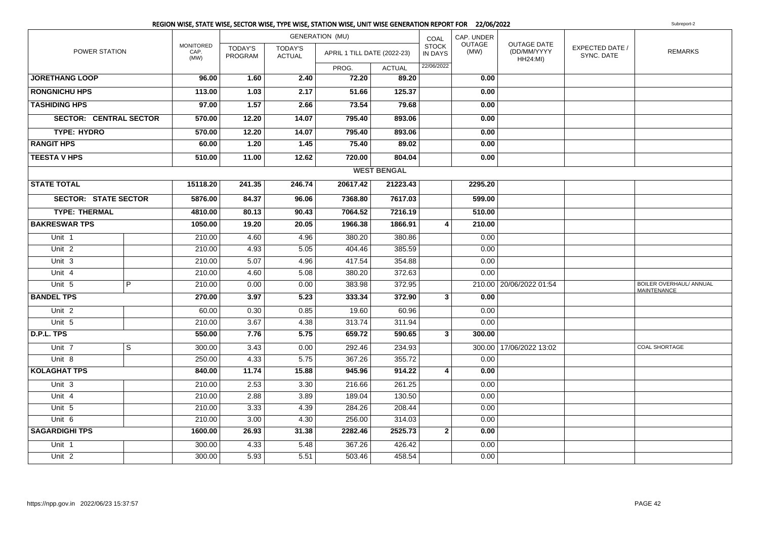## REGION WISE, STATE WISE, SECTOR WISE, TYPE WISE, STATION WISE, UNIT WISE GENERATION REPORT FOR 22/06/2022

Subreport-2

| POWER STATION | | MONITORED CAP. (MW) | GENERATION (MU) | | | | COAL STOCK IN DAYS | CAP. UNDER OUTAGE (MW) | OUTAGE DATE (DD/MM/YYYY HH24:MI) | EXPECTED DATE / SYNC. DATE | REMARKS |
|---|---|---|---|---|---|---|---|---|---|---|---|
| | | | TODAY'S PROGRAM | TODAY'S ACTUAL | APRIL 1 TILL DATE (2022-23) | | | | | | |
| | | | | | PROG. | ACTUAL | 22/06/2022 | | | | |
| **JORETHANG LOOP** | | **96.00** | **1.60** | **2.40** | **72.20** | **89.20** | | **0.00** | | | |
| **RONGNICHU HPS** | | **113.00** | **1.03** | **2.17** | **51.66** | **125.37** | | **0.00** | | | |
| **TASHIDING HPS** | | **97.00** | **1.57** | **2.66** | **73.54** | **79.68** | | **0.00** | | | |
| **SECTOR: CENTRAL SECTOR** | | **570.00** | **12.20** | **14.07** | **795.40** | **893.06** | | **0.00** | | | |
| **TYPE: HYDRO** | | **570.00** | **12.20** | **14.07** | **795.40** | **893.06** | | **0.00** | | | |
| **RANGIT HPS** | | **60.00** | **1.20** | **1.45** | **75.40** | **89.02** | | **0.00** | | | |
| **TEESTA V HPS** | | **510.00** | **11.00** | **12.62** | **720.00** | **804.04** | | **0.00** | | | |
| | | | | | | **WEST BENGAL** | | | | | |
| **STATE TOTAL** | | **15118.20** | **241.35** | **246.74** | **20617.42** | **21223.43** | | **2295.20** | | | |
| **SECTOR: STATE SECTOR** | | **5876.00** | **84.37** | **96.06** | **7368.80** | **7617.03** | | **599.00** | | | |
| **TYPE: THERMAL** | | **4810.00** | **80.13** | **90.43** | **7064.52** | **7216.19** | | **510.00** | | | |
| **BAKRESWAR TPS** | | **1050.00** | **19.20** | **20.05** | **1966.38** | **1866.91** | **4** | **210.00** | | | |
| Unit 1 | | 210.00 | 4.60 | 4.96 | 380.20 | 380.86 | | 0.00 | | | |
| Unit 2 | | 210.00 | 4.93 | 5.05 | 404.46 | 385.59 | | 0.00 | | | |
| Unit 3 | | 210.00 | 5.07 | 4.96 | 417.54 | 354.88 | | 0.00 | | | |
| Unit 4 | | 210.00 | 4.60 | 5.08 | 380.20 | 372.63 | | 0.00 | | | |
| Unit 5 | P | 210.00 | 0.00 | 0.00 | 383.98 | 372.95 | | 210.00 | 20/06/2022 01:54 | | BOILER OVERHAUL/ ANNUAL MAINTENANCE |
| **BANDEL TPS** | | **270.00** | **3.97** | **5.23** | **333.34** | **372.90** | **3** | **0.00** | | | |
| Unit 2 | | 60.00 | 0.30 | 0.85 | 19.60 | 60.96 | | 0.00 | | | |
| Unit 5 | | 210.00 | 3.67 | 4.38 | 313.74 | 311.94 | | 0.00 | | | |
| **D.P.L. TPS** | | **550.00** | **7.76** | **5.75** | **659.72** | **590.65** | **3** | **300.00** | | | |
| Unit 7 | S | 300.00 | 3.43 | 0.00 | 292.46 | 234.93 | | 300.00 | 17/06/2022 13:02 | | COAL SHORTAGE |
| Unit 8 | | 250.00 | 4.33 | 5.75 | 367.26 | 355.72 | | 0.00 | | | |
| **KOLAGHAT TPS** | | **840.00** | **11.74** | **15.88** | **945.96** | **914.22** | **4** | **0.00** | | | |
| Unit 3 | | 210.00 | 2.53 | 3.30 | 216.66 | 261.25 | | 0.00 | | | |
| Unit 4 | | 210.00 | 2.88 | 3.89 | 189.04 | 130.50 | | 0.00 | | | |
| Unit 5 | | 210.00 | 3.33 | 4.39 | 284.26 | 208.44 | | 0.00 | | | |
| Unit 6 | | 210.00 | 3.00 | 4.30 | 256.00 | 314.03 | | 0.00 | | | |
| **SAGARDIGHI TPS** | | **1600.00** | **26.93** | **31.38** | **2282.46** | **2525.73** | **2** | **0.00** | | | |
| Unit 1 | | 300.00 | 4.33 | 5.48 | 367.26 | 426.42 | | 0.00 | | | |
| Unit 2 | | 300.00 | 5.93 | 5.51 | 503.46 | 458.54 | | 0.00 | | | |

https://npp.gov.in 2022/06/23 15:37:57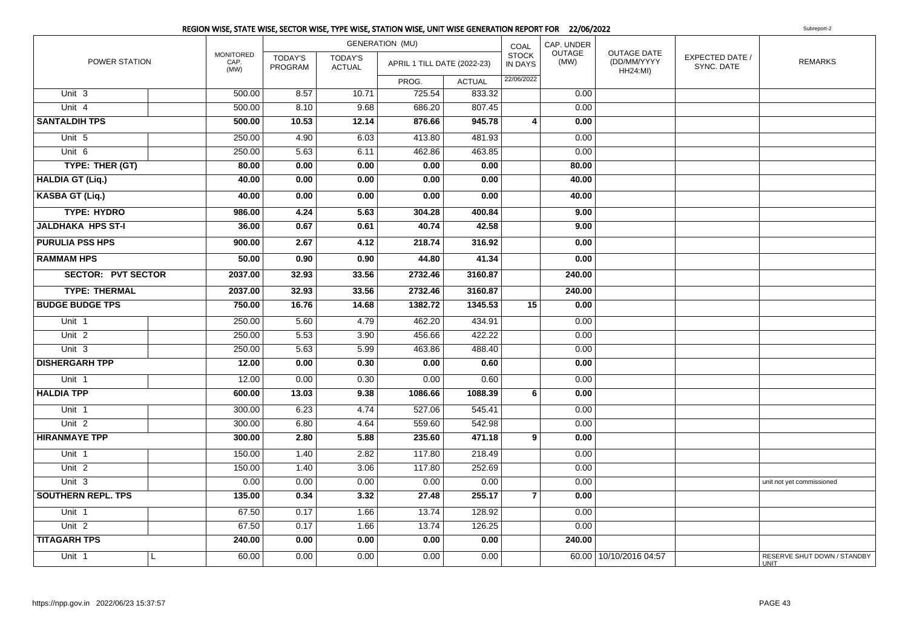# REGION WISE, STATE WISE, SECTOR WISE, TYPE WISE, STATION WISE, UNIT WISE GENERATION REPORT FOR 22/06/2022

Subreport-2

| POWER STATION | | MONITORED CAP. (MW) | GENERATION (MU) | | | | COAL STOCK IN DAYS | CAP. UNDER OUTAGE (MW) | OUTAGE DATE (DD/MM/YYYY HH24:MI) | EXPECTED DATE / SYNC. DATE | REMARKS |
|---|---|---|---|---|---|---|---|---|---|---|---|
| | | | TODAY'S PROGRAM | TODAY'S ACTUAL | APRIL 1 TILL DATE (2022-23) | | | | | | |
| | | | | | PROG. | ACTUAL | 22/06/2022 | | | | |
| Unit 3 | | 500.00 | 8.57 | 10.71 | 725.54 | 833.32 | | 0.00 | | | |
| Unit 4 | | 500.00 | 8.10 | 9.68 | 686.20 | 807.45 | | 0.00 | | | |
| **SANTALDIH TPS** | | **500.00** | **10.53** | **12.14** | **876.66** | **945.78** | **4** | **0.00** | | | |
| Unit 5 | | 250.00 | 4.90 | 6.03 | 413.80 | 481.93 | | 0.00 | | | |
| Unit 6 | | 250.00 | 5.63 | 6.11 | 462.86 | 463.85 | | 0.00 | | | |
| **TYPE: THER (GT)** | | **80.00** | **0.00** | **0.00** | **0.00** | **0.00** | | **80.00** | | | |
| **HALDIA GT (Liq.)** | | **40.00** | **0.00** | **0.00** | **0.00** | **0.00** | | **40.00** | | | |
| **KASBA GT (Liq.)** | | **40.00** | **0.00** | **0.00** | **0.00** | **0.00** | | **40.00** | | | |
| **TYPE: HYDRO** | | **986.00** | **4.24** | **5.63** | **304.28** | **400.84** | | **9.00** | | | |
| **JALDHAKA HPS ST-I** | | **36.00** | **0.67** | **0.61** | **40.74** | **42.58** | | **9.00** | | | |
| **PURULIA PSS HPS** | | **900.00** | **2.67** | **4.12** | **218.74** | **316.92** | | **0.00** | | | |
| **RAMMAM HPS** | | **50.00** | **0.90** | **0.90** | **44.80** | **41.34** | | **0.00** | | | |
| **SECTOR: PVT SECTOR** | | **2037.00** | **32.93** | **33.56** | **2732.46** | **3160.87** | | **240.00** | | | |
| **TYPE: THERMAL** | | **2037.00** | **32.93** | **33.56** | **2732.46** | **3160.87** | | **240.00** | | | |
| **BUDGE BUDGE TPS** | | **750.00** | **16.76** | **14.68** | **1382.72** | **1345.53** | **15** | **0.00** | | | |
| Unit 1 | | 250.00 | 5.60 | 4.79 | 462.20 | 434.91 | | 0.00 | | | |
| Unit 2 | | 250.00 | 5.53 | 3.90 | 456.66 | 422.22 | | 0.00 | | | |
| Unit 3 | | 250.00 | 5.63 | 5.99 | 463.86 | 488.40 | | 0.00 | | | |
| **DISHERGARH TPP** | | **12.00** | **0.00** | **0.30** | **0.00** | **0.60** | | **0.00** | | | |
| Unit 1 | | 12.00 | 0.00 | 0.30 | 0.00 | 0.60 | | 0.00 | | | |
| **HALDIA TPP** | | **600.00** | **13.03** | **9.38** | **1086.66** | **1088.39** | **6** | **0.00** | | | |
| Unit 1 | | 300.00 | 6.23 | 4.74 | 527.06 | 545.41 | | 0.00 | | | |
| Unit 2 | | 300.00 | 6.80 | 4.64 | 559.60 | 542.98 | | 0.00 | | | |
| **HIRANMAYE TPP** | | **300.00** | **2.80** | **5.88** | **235.60** | **471.18** | **9** | **0.00** | | | |
| Unit 1 | | 150.00 | 1.40 | 2.82 | 117.80 | 218.49 | | 0.00 | | | |
| Unit 2 | | 150.00 | 1.40 | 3.06 | 117.80 | 252.69 | | 0.00 | | | |
| Unit 3 | | 0.00 | 0.00 | 0.00 | 0.00 | 0.00 | | 0.00 | | | unit not yet commissioned |
| **SOUTHERN REPL. TPS** | | **135.00** | **0.34** | **3.32** | **27.48** | **255.17** | **7** | **0.00** | | | |
| Unit 1 | | 67.50 | 0.17 | 1.66 | 13.74 | 128.92 | | 0.00 | | | |
| Unit 2 | | 67.50 | 0.17 | 1.66 | 13.74 | 126.25 | | 0.00 | | | |
| **TITAGARH TPS** | | **240.00** | **0.00** | **0.00** | **0.00** | **0.00** | | **240.00** | | | |
| Unit 1 | L | 60.00 | 0.00 | 0.00 | 0.00 | 0.00 | | 60.00 | 10/10/2016 04:57 | | RESERVE SHUT DOWN / STANDBY UNIT |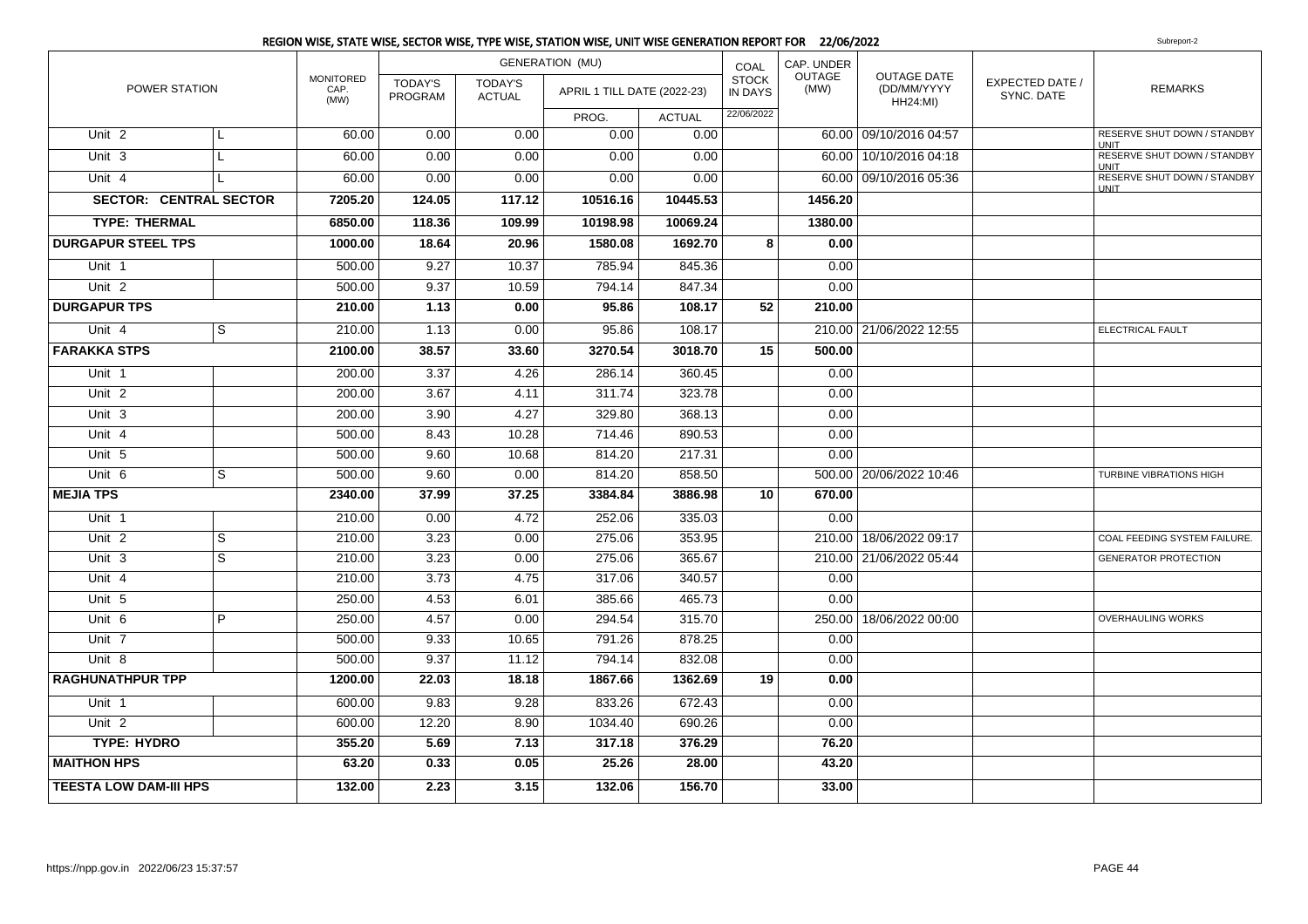## REGION WISE, STATE WISE, SECTOR WISE, TYPE WISE, STATION WISE, UNIT WISE GENERATION REPORT FOR 22/06/2022

Subreport-2

| POWER STATION | | MONITORED CAP. (MW) | GENERATION (MU) TODAY'S PROGRAM | TODAY'S ACTUAL | APRIL 1 TILL DATE (2022-23) PROG. | ACTUAL | COAL STOCK IN DAYS 22/06/2022 | CAP. UNDER OUTAGE (MW) | OUTAGE DATE (DD/MM/YYYY HH24:MI) | EXPECTED DATE / SYNC. DATE | REMARKS |
|---|---|---|---|---|---|---|---|---|---|---|---|
| Unit 2 | L | 60.00 | 0.00 | 0.00 | 0.00 | 0.00 | | 60.00 | 09/10/2016 04:57 | | RESERVE SHUT DOWN / STANDBY UNIT |
| Unit 3 | L | 60.00 | 0.00 | 0.00 | 0.00 | 0.00 | | 60.00 | 10/10/2016 04:18 | | RESERVE SHUT DOWN / STANDBY UNIT |
| Unit 4 | L | 60.00 | 0.00 | 0.00 | 0.00 | 0.00 | | 60.00 | 09/10/2016 05:36 | | RESERVE SHUT DOWN / STANDBY UNIT |
| **SECTOR: CENTRAL SECTOR** | | **7205.20** | **124.05** | **117.12** | **10516.16** | **10445.53** | | **1456.20** | | | |
| **TYPE: THERMAL** | | **6850.00** | **118.36** | **109.99** | **10198.98** | **10069.24** | | **1380.00** | | | |
| **DURGAPUR STEEL TPS** | | **1000.00** | **18.64** | **20.96** | **1580.08** | **1692.70** | **8** | **0.00** | | | |
| Unit 1 | | 500.00 | 9.27 | 10.37 | 785.94 | 845.36 | | 0.00 | | | |
| Unit 2 | | 500.00 | 9.37 | 10.59 | 794.14 | 847.34 | | 0.00 | | | |
| **DURGAPUR TPS** | | **210.00** | **1.13** | **0.00** | **95.86** | **108.17** | **52** | **210.00** | | | |
| Unit 4 | S | 210.00 | 1.13 | 0.00 | 95.86 | 108.17 | | 210.00 | 21/06/2022 12:55 | | ELECTRICAL FAULT |
| **FARAKKA STPS** | | **2100.00** | **38.57** | **33.60** | **3270.54** | **3018.70** | **15** | **500.00** | | | |
| Unit 1 | | 200.00 | 3.37 | 4.26 | 286.14 | 360.45 | | 0.00 | | | |
| Unit 2 | | 200.00 | 3.67 | 4.11 | 311.74 | 323.78 | | 0.00 | | | |
| Unit 3 | | 200.00 | 3.90 | 4.27 | 329.80 | 368.13 | | 0.00 | | | |
| Unit 4 | | 500.00 | 8.43 | 10.28 | 714.46 | 890.53 | | 0.00 | | | |
| Unit 5 | | 500.00 | 9.60 | 10.68 | 814.20 | 217.31 | | 0.00 | | | |
| Unit 6 | S | 500.00 | 9.60 | 0.00 | 814.20 | 858.50 | | 500.00 | 20/06/2022 10:46 | | TURBINE VIBRATIONS HIGH |
| **MEJIA TPS** | | **2340.00** | **37.99** | **37.25** | **3384.84** | **3886.98** | **10** | **670.00** | | | |
| Unit 1 | | 210.00 | 0.00 | 4.72 | 252.06 | 335.03 | | 0.00 | | | |
| Unit 2 | S | 210.00 | 3.23 | 0.00 | 275.06 | 353.95 | | 210.00 | 18/06/2022 09:17 | | COAL FEEDING SYSTEM FAILURE. |
| Unit 3 | S | 210.00 | 3.23 | 0.00 | 275.06 | 365.67 | | 210.00 | 21/06/2022 05:44 | | GENERATOR PROTECTION |
| Unit 4 | | 210.00 | 3.73 | 4.75 | 317.06 | 340.57 | | 0.00 | | | |
| Unit 5 | | 250.00 | 4.53 | 6.01 | 385.66 | 465.73 | | 0.00 | | | |
| Unit 6 | P | 250.00 | 4.57 | 0.00 | 294.54 | 315.70 | | 250.00 | 18/06/2022 00:00 | | OVERHAULING WORKS |
| Unit 7 | | 500.00 | 9.33 | 10.65 | 791.26 | 878.25 | | 0.00 | | | |
| Unit 8 | | 500.00 | 9.37 | 11.12 | 794.14 | 832.08 | | 0.00 | | | |
| **RAGHUNATHPUR TPP** | | **1200.00** | **22.03** | **18.18** | **1867.66** | **1362.69** | **19** | **0.00** | | | |
| Unit 1 | | 600.00 | 9.83 | 9.28 | 833.26 | 672.43 | | 0.00 | | | |
| Unit 2 | | 600.00 | 12.20 | 8.90 | 1034.40 | 690.26 | | 0.00 | | | |
| **TYPE: HYDRO** | | **355.20** | **5.69** | **7.13** | **317.18** | **376.29** | | **76.20** | | | |
| **MAITHON HPS** | | **63.20** | **0.33** | **0.05** | **25.26** | **28.00** | | **43.20** | | | |
| **TEESTA LOW DAM-III HPS** | | **132.00** | **2.23** | **3.15** | **132.06** | **156.70** | | **33.00** | | | |

https://npp.gov.in 2022/06/23 15:37:57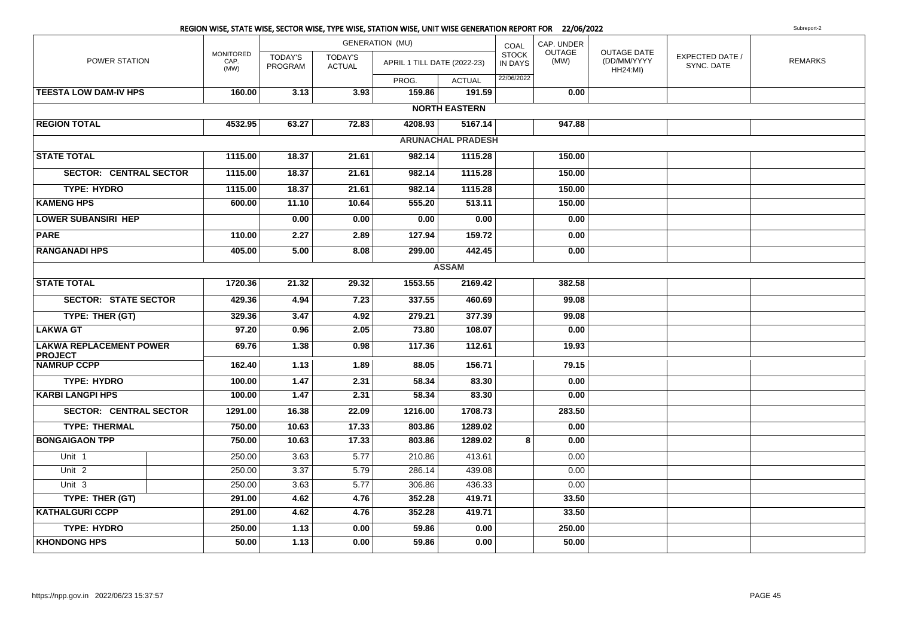## REGION WISE, STATE WISE, SECTOR WISE, TYPE WISE, STATION WISE, UNIT WISE GENERATION REPORT FOR 22/06/2022

Subreport-2

| POWER STATION | | MONITORED CAP. (MW) | GENERATION (MU) | | | | COAL STOCK IN DAYS | CAP. UNDER OUTAGE (MW) | OUTAGE DATE (DD/MM/YYYY HH24:MI) | EXPECTED DATE / SYNC. DATE | REMARKS |
|---|---|---|---|---|---|---|---|---|---|---|---|
| | | | TODAY'S PROGRAM | TODAY'S ACTUAL | APRIL 1 TILL DATE (2022-23) | | | | | | |
| | | | | | PROG. | ACTUAL | 22/06/2022 | | | | |
| **TEESTA LOW DAM-IV HPS** | | **160.00** | **3.13** | **3.93** | **159.86** | **191.59** | | **0.00** | | | |
| **NORTH EASTERN** | | | | | | | | | | | |
| **REGION TOTAL** | | **4532.95** | **63.27** | **72.83** | **4208.93** | **5167.14** | | **947.88** | | | |
| **ARUNACHAL PRADESH** | | | | | | | | | | | |
| **STATE TOTAL** | | **1115.00** | **18.37** | **21.61** | **982.14** | **1115.28** | | **150.00** | | | |
| **SECTOR: CENTRAL SECTOR** | | **1115.00** | **18.37** | **21.61** | **982.14** | **1115.28** | | **150.00** | | | |
| **TYPE: HYDRO** | | **1115.00** | **18.37** | **21.61** | **982.14** | **1115.28** | | **150.00** | | | |
| **KAMENG HPS** | | **600.00** | **11.10** | **10.64** | **555.20** | **513.11** | | **150.00** | | | |
| **LOWER SUBANSIRI HEP** | | | **0.00** | **0.00** | **0.00** | **0.00** | | **0.00** | | | |
| **PARE** | | **110.00** | **2.27** | **2.89** | **127.94** | **159.72** | | **0.00** | | | |
| **RANGANADI HPS** | | **405.00** | **5.00** | **8.08** | **299.00** | **442.45** | | **0.00** | | | |
| **ASSAM** | | | | | | | | | | | |
| **STATE TOTAL** | | **1720.36** | **21.32** | **29.32** | **1553.55** | **2169.42** | | **382.58** | | | |
| **SECTOR: STATE SECTOR** | | **429.36** | **4.94** | **7.23** | **337.55** | **460.69** | | **99.08** | | | |
| **TYPE: THER (GT)** | | **329.36** | **3.47** | **4.92** | **279.21** | **377.39** | | **99.08** | | | |
| **LAKWA GT** | | **97.20** | **0.96** | **2.05** | **73.80** | **108.07** | | **0.00** | | | |
| **LAKWA REPLACEMENT POWER PROJECT** | | **69.76** | **1.38** | **0.98** | **117.36** | **112.61** | | **19.93** | | | |
| **NAMRUP CCPP** | | **162.40** | **1.13** | **1.89** | **88.05** | **156.71** | | **79.15** | | | |
| **TYPE: HYDRO** | | **100.00** | **1.47** | **2.31** | **58.34** | **83.30** | | **0.00** | | | |
| **KARBI LANGPI HPS** | | **100.00** | **1.47** | **2.31** | **58.34** | **83.30** | | **0.00** | | | |
| **SECTOR: CENTRAL SECTOR** | | **1291.00** | **16.38** | **22.09** | **1216.00** | **1708.73** | | **283.50** | | | |
| **TYPE: THERMAL** | | **750.00** | **10.63** | **17.33** | **803.86** | **1289.02** | | **0.00** | | | |
| **BONGAIGAON TPP** | | **750.00** | **10.63** | **17.33** | **803.86** | **1289.02** | **8** | **0.00** | | | |
| Unit 1 | | 250.00 | 3.63 | 5.77 | 210.86 | 413.61 | | 0.00 | | | |
| Unit 2 | | 250.00 | 3.37 | 5.79 | 286.14 | 439.08 | | 0.00 | | | |
| Unit 3 | | 250.00 | 3.63 | 5.77 | 306.86 | 436.33 | | 0.00 | | | |
| **TYPE: THER (GT)** | | **291.00** | **4.62** | **4.76** | **352.28** | **419.71** | | **33.50** | | | |
| **KATHALGURI CCPP** | | **291.00** | **4.62** | **4.76** | **352.28** | **419.71** | | **33.50** | | | |
| **TYPE: HYDRO** | | **250.00** | **1.13** | **0.00** | **59.86** | **0.00** | | **250.00** | | | |
| **KHONDONG HPS** | | **50.00** | **1.13** | **0.00** | **59.86** | **0.00** | | **50.00** | | | |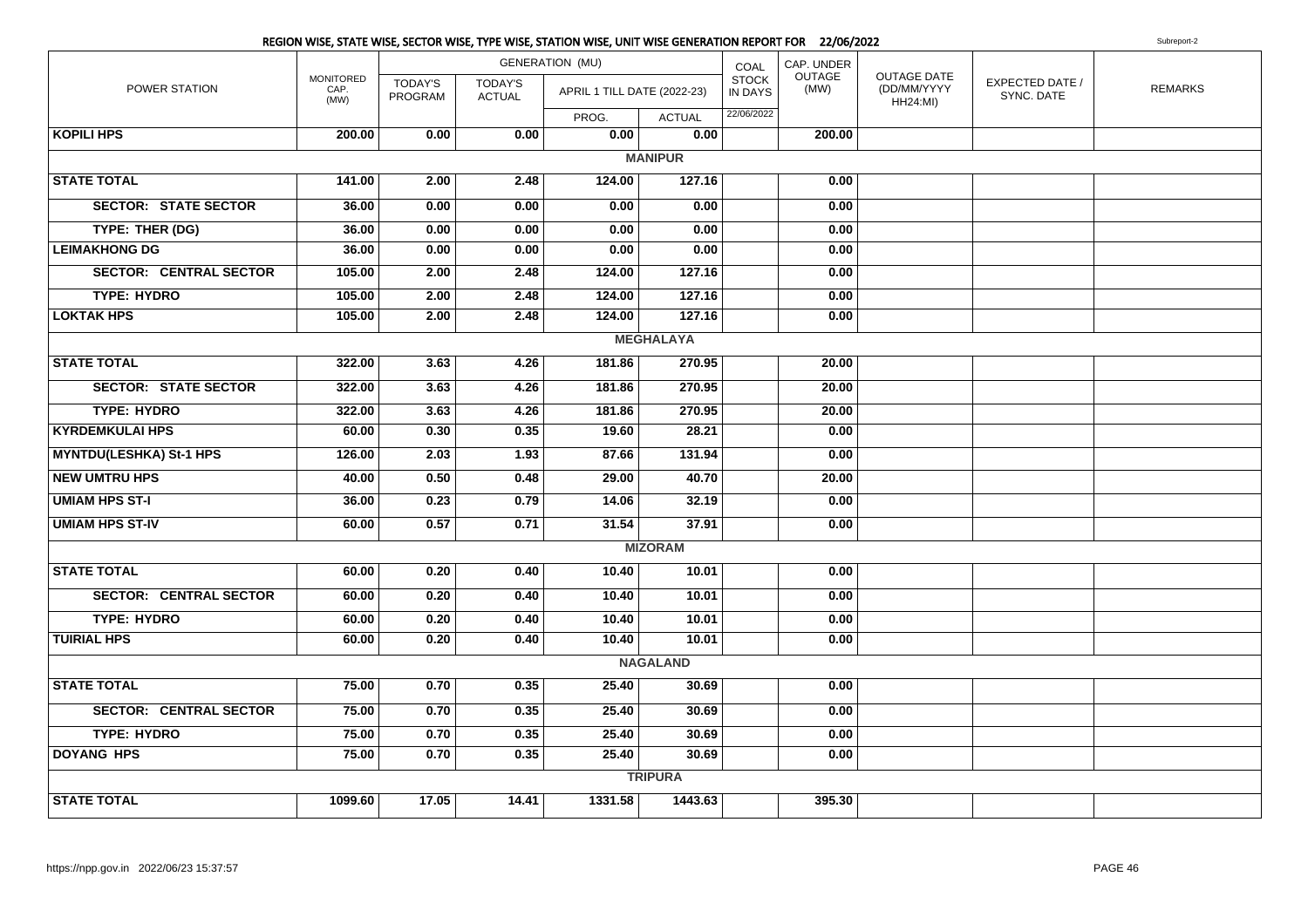## REGION WISE, STATE WISE, SECTOR WISE, TYPE WISE, STATION WISE, UNIT WISE GENERATION REPORT FOR 22/06/2022

Subreport-2

| POWER STATION | MONITORED CAP. (MW) | GENERATION (MU) | | | | COAL STOCK IN DAYS | CAP. UNDER OUTAGE (MW) | OUTAGE DATE (DD/MM/YYYY HH24:MI) | EXPECTED DATE / SYNC. DATE | REMARKS |
|---|---|---|---|---|---|---|---|---|---|---|
| | | TODAY'S PROGRAM | TODAY'S ACTUAL | APRIL 1 TILL DATE (2022-23) | | | | | | |
| | | | | PROG. | ACTUAL | 22/06/2022 | | | | |
| **KOPILI HPS** | 200.00 | 0.00 | 0.00 | 0.00 | 0.00 | | 200.00 | | | |
| **MANIPUR** | | | | | | | | | | |
| **STATE TOTAL** | 141.00 | 2.00 | 2.48 | 124.00 | 127.16 | | 0.00 | | | |
| **SECTOR: STATE SECTOR** | 36.00 | 0.00 | 0.00 | 0.00 | 0.00 | | 0.00 | | | |
| **TYPE: THER (DG)** | 36.00 | 0.00 | 0.00 | 0.00 | 0.00 | | 0.00 | | | |
| **LEIMAKHONG DG** | 36.00 | 0.00 | 0.00 | 0.00 | 0.00 | | 0.00 | | | |
| **SECTOR: CENTRAL SECTOR** | 105.00 | 2.00 | 2.48 | 124.00 | 127.16 | | 0.00 | | | |
| **TYPE: HYDRO** | 105.00 | 2.00 | 2.48 | 124.00 | 127.16 | | 0.00 | | | |
| **LOKTAK HPS** | 105.00 | 2.00 | 2.48 | 124.00 | 127.16 | | 0.00 | | | |
| **MEGHALAYA** | | | | | | | | | | |
| **STATE TOTAL** | 322.00 | 3.63 | 4.26 | 181.86 | 270.95 | | 20.00 | | | |
| **SECTOR: STATE SECTOR** | 322.00 | 3.63 | 4.26 | 181.86 | 270.95 | | 20.00 | | | |
| **TYPE: HYDRO** | 322.00 | 3.63 | 4.26 | 181.86 | 270.95 | | 20.00 | | | |
| **KYRDEMKULAI HPS** | 60.00 | 0.30 | 0.35 | 19.60 | 28.21 | | 0.00 | | | |
| **MYNTDU(LESHKA) St-1 HPS** | 126.00 | 2.03 | 1.93 | 87.66 | 131.94 | | 0.00 | | | |
| **NEW UMTRU HPS** | 40.00 | 0.50 | 0.48 | 29.00 | 40.70 | | 20.00 | | | |
| **UMIAM HPS ST-I** | 36.00 | 0.23 | 0.79 | 14.06 | 32.19 | | 0.00 | | | |
| **UMIAM HPS ST-IV** | 60.00 | 0.57 | 0.71 | 31.54 | 37.91 | | 0.00 | | | |
| **MIZORAM** | | | | | | | | | | |
| **STATE TOTAL** | 60.00 | 0.20 | 0.40 | 10.40 | 10.01 | | 0.00 | | | |
| **SECTOR: CENTRAL SECTOR** | 60.00 | 0.20 | 0.40 | 10.40 | 10.01 | | 0.00 | | | |
| **TYPE: HYDRO** | 60.00 | 0.20 | 0.40 | 10.40 | 10.01 | | 0.00 | | | |
| **TUIRIAL HPS** | 60.00 | 0.20 | 0.40 | 10.40 | 10.01 | | 0.00 | | | |
| **NAGALAND** | | | | | | | | | | |
| **STATE TOTAL** | 75.00 | 0.70 | 0.35 | 25.40 | 30.69 | | 0.00 | | | |
| **SECTOR: CENTRAL SECTOR** | 75.00 | 0.70 | 0.35 | 25.40 | 30.69 | | 0.00 | | | |
| **TYPE: HYDRO** | 75.00 | 0.70 | 0.35 | 25.40 | 30.69 | | 0.00 | | | |
| **DOYANG HPS** | 75.00 | 0.70 | 0.35 | 25.40 | 30.69 | | 0.00 | | | |
| **TRIPURA** | | | | | | | | | | |
| **STATE TOTAL** | 1099.60 | 17.05 | 14.41 | 1331.58 | 1443.63 | | 395.30 | | | |

https://npp.gov.in 2022/06/23 15:37:57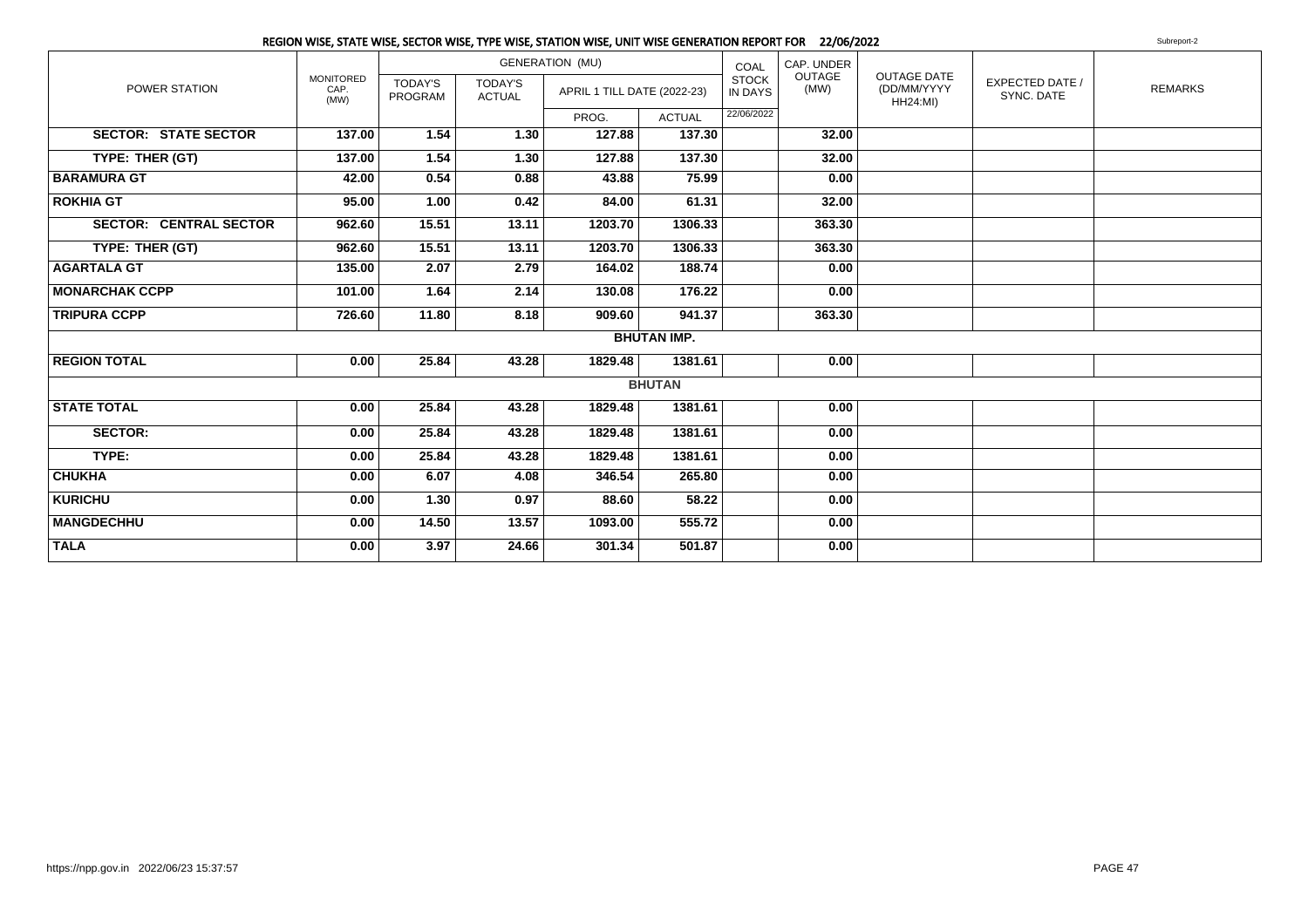## REGION WISE, STATE WISE, SECTOR WISE, TYPE WISE, STATION WISE, UNIT WISE GENERATION REPORT FOR 22/06/2022

Subreport-2

| POWER STATION | MONITORED CAP. (MW) | GENERATION (MU) | | | | COAL STOCK IN DAYS | CAP. UNDER OUTAGE (MW) | OUTAGE DATE (DD/MM/YYYY HH24:MI) | EXPECTED DATE / SYNC. DATE | REMARKS |
|---|---|---|---|---|---|---|---|---|---|---|
| | | TODAY'S PROGRAM | TODAY'S ACTUAL | APRIL 1 TILL DATE (2022-23) | | | | | | |
| | | | | PROG. | ACTUAL | 22/06/2022 | | | | |
| **SECTOR: STATE SECTOR** | 137.00 | 1.54 | 1.30 | 127.88 | 137.30 | | 32.00 | | | |
| **TYPE: THER (GT)** | 137.00 | 1.54 | 1.30 | 127.88 | 137.30 | | 32.00 | | | |
| **BARAMURA GT** | 42.00 | 0.54 | 0.88 | 43.88 | 75.99 | | 0.00 | | | |
| **ROKHIA GT** | 95.00 | 1.00 | 0.42 | 84.00 | 61.31 | | 32.00 | | | |
| **SECTOR: CENTRAL SECTOR** | 962.60 | 15.51 | 13.11 | 1203.70 | 1306.33 | | 363.30 | | | |
| **TYPE: THER (GT)** | 962.60 | 15.51 | 13.11 | 1203.70 | 1306.33 | | 363.30 | | | |
| **AGARTALA GT** | 135.00 | 2.07 | 2.79 | 164.02 | 188.74 | | 0.00 | | | |
| **MONARCHAK CCPP** | 101.00 | 1.64 | 2.14 | 130.08 | 176.22 | | 0.00 | | | |
| **TRIPURA CCPP** | 726.60 | 11.80 | 8.18 | 909.60 | 941.37 | | 363.30 | | | |
| **BHUTAN IMP.** | | | | | | | | | | |
| **REGION TOTAL** | 0.00 | 25.84 | 43.28 | 1829.48 | 1381.61 | | 0.00 | | | |
| **BHUTAN** | | | | | | | | | | |
| **STATE TOTAL** | 0.00 | 25.84 | 43.28 | 1829.48 | 1381.61 | | 0.00 | | | |
| **SECTOR:** | 0.00 | 25.84 | 43.28 | 1829.48 | 1381.61 | | 0.00 | | | |
| **TYPE:** | 0.00 | 25.84 | 43.28 | 1829.48 | 1381.61 | | 0.00 | | | |
| **CHUKHA** | 0.00 | 6.07 | 4.08 | 346.54 | 265.80 | | 0.00 | | | |
| **KURICHU** | 0.00 | 1.30 | 0.97 | 88.60 | 58.22 | | 0.00 | | | |
| **MANGDECHHU** | 0.00 | 14.50 | 13.57 | 1093.00 | 555.72 | | 0.00 | | | |
| **TALA** | 0.00 | 3.97 | 24.66 | 301.34 | 501.87 | | 0.00 | | | |

https://npp.gov.in 2022/06/23 15:37:57